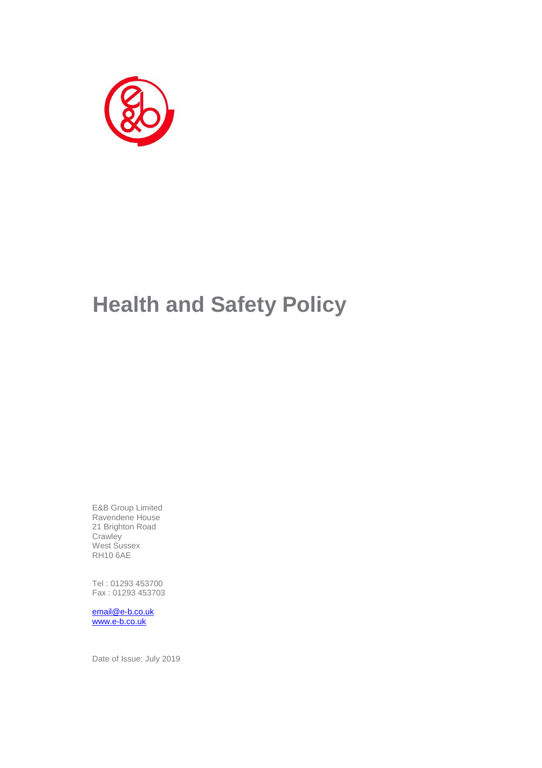# Health and Safety Policy

E&B Group Limited
Ravendene House
21 Brighton Road
Crawley
West Sussex
RH10 6AE

Tel : 01293 453700
Fax : 01293 453703

email@e-b.co.uk
www.e-b.co.uk

Date of Issue: July 2019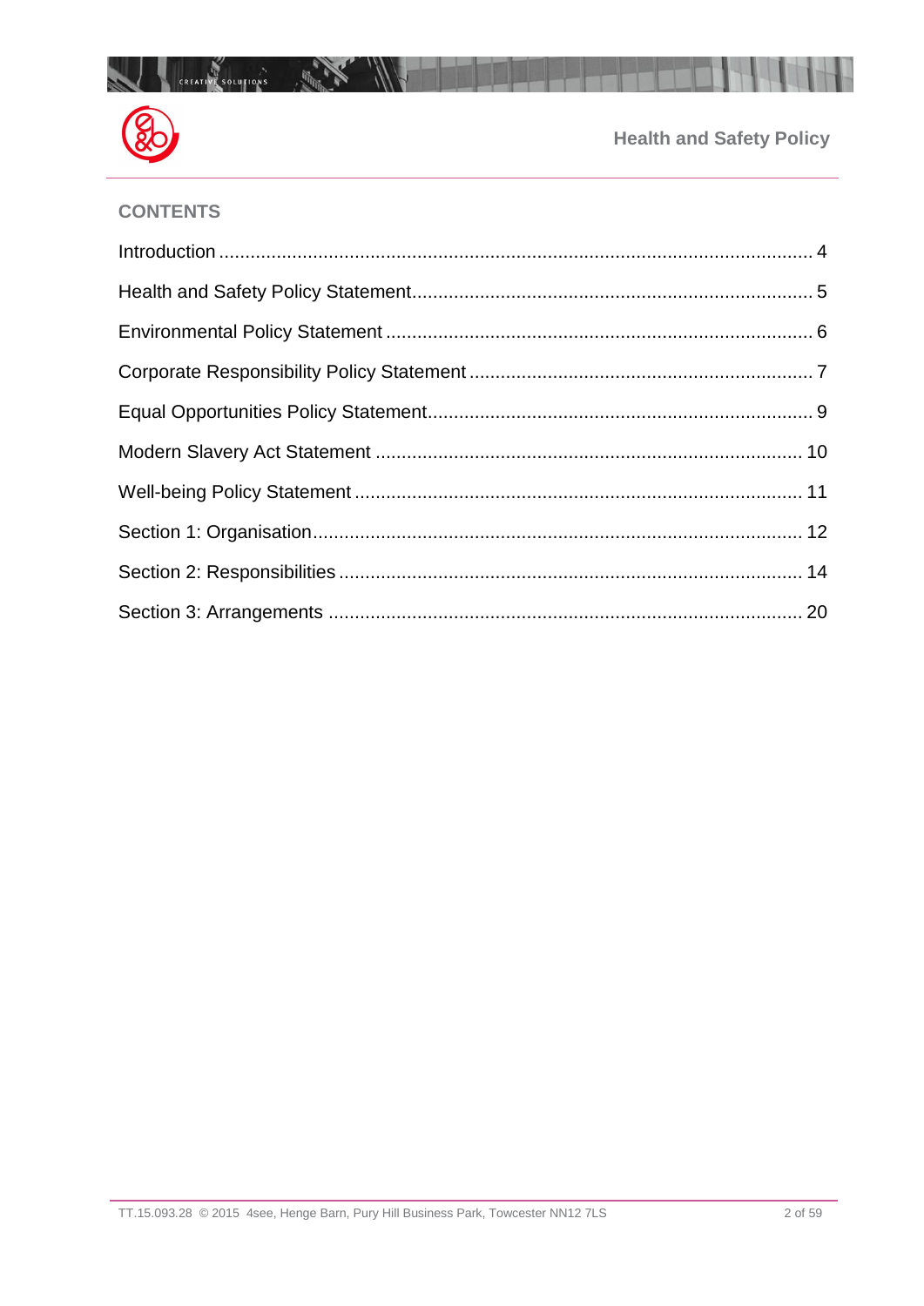## CONTENTS

| | |
|---|---|
| Introduction | 4 |
| Health and Safety Policy Statement | 5 |
| Environmental Policy Statement | 6 |
| Corporate Responsibility Policy Statement | 7 |
| Equal Opportunities Policy Statement | 9 |
| Modern Slavery Act Statement | 10 |
| Well-being Policy Statement | 11 |
| Section 1: Organisation | 12 |
| Section 2: Responsibilities | 14 |
| Section 3: Arrangements | 20 |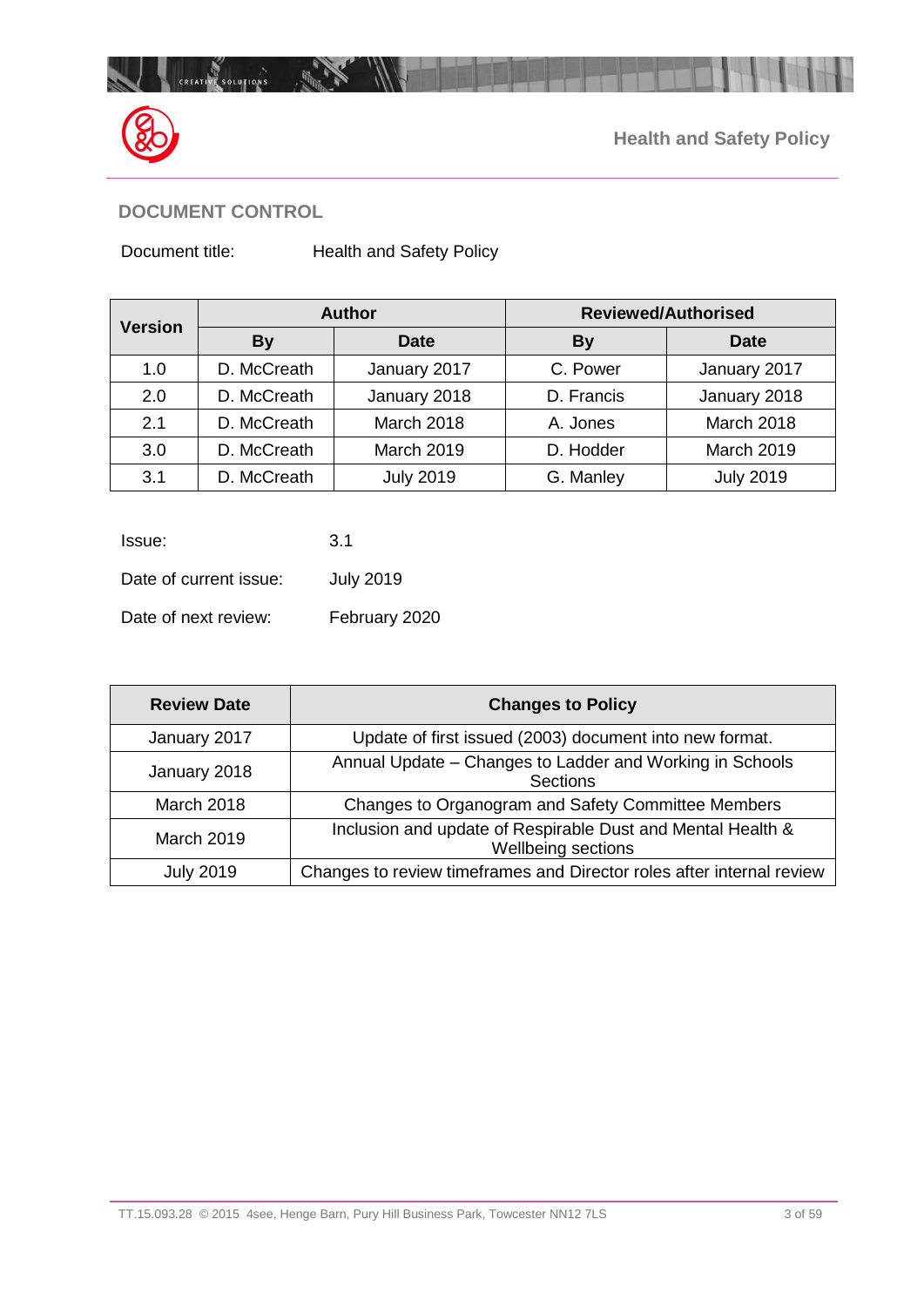## DOCUMENT CONTROL

Document title: Health and Safety Policy

| Version | Author | | Reviewed/Authorised | |
|---|---|---|---|---|
| | By | Date | By | Date |
| 1.0 | D. McCreath | January 2017 | C. Power | January 2017 |
| 2.0 | D. McCreath | January 2018 | D. Francis | January 2018 |
| 2.1 | D. McCreath | March 2018 | A. Jones | March 2018 |
| 3.0 | D. McCreath | March 2019 | D. Hodder | March 2019 |
| 3.1 | D. McCreath | July 2019 | G. Manley | July 2019 |

Issue: 3.1

Date of current issue: July 2019

Date of next review: February 2020

| Review Date | Changes to Policy |
|---|---|
| January 2017 | Update of first issued (2003) document into new format. |
| January 2018 | Annual Update – Changes to Ladder and Working in Schools Sections |
| March 2018 | Changes to Organogram and Safety Committee Members |
| March 2019 | Inclusion and update of Respirable Dust and Mental Health & Wellbeing sections |
| July 2019 | Changes to review timeframes and Director roles after internal review |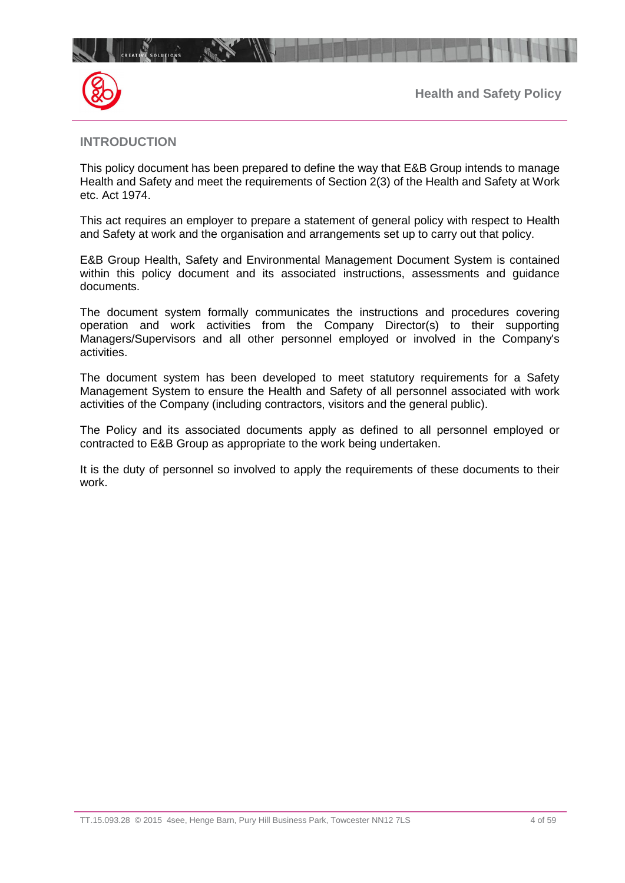## INTRODUCTION

This policy document has been prepared to define the way that E&B Group intends to manage Health and Safety and meet the requirements of Section 2(3) of the Health and Safety at Work etc. Act 1974.

This act requires an employer to prepare a statement of general policy with respect to Health and Safety at work and the organisation and arrangements set up to carry out that policy.

E&B Group Health, Safety and Environmental Management Document System is contained within this policy document and its associated instructions, assessments and guidance documents.

The document system formally communicates the instructions and procedures covering operation and work activities from the Company Director(s) to their supporting Managers/Supervisors and all other personnel employed or involved in the Company's activities.

The document system has been developed to meet statutory requirements for a Safety Management System to ensure the Health and Safety of all personnel associated with work activities of the Company (including contractors, visitors and the general public).

The Policy and its associated documents apply as defined to all personnel employed or contracted to E&B Group as appropriate to the work being undertaken.

It is the duty of personnel so involved to apply the requirements of these documents to their work.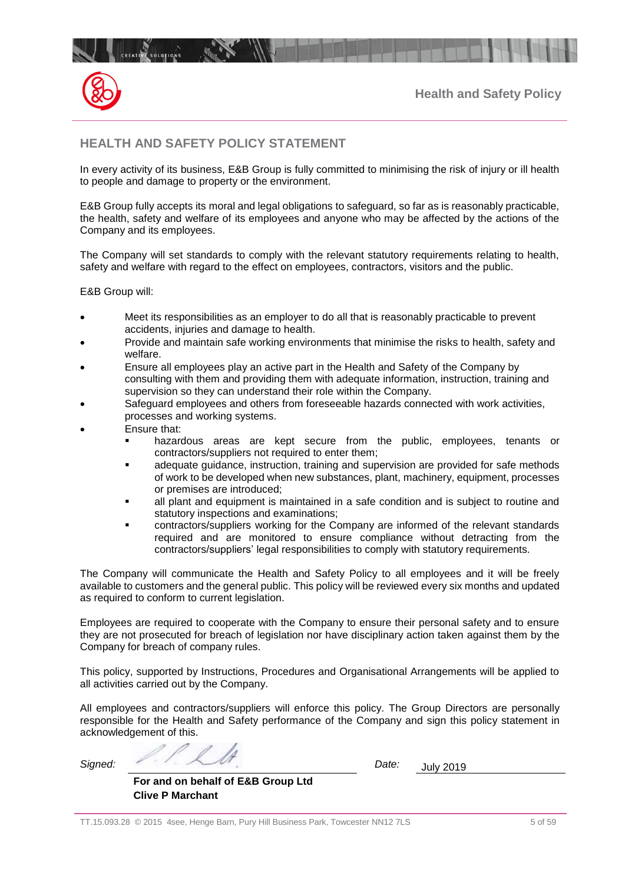## HEALTH AND SAFETY POLICY STATEMENT

In every activity of its business, E&B Group is fully committed to minimising the risk of injury or ill health to people and damage to property or the environment.

E&B Group fully accepts its moral and legal obligations to safeguard, so far as is reasonably practicable, the health, safety and welfare of its employees and anyone who may be affected by the actions of the Company and its employees.

The Company will set standards to comply with the relevant statutory requirements relating to health, safety and welfare with regard to the effect on employees, contractors, visitors and the public.

E&B Group will:

- Meet its responsibilities as an employer to do all that is reasonably practicable to prevent accidents, injuries and damage to health.
- Provide and maintain safe working environments that minimise the risks to health, safety and welfare.
- Ensure all employees play an active part in the Health and Safety of the Company by consulting with them and providing them with adequate information, instruction, training and supervision so they can understand their role within the Company.
- Safeguard employees and others from foreseeable hazards connected with work activities, processes and working systems.
- Ensure that:
  - hazardous areas are kept secure from the public, employees, tenants or contractors/suppliers not required to enter them;
  - adequate guidance, instruction, training and supervision are provided for safe methods of work to be developed when new substances, plant, machinery, equipment, processes or premises are introduced;
  - all plant and equipment is maintained in a safe condition and is subject to routine and statutory inspections and examinations;
  - contractors/suppliers working for the Company are informed of the relevant standards required and are monitored to ensure compliance without detracting from the contractors/suppliers' legal responsibilities to comply with statutory requirements.

The Company will communicate the Health and Safety Policy to all employees and it will be freely available to customers and the general public. This policy will be reviewed every six months and updated as required to conform to current legislation.

Employees are required to cooperate with the Company to ensure their personal safety and to ensure they are not prosecuted for breach of legislation nor have disciplinary action taken against them by the Company for breach of company rules.

This policy, supported by Instructions, Procedures and Organisational Arrangements will be applied to all activities carried out by the Company.

All employees and contractors/suppliers will enforce this policy. The Group Directors are personally responsible for the Health and Safety performance of the Company and sign this policy statement in acknowledgement of this.

*Signed:* ______________________ *Date:* July 2019

**For and on behalf of E&B Group Ltd**
**Clive P Marchant**

TT.15.093.28 © 2015 4see, Henge Barn, Pury Hill Business Park, Towcester NN12 7LS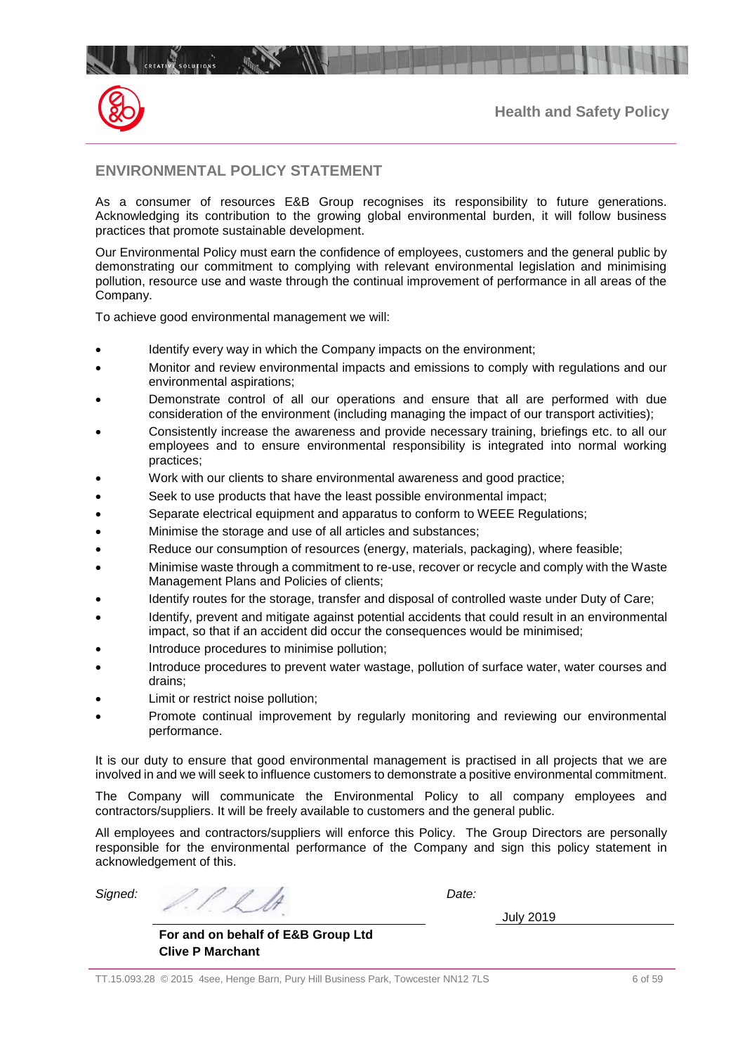## ENVIRONMENTAL POLICY STATEMENT

As a consumer of resources E&B Group recognises its responsibility to future generations. Acknowledging its contribution to the growing global environmental burden, it will follow business practices that promote sustainable development.

Our Environmental Policy must earn the confidence of employees, customers and the general public by demonstrating our commitment to complying with relevant environmental legislation and minimising pollution, resource use and waste through the continual improvement of performance in all areas of the Company.

To achieve good environmental management we will:

- Identify every way in which the Company impacts on the environment;
- Monitor and review environmental impacts and emissions to comply with regulations and our environmental aspirations;
- Demonstrate control of all our operations and ensure that all are performed with due consideration of the environment (including managing the impact of our transport activities);
- Consistently increase the awareness and provide necessary training, briefings etc. to all our employees and to ensure environmental responsibility is integrated into normal working practices;
- Work with our clients to share environmental awareness and good practice;
- Seek to use products that have the least possible environmental impact;
- Separate electrical equipment and apparatus to conform to WEEE Regulations;
- Minimise the storage and use of all articles and substances;
- Reduce our consumption of resources (energy, materials, packaging), where feasible;
- Minimise waste through a commitment to re-use, recover or recycle and comply with the Waste Management Plans and Policies of clients;
- Identify routes for the storage, transfer and disposal of controlled waste under Duty of Care;
- Identify, prevent and mitigate against potential accidents that could result in an environmental impact, so that if an accident did occur the consequences would be minimised;
- Introduce procedures to minimise pollution;
- Introduce procedures to prevent water wastage, pollution of surface water, water courses and drains;
- Limit or restrict noise pollution;
- Promote continual improvement by regularly monitoring and reviewing our environmental performance.

It is our duty to ensure that good environmental management is practised in all projects that we are involved in and we will seek to influence customers to demonstrate a positive environmental commitment.

The Company will communicate the Environmental Policy to all company employees and contractors/suppliers. It will be freely available to customers and the general public.

All employees and contractors/suppliers will enforce this Policy. The Group Directors are personally responsible for the environmental performance of the Company and sign this policy statement in acknowledgement of this.

*Signed:* 

**For and on behalf of E&B Group Ltd**
**Clive P Marchant**

*Date:* July 2019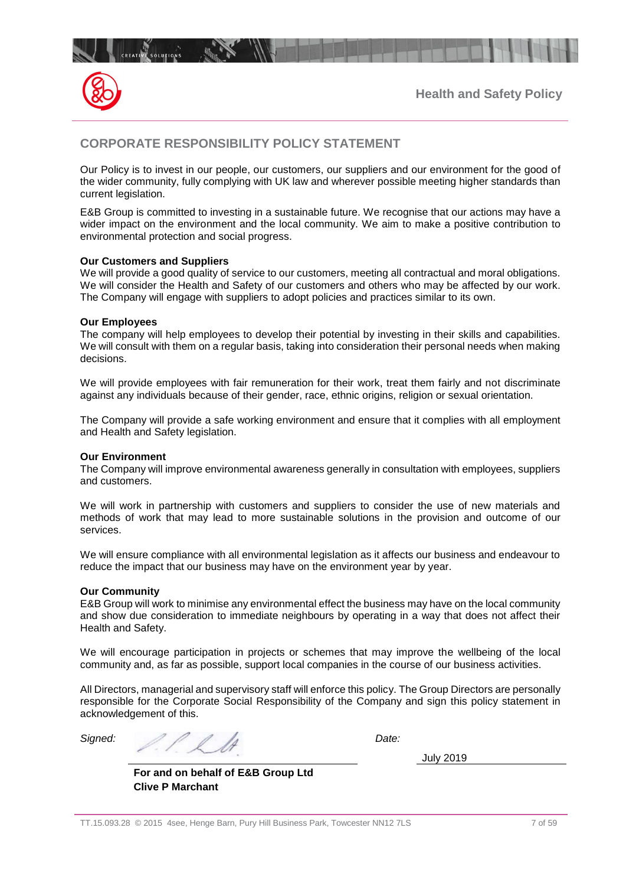## CORPORATE RESPONSIBILITY POLICY STATEMENT

Our Policy is to invest in our people, our customers, our suppliers and our environment for the good of the wider community, fully complying with UK law and wherever possible meeting higher standards than current legislation.

E&B Group is committed to investing in a sustainable future. We recognise that our actions may have a wider impact on the environment and the local community. We aim to make a positive contribution to environmental protection and social progress.

**Our Customers and Suppliers**
We will provide a good quality of service to our customers, meeting all contractual and moral obligations. We will consider the Health and Safety of our customers and others who may be affected by our work. The Company will engage with suppliers to adopt policies and practices similar to its own.

**Our Employees**
The company will help employees to develop their potential by investing in their skills and capabilities. We will consult with them on a regular basis, taking into consideration their personal needs when making decisions.

We will provide employees with fair remuneration for their work, treat them fairly and not discriminate against any individuals because of their gender, race, ethnic origins, religion or sexual orientation.

The Company will provide a safe working environment and ensure that it complies with all employment and Health and Safety legislation.

**Our Environment**
The Company will improve environmental awareness generally in consultation with employees, suppliers and customers.

We will work in partnership with customers and suppliers to consider the use of new materials and methods of work that may lead to more sustainable solutions in the provision and outcome of our services.

We will ensure compliance with all environmental legislation as it affects our business and endeavour to reduce the impact that our business may have on the environment year by year.

**Our Community**
E&B Group will work to minimise any environmental effect the business may have on the local community and show due consideration to immediate neighbours by operating in a way that does not affect their Health and Safety.

We will encourage participation in projects or schemes that may improve the wellbeing of the local community and, as far as possible, support local companies in the course of our business activities.

All Directors, managerial and supervisory staff will enforce this policy. The Group Directors are personally responsible for the Corporate Social Responsibility of the Company and sign this policy statement in acknowledgement of this.

*Signed:* ______________________ *Date:* July 2019

**For and on behalf of E&B Group Ltd**
**Clive P Marchant**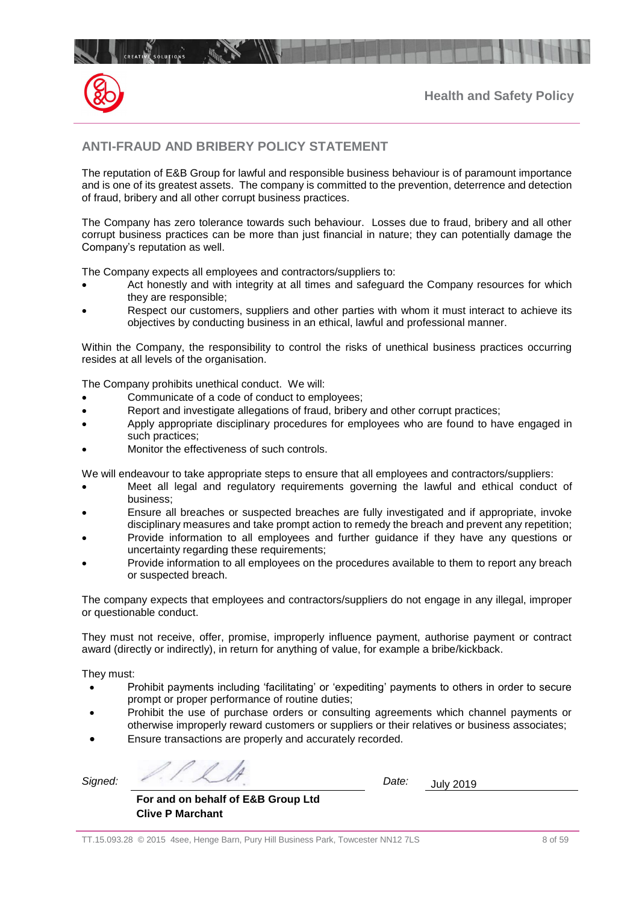## ANTI-FRAUD AND BRIBERY POLICY STATEMENT

The reputation of E&B Group for lawful and responsible business behaviour is of paramount importance and is one of its greatest assets. The company is committed to the prevention, deterrence and detection of fraud, bribery and all other corrupt business practices.

The Company has zero tolerance towards such behaviour. Losses due to fraud, bribery and all other corrupt business practices can be more than just financial in nature; they can potentially damage the Company's reputation as well.

The Company expects all employees and contractors/suppliers to:

- Act honestly and with integrity at all times and safeguard the Company resources for which they are responsible;
- Respect our customers, suppliers and other parties with whom it must interact to achieve its objectives by conducting business in an ethical, lawful and professional manner.

Within the Company, the responsibility to control the risks of unethical business practices occurring resides at all levels of the organisation.

The Company prohibits unethical conduct. We will:

- Communicate of a code of conduct to employees;
- Report and investigate allegations of fraud, bribery and other corrupt practices;
- Apply appropriate disciplinary procedures for employees who are found to have engaged in such practices;
- Monitor the effectiveness of such controls.

We will endeavour to take appropriate steps to ensure that all employees and contractors/suppliers:

- Meet all legal and regulatory requirements governing the lawful and ethical conduct of business;
- Ensure all breaches or suspected breaches are fully investigated and if appropriate, invoke disciplinary measures and take prompt action to remedy the breach and prevent any repetition;
- Provide information to all employees and further guidance if they have any questions or uncertainty regarding these requirements;
- Provide information to all employees on the procedures available to them to report any breach or suspected breach.

The company expects that employees and contractors/suppliers do not engage in any illegal, improper or questionable conduct.

They must not receive, offer, promise, improperly influence payment, authorise payment or contract award (directly or indirectly), in return for anything of value, for example a bribe/kickback.

They must:

- Prohibit payments including 'facilitating' or 'expediting' payments to others in order to secure prompt or proper performance of routine duties;
- Prohibit the use of purchase orders or consulting agreements which channel payments or otherwise improperly reward customers or suppliers or their relatives or business associates;
- Ensure transactions are properly and accurately recorded.

*Signed:* ______________________ *Date:* July 2019

**For and on behalf of E&B Group Ltd**
**Clive P Marchant**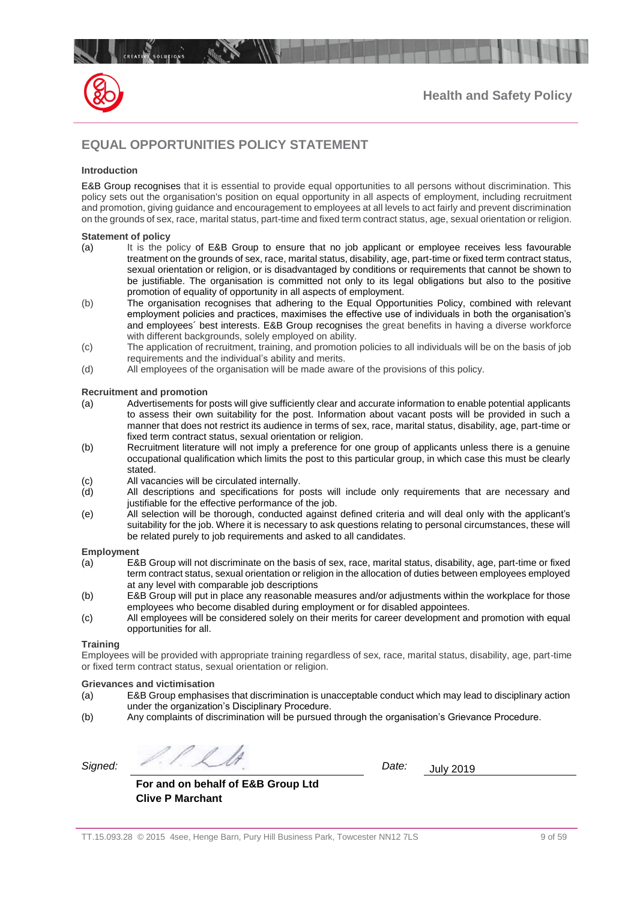# EQUAL OPPORTUNITIES POLICY STATEMENT

**Introduction**

E&B Group recognises that it is essential to provide equal opportunities to all persons without discrimination. This policy sets out the organisation's position on equal opportunity in all aspects of employment, including recruitment and promotion, giving guidance and encouragement to employees at all levels to act fairly and prevent discrimination on the grounds of sex, race, marital status, part-time and fixed term contract status, age, sexual orientation or religion.

**Statement of policy**

(a) It is the policy of E&B Group to ensure that no job applicant or employee receives less favourable treatment on the grounds of sex, race, marital status, disability, age, part-time or fixed term contract status, sexual orientation or religion, or is disadvantaged by conditions or requirements that cannot be shown to be justifiable. The organisation is committed not only to its legal obligations but also to the positive promotion of equality of opportunity in all aspects of employment.

(b) The organisation recognises that adhering to the Equal Opportunities Policy, combined with relevant employment policies and practices, maximises the effective use of individuals in both the organisation's and employees´ best interests. E&B Group recognises the great benefits in having a diverse workforce with different backgrounds, solely employed on ability.

(c) The application of recruitment, training, and promotion policies to all individuals will be on the basis of job requirements and the individual's ability and merits.

(d) All employees of the organisation will be made aware of the provisions of this policy.

**Recruitment and promotion**

(a) Advertisements for posts will give sufficiently clear and accurate information to enable potential applicants to assess their own suitability for the post. Information about vacant posts will be provided in such a manner that does not restrict its audience in terms of sex, race, marital status, disability, age, part-time or fixed term contract status, sexual orientation or religion.

(b) Recruitment literature will not imply a preference for one group of applicants unless there is a genuine occupational qualification which limits the post to this particular group, in which case this must be clearly stated.

(c) All vacancies will be circulated internally.

(d) All descriptions and specifications for posts will include only requirements that are necessary and justifiable for the effective performance of the job.

(e) All selection will be thorough, conducted against defined criteria and will deal only with the applicant's suitability for the job. Where it is necessary to ask questions relating to personal circumstances, these will be related purely to job requirements and asked to all candidates.

**Employment**

(a) E&B Group will not discriminate on the basis of sex, race, marital status, disability, age, part-time or fixed term contract status, sexual orientation or religion in the allocation of duties between employees employed at any level with comparable job descriptions

(b) E&B Group will put in place any reasonable measures and/or adjustments within the workplace for those employees who become disabled during employment or for disabled appointees.

(c) All employees will be considered solely on their merits for career development and promotion with equal opportunities for all.

**Training**

Employees will be provided with appropriate training regardless of sex, race, marital status, disability, age, part-time or fixed term contract status, sexual orientation or religion.

**Grievances and victimisation**

(a) E&B Group emphasises that discrimination is unacceptable conduct which may lead to disciplinary action under the organization's Disciplinary Procedure.

(b) Any complaints of discrimination will be pursued through the organisation's Grievance Procedure.

*Signed:* ______________________ *Date:* July 2019

**For and on behalf of E&B Group Ltd**
**Clive P Marchant**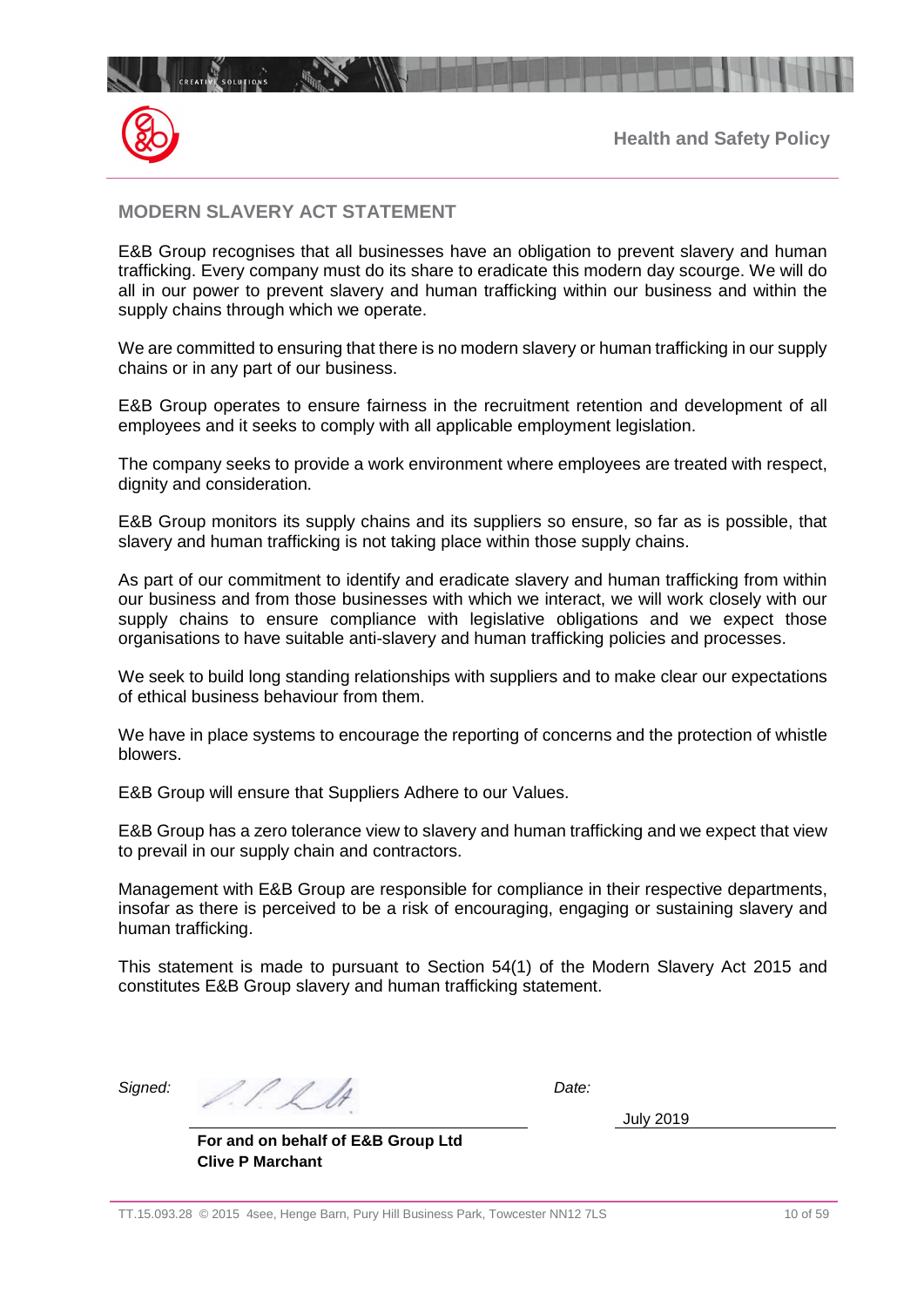## MODERN SLAVERY ACT STATEMENT

E&B Group recognises that all businesses have an obligation to prevent slavery and human trafficking. Every company must do its share to eradicate this modern day scourge. We will do all in our power to prevent slavery and human trafficking within our business and within the supply chains through which we operate.

We are committed to ensuring that there is no modern slavery or human trafficking in our supply chains or in any part of our business.

E&B Group operates to ensure fairness in the recruitment retention and development of all employees and it seeks to comply with all applicable employment legislation.

The company seeks to provide a work environment where employees are treated with respect, dignity and consideration.

E&B Group monitors its supply chains and its suppliers so ensure, so far as is possible, that slavery and human trafficking is not taking place within those supply chains.

As part of our commitment to identify and eradicate slavery and human trafficking from within our business and from those businesses with which we interact, we will work closely with our supply chains to ensure compliance with legislative obligations and we expect those organisations to have suitable anti-slavery and human trafficking policies and processes.

We seek to build long standing relationships with suppliers and to make clear our expectations of ethical business behaviour from them.

We have in place systems to encourage the reporting of concerns and the protection of whistle blowers.

E&B Group will ensure that Suppliers Adhere to our Values.

E&B Group has a zero tolerance view to slavery and human trafficking and we expect that view to prevail in our supply chain and contractors.

Management with E&B Group are responsible for compliance in their respective departments, insofar as there is perceived to be a risk of encouraging, engaging or sustaining slavery and human trafficking.

This statement is made to pursuant to Section 54(1) of the Modern Slavery Act 2015 and constitutes E&B Group slavery and human trafficking statement.

*Signed:* ______________________ *Date:* July 2019

**For and on behalf of E&B Group Ltd**
**Clive P Marchant**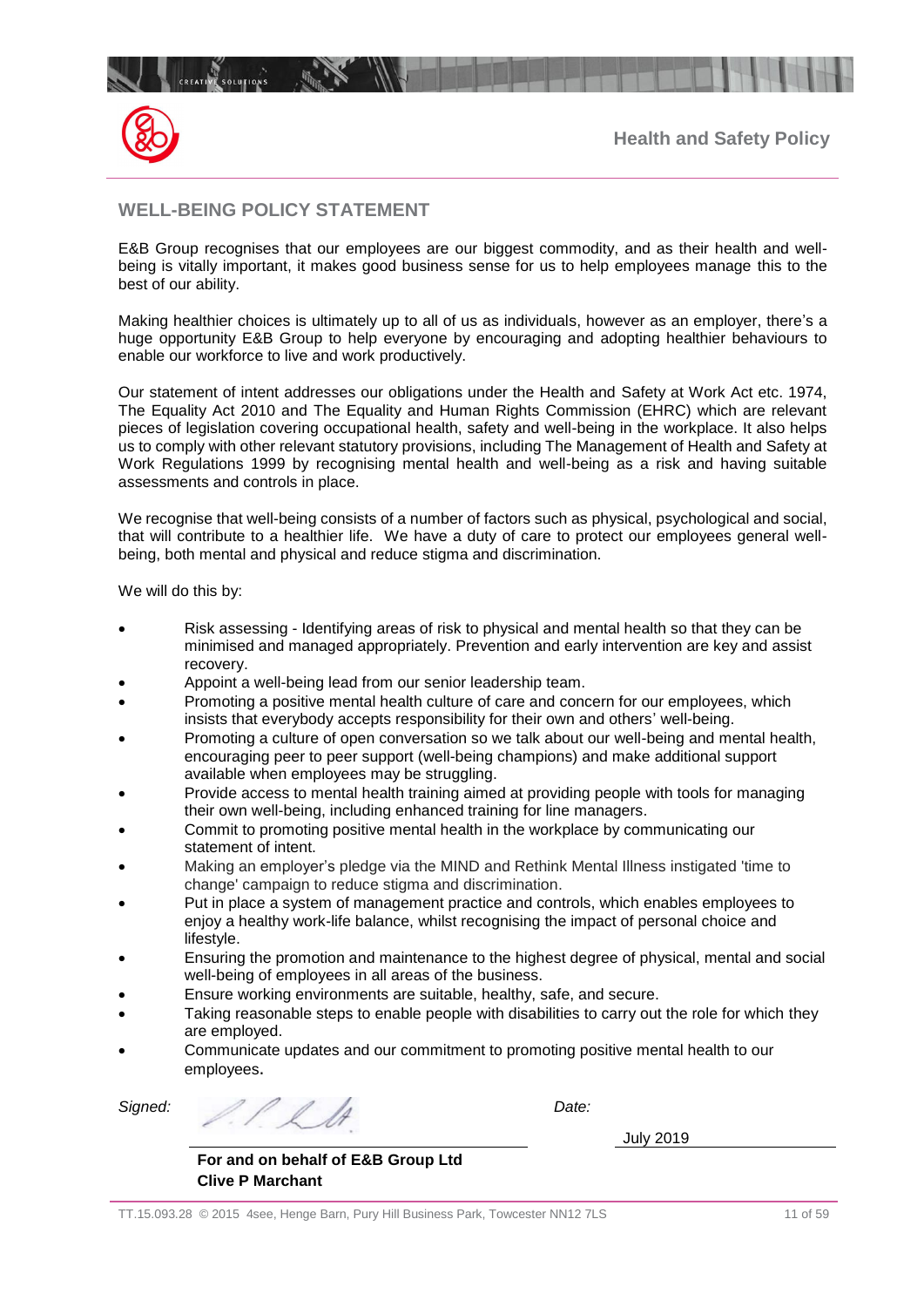## WELL-BEING POLICY STATEMENT

E&B Group recognises that our employees are our biggest commodity, and as their health and well-being is vitally important, it makes good business sense for us to help employees manage this to the best of our ability.

Making healthier choices is ultimately up to all of us as individuals, however as an employer, there's a huge opportunity E&B Group to help everyone by encouraging and adopting healthier behaviours to enable our workforce to live and work productively.

Our statement of intent addresses our obligations under the Health and Safety at Work Act etc. 1974, The Equality Act 2010 and The Equality and Human Rights Commission (EHRC) which are relevant pieces of legislation covering occupational health, safety and well-being in the workplace. It also helps us to comply with other relevant statutory provisions, including The Management of Health and Safety at Work Regulations 1999 by recognising mental health and well-being as a risk and having suitable assessments and controls in place.

We recognise that well-being consists of a number of factors such as physical, psychological and social, that will contribute to a healthier life. We have a duty of care to protect our employees general well-being, both mental and physical and reduce stigma and discrimination.

We will do this by:

- Risk assessing - Identifying areas of risk to physical and mental health so that they can be minimised and managed appropriately. Prevention and early intervention are key and assist recovery.
- Appoint a well-being lead from our senior leadership team.
- Promoting a positive mental health culture of care and concern for our employees, which insists that everybody accepts responsibility for their own and others' well-being.
- Promoting a culture of open conversation so we talk about our well-being and mental health, encouraging peer to peer support (well-being champions) and make additional support available when employees may be struggling.
- Provide access to mental health training aimed at providing people with tools for managing their own well-being, including enhanced training for line managers.
- Commit to promoting positive mental health in the workplace by communicating our statement of intent.
- Making an employer's pledge via the MIND and Rethink Mental Illness instigated 'time to change' campaign to reduce stigma and discrimination.
- Put in place a system of management practice and controls, which enables employees to enjoy a healthy work-life balance, whilst recognising the impact of personal choice and lifestyle.
- Ensuring the promotion and maintenance to the highest degree of physical, mental and social well-being of employees in all areas of the business.
- Ensure working environments are suitable, healthy, safe, and secure.
- Taking reasonable steps to enable people with disabilities to carry out the role for which they are employed.
- Communicate updates and our commitment to promoting positive mental health to our employees.

*Signed:* ______________________ *Date:* July 2019

**For and on behalf of E&B Group Ltd**
**Clive P Marchant**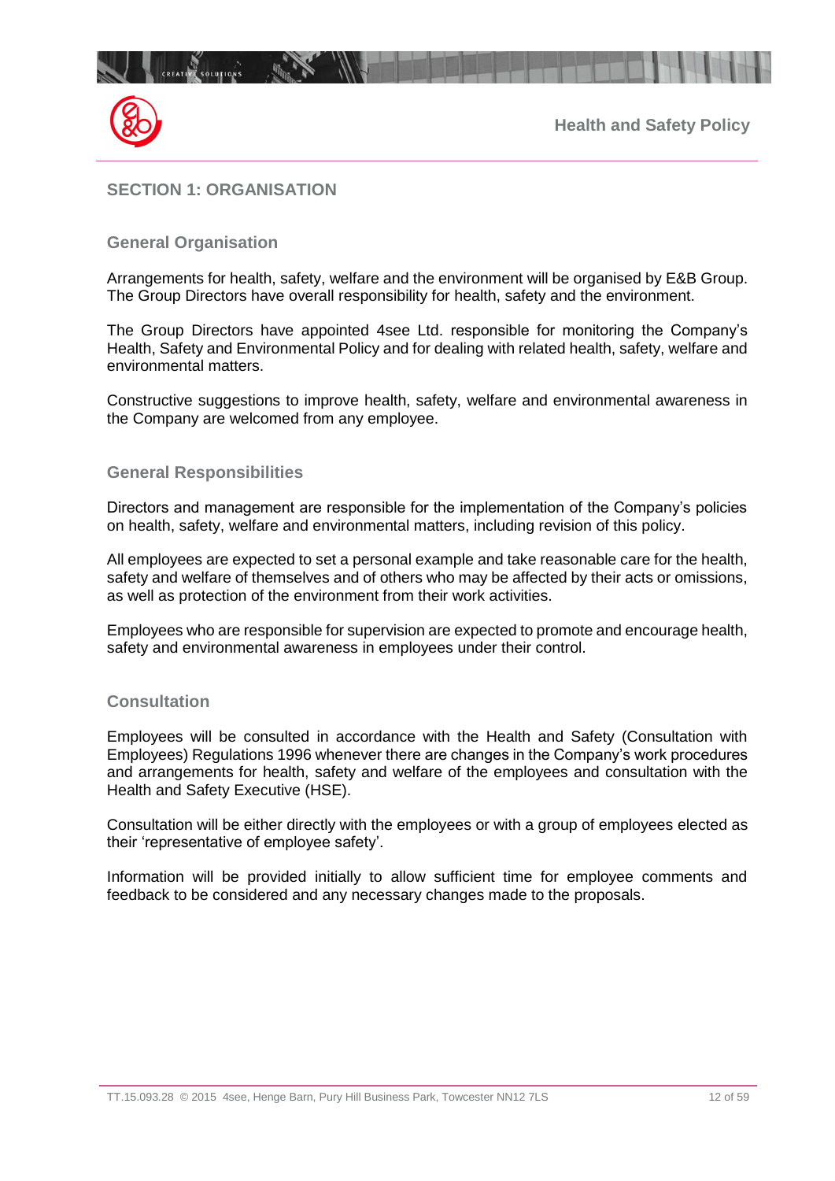## SECTION 1: ORGANISATION

### General Organisation

Arrangements for health, safety, welfare and the environment will be organised by E&B Group. The Group Directors have overall responsibility for health, safety and the environment.

The Group Directors have appointed 4see Ltd. responsible for monitoring the Company's Health, Safety and Environmental Policy and for dealing with related health, safety, welfare and environmental matters.

Constructive suggestions to improve health, safety, welfare and environmental awareness in the Company are welcomed from any employee.

### General Responsibilities

Directors and management are responsible for the implementation of the Company's policies on health, safety, welfare and environmental matters, including revision of this policy.

All employees are expected to set a personal example and take reasonable care for the health, safety and welfare of themselves and of others who may be affected by their acts or omissions, as well as protection of the environment from their work activities.

Employees who are responsible for supervision are expected to promote and encourage health, safety and environmental awareness in employees under their control.

### Consultation

Employees will be consulted in accordance with the Health and Safety (Consultation with Employees) Regulations 1996 whenever there are changes in the Company's work procedures and arrangements for health, safety and welfare of the employees and consultation with the Health and Safety Executive (HSE).

Consultation will be either directly with the employees or with a group of employees elected as their 'representative of employee safety'.

Information will be provided initially to allow sufficient time for employee comments and feedback to be considered and any necessary changes made to the proposals.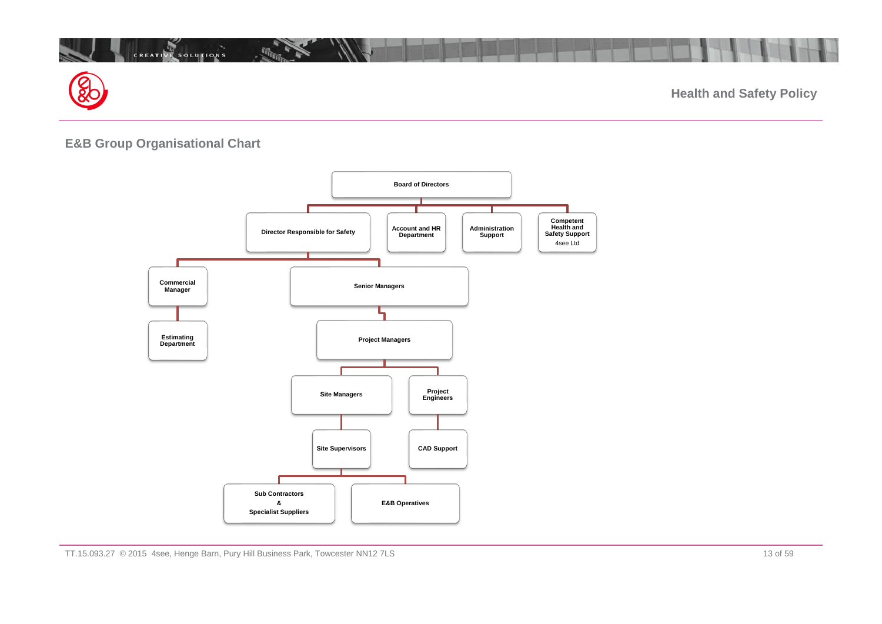## E&B Group Organisational Chart

- **Board of Directors**
  - **Director Responsible for Safety**
    - **Commercial Manager**
      - **Estimating Department**
    - **Senior Managers**
      - **Project Managers**
        - **Site Managers**
          - **Site Supervisors**
            - **Sub Contractors & Specialist Suppliers**
            - **E&B Operatives**
        - **Project Engineers**
          - **CAD Support**
  - **Account and HR Department**
  - **Administration Support**
  - **Competent Health and Safety Support** – 4see Ltd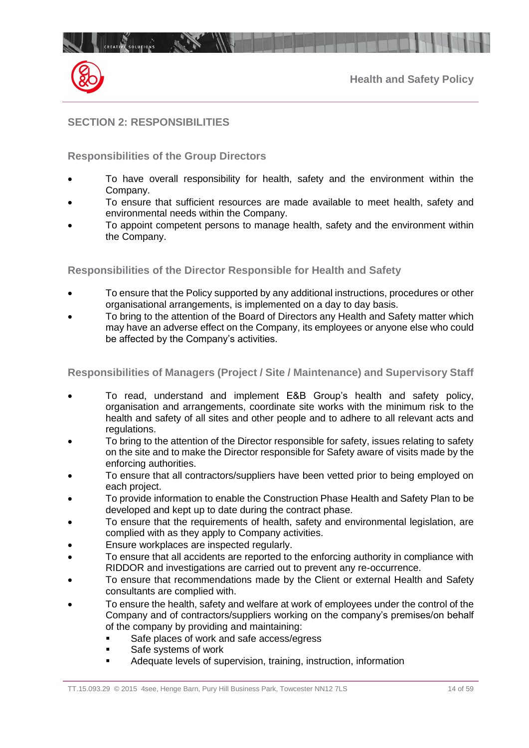## SECTION 2: RESPONSIBILITIES

### Responsibilities of the Group Directors

- To have overall responsibility for health, safety and the environment within the Company.
- To ensure that sufficient resources are made available to meet health, safety and environmental needs within the Company.
- To appoint competent persons to manage health, safety and the environment within the Company.

### Responsibilities of the Director Responsible for Health and Safety

- To ensure that the Policy supported by any additional instructions, procedures or other organisational arrangements, is implemented on a day to day basis.
- To bring to the attention of the Board of Directors any Health and Safety matter which may have an adverse effect on the Company, its employees or anyone else who could be affected by the Company's activities.

### Responsibilities of Managers (Project / Site / Maintenance) and Supervisory Staff

- To read, understand and implement E&B Group's health and safety policy, organisation and arrangements, coordinate site works with the minimum risk to the health and safety of all sites and other people and to adhere to all relevant acts and regulations.
- To bring to the attention of the Director responsible for safety, issues relating to safety on the site and to make the Director responsible for Safety aware of visits made by the enforcing authorities.
- To ensure that all contractors/suppliers have been vetted prior to being employed on each project.
- To provide information to enable the Construction Phase Health and Safety Plan to be developed and kept up to date during the contract phase.
- To ensure that the requirements of health, safety and environmental legislation, are complied with as they apply to Company activities.
- Ensure workplaces are inspected regularly.
- To ensure that all accidents are reported to the enforcing authority in compliance with RIDDOR and investigations are carried out to prevent any re-occurrence.
- To ensure that recommendations made by the Client or external Health and Safety consultants are complied with.
- To ensure the health, safety and welfare at work of employees under the control of the Company and of contractors/suppliers working on the company's premises/on behalf of the company by providing and maintaining:
  - Safe places of work and safe access/egress
  - Safe systems of work
  - Adequate levels of supervision, training, instruction, information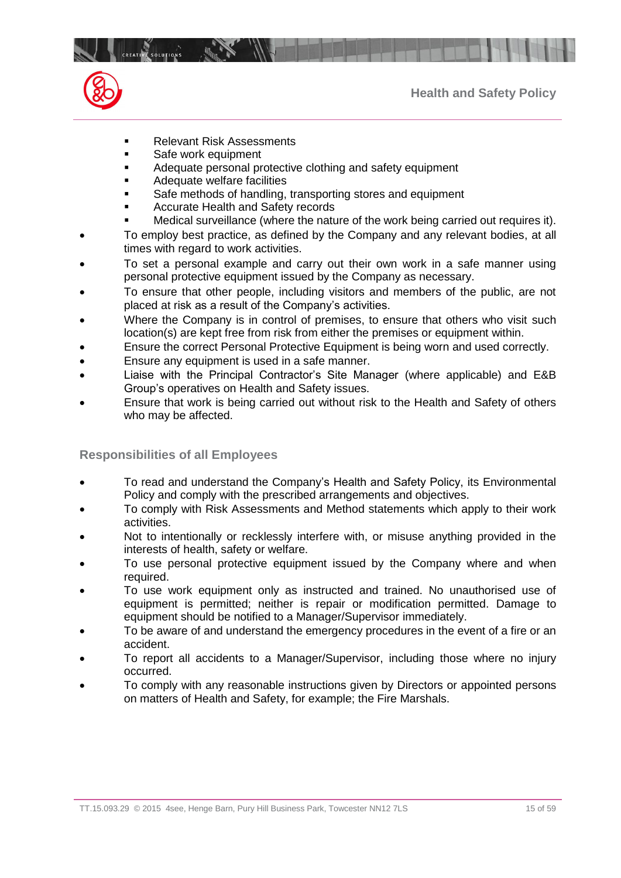- Relevant Risk Assessments
    - Safe work equipment
    - Adequate personal protective clothing and safety equipment
    - Adequate welfare facilities
    - Safe methods of handling, transporting stores and equipment
    - Accurate Health and Safety records
    - Medical surveillance (where the nature of the work being carried out requires it).
- To employ best practice, as defined by the Company and any relevant bodies, at all times with regard to work activities.
- To set a personal example and carry out their own work in a safe manner using personal protective equipment issued by the Company as necessary.
- To ensure that other people, including visitors and members of the public, are not placed at risk as a result of the Company's activities.
- Where the Company is in control of premises, to ensure that others who visit such location(s) are kept free from risk from either the premises or equipment within.
- Ensure the correct Personal Protective Equipment is being worn and used correctly.
- Ensure any equipment is used in a safe manner.
- Liaise with the Principal Contractor's Site Manager (where applicable) and E&B Group's operatives on Health and Safety issues.
- Ensure that work is being carried out without risk to the Health and Safety of others who may be affected.

### Responsibilities of all Employees

- To read and understand the Company's Health and Safety Policy, its Environmental Policy and comply with the prescribed arrangements and objectives.
- To comply with Risk Assessments and Method statements which apply to their work activities.
- Not to intentionally or recklessly interfere with, or misuse anything provided in the interests of health, safety or welfare.
- To use personal protective equipment issued by the Company where and when required.
- To use work equipment only as instructed and trained. No unauthorised use of equipment is permitted; neither is repair or modification permitted. Damage to equipment should be notified to a Manager/Supervisor immediately.
- To be aware of and understand the emergency procedures in the event of a fire or an accident.
- To report all accidents to a Manager/Supervisor, including those where no injury occurred.
- To comply with any reasonable instructions given by Directors or appointed persons on matters of Health and Safety, for example; the Fire Marshals.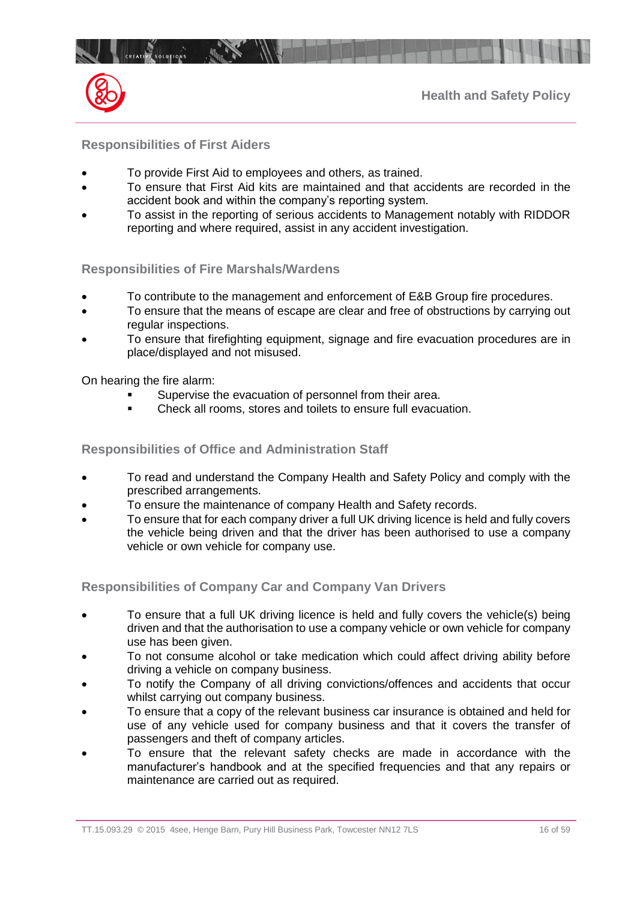### Responsibilities of First Aiders

- To provide First Aid to employees and others, as trained.
- To ensure that First Aid kits are maintained and that accidents are recorded in the accident book and within the company's reporting system.
- To assist in the reporting of serious accidents to Management notably with RIDDOR reporting and where required, assist in any accident investigation.

### Responsibilities of Fire Marshals/Wardens

- To contribute to the management and enforcement of E&B Group fire procedures.
- To ensure that the means of escape are clear and free of obstructions by carrying out regular inspections.
- To ensure that firefighting equipment, signage and fire evacuation procedures are in place/displayed and not misused.

On hearing the fire alarm:

  - Supervise the evacuation of personnel from their area.
  - Check all rooms, stores and toilets to ensure full evacuation.

### Responsibilities of Office and Administration Staff

- To read and understand the Company Health and Safety Policy and comply with the prescribed arrangements.
- To ensure the maintenance of company Health and Safety records.
- To ensure that for each company driver a full UK driving licence is held and fully covers the vehicle being driven and that the driver has been authorised to use a company vehicle or own vehicle for company use.

### Responsibilities of Company Car and Company Van Drivers

- To ensure that a full UK driving licence is held and fully covers the vehicle(s) being driven and that the authorisation to use a company vehicle or own vehicle for company use has been given.
- To not consume alcohol or take medication which could affect driving ability before driving a vehicle on company business.
- To notify the Company of all driving convictions/offences and accidents that occur whilst carrying out company business.
- To ensure that a copy of the relevant business car insurance is obtained and held for use of any vehicle used for company business and that it covers the transfer of passengers and theft of company articles.
- To ensure that the relevant safety checks are made in accordance with the manufacturer's handbook and at the specified frequencies and that any repairs or maintenance are carried out as required.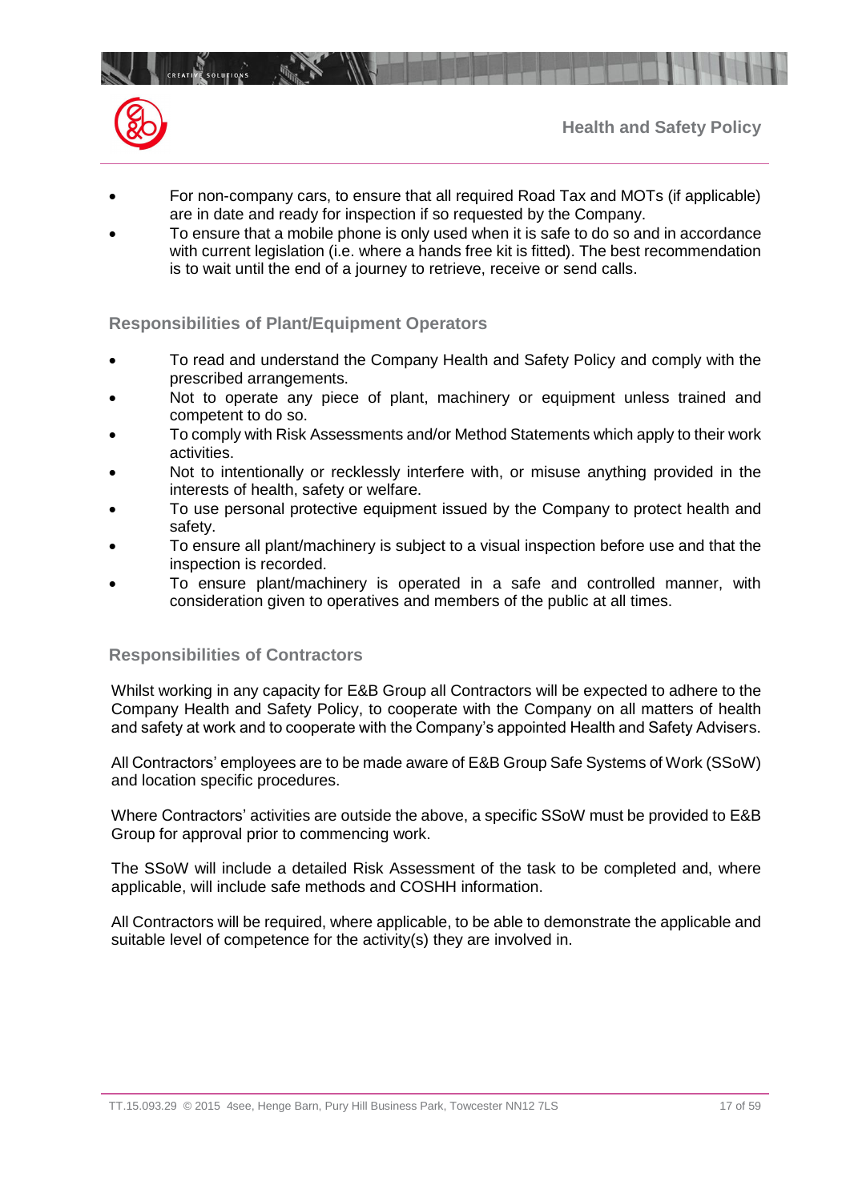- For non-company cars, to ensure that all required Road Tax and MOTs (if applicable) are in date and ready for inspection if so requested by the Company.
- To ensure that a mobile phone is only used when it is safe to do so and in accordance with current legislation (i.e. where a hands free kit is fitted). The best recommendation is to wait until the end of a journey to retrieve, receive or send calls.

### Responsibilities of Plant/Equipment Operators

- To read and understand the Company Health and Safety Policy and comply with the prescribed arrangements.
- Not to operate any piece of plant, machinery or equipment unless trained and competent to do so.
- To comply with Risk Assessments and/or Method Statements which apply to their work activities.
- Not to intentionally or recklessly interfere with, or misuse anything provided in the interests of health, safety or welfare.
- To use personal protective equipment issued by the Company to protect health and safety.
- To ensure all plant/machinery is subject to a visual inspection before use and that the inspection is recorded.
- To ensure plant/machinery is operated in a safe and controlled manner, with consideration given to operatives and members of the public at all times.

### Responsibilities of Contractors

Whilst working in any capacity for E&B Group all Contractors will be expected to adhere to the Company Health and Safety Policy, to cooperate with the Company on all matters of health and safety at work and to cooperate with the Company's appointed Health and Safety Advisers.

All Contractors' employees are to be made aware of E&B Group Safe Systems of Work (SSoW) and location specific procedures.

Where Contractors' activities are outside the above, a specific SSoW must be provided to E&B Group for approval prior to commencing work.

The SSoW will include a detailed Risk Assessment of the task to be completed and, where applicable, will include safe methods and COSHH information.

All Contractors will be required, where applicable, to be able to demonstrate the applicable and suitable level of competence for the activity(s) they are involved in.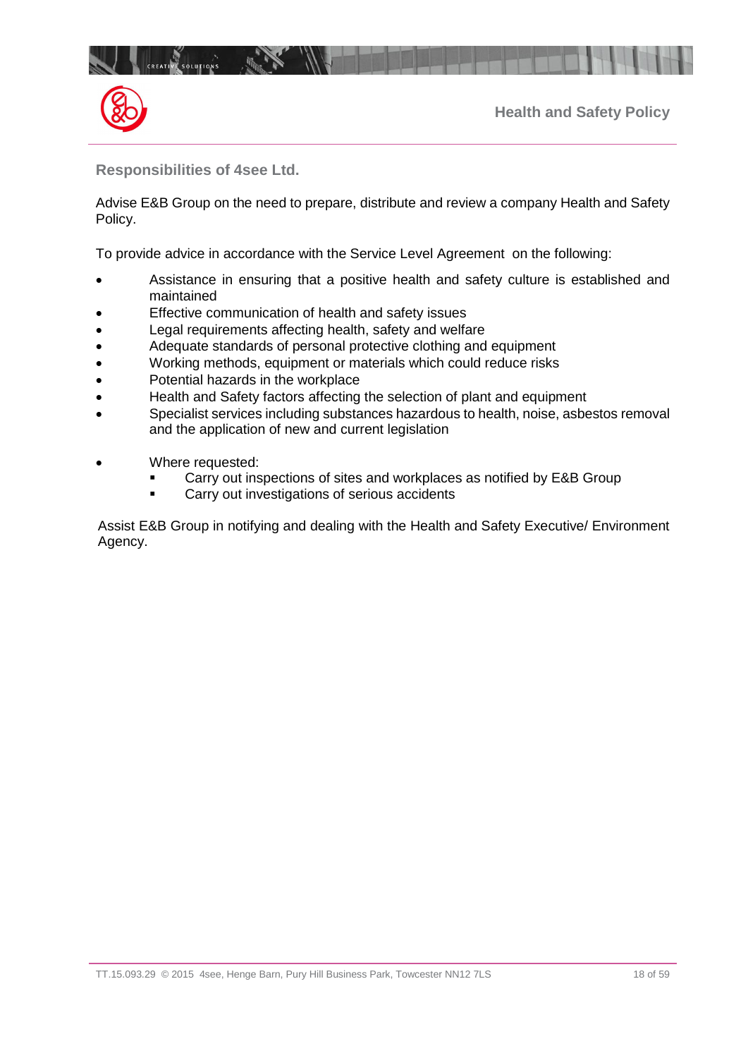## Responsibilities of 4see Ltd.

Advise E&B Group on the need to prepare, distribute and review a company Health and Safety Policy.

To provide advice in accordance with the Service Level Agreement on the following:

- Assistance in ensuring that a positive health and safety culture is established and maintained
- Effective communication of health and safety issues
- Legal requirements affecting health, safety and welfare
- Adequate standards of personal protective clothing and equipment
- Working methods, equipment or materials which could reduce risks
- Potential hazards in the workplace
- Health and Safety factors affecting the selection of plant and equipment
- Specialist services including substances hazardous to health, noise, asbestos removal and the application of new and current legislation

- Where requested:
  - Carry out inspections of sites and workplaces as notified by E&B Group
  - Carry out investigations of serious accidents

Assist E&B Group in notifying and dealing with the Health and Safety Executive/ Environment Agency.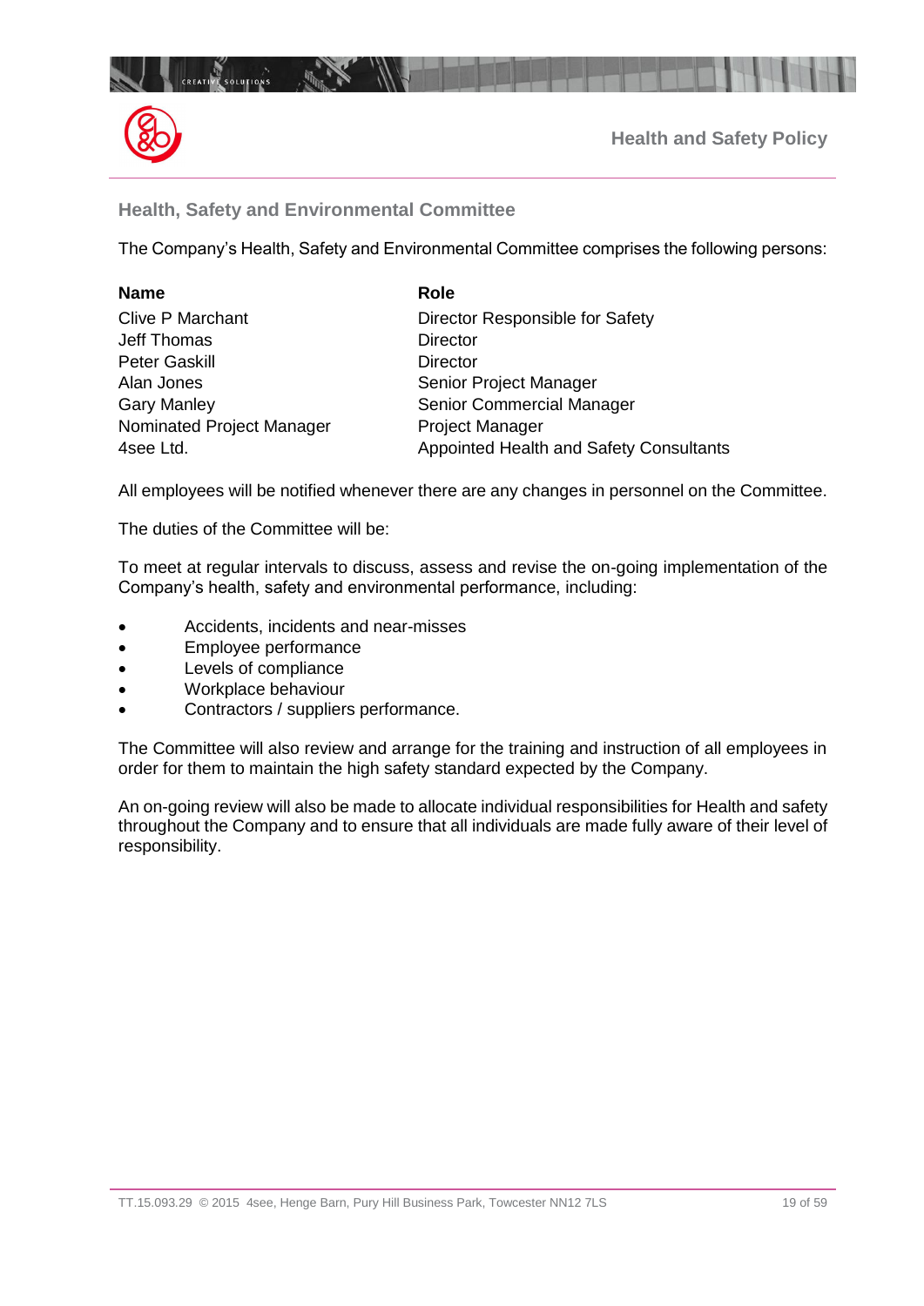## Health, Safety and Environmental Committee

The Company's Health, Safety and Environmental Committee comprises the following persons:

| Name | Role |
|---|---|
| Clive P Marchant | Director Responsible for Safety |
| Jeff Thomas | Director |
| Peter Gaskill | Director |
| Alan Jones | Senior Project Manager |
| Gary Manley | Senior Commercial Manager |
| Nominated Project Manager | Project Manager |
| 4see Ltd. | Appointed Health and Safety Consultants |

All employees will be notified whenever there are any changes in personnel on the Committee.

The duties of the Committee will be:

To meet at regular intervals to discuss, assess and revise the on-going implementation of the Company's health, safety and environmental performance, including:

- Accidents, incidents and near-misses
- Employee performance
- Levels of compliance
- Workplace behaviour
- Contractors / suppliers performance.

The Committee will also review and arrange for the training and instruction of all employees in order for them to maintain the high safety standard expected by the Company.

An on-going review will also be made to allocate individual responsibilities for Health and safety throughout the Company and to ensure that all individuals are made fully aware of their level of responsibility.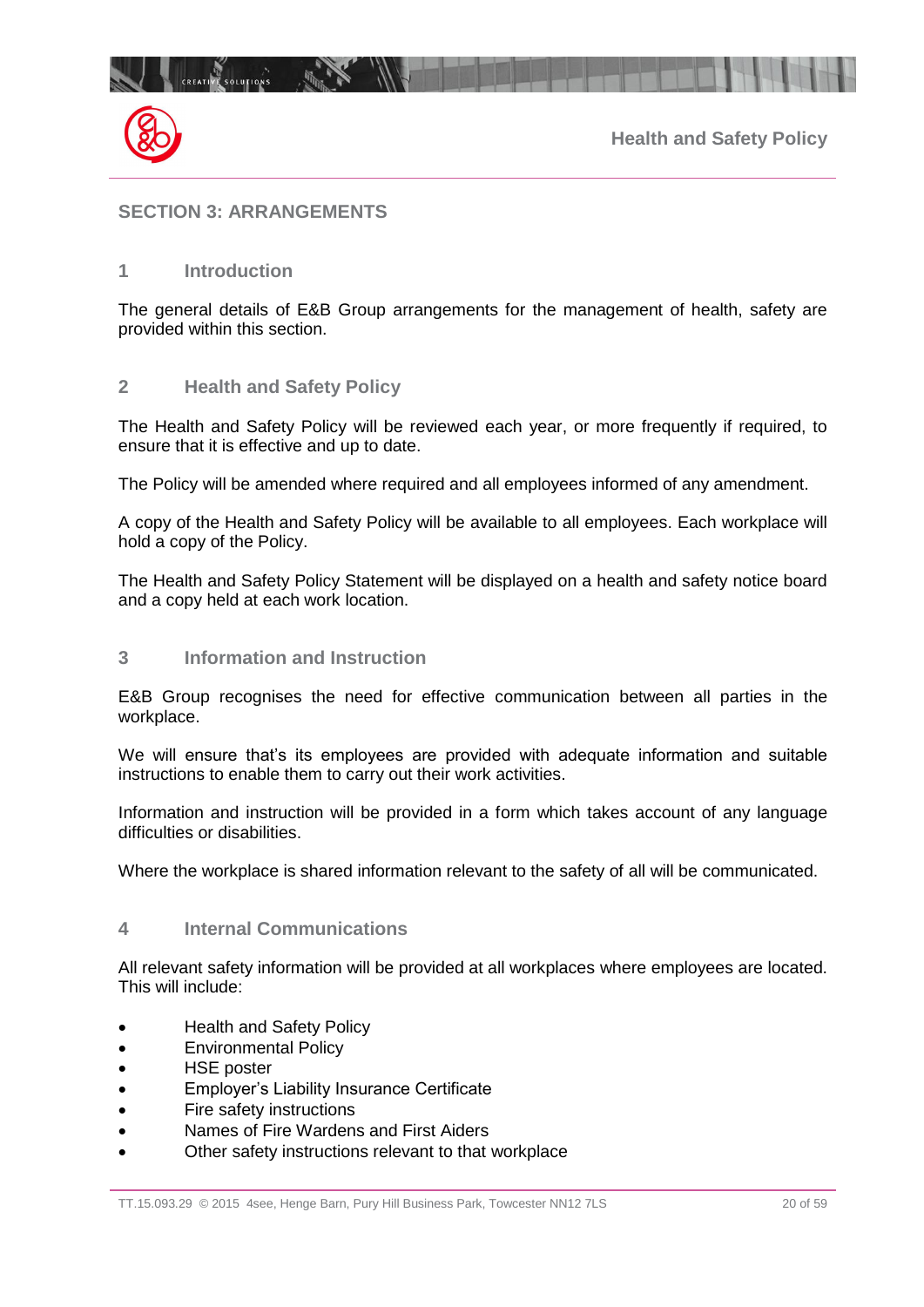## SECTION 3: ARRANGEMENTS

### 1 Introduction

The general details of E&B Group arrangements for the management of health, safety are provided within this section.

### 2 Health and Safety Policy

The Health and Safety Policy will be reviewed each year, or more frequently if required, to ensure that it is effective and up to date.

The Policy will be amended where required and all employees informed of any amendment.

A copy of the Health and Safety Policy will be available to all employees. Each workplace will hold a copy of the Policy.

The Health and Safety Policy Statement will be displayed on a health and safety notice board and a copy held at each work location.

### 3 Information and Instruction

E&B Group recognises the need for effective communication between all parties in the workplace.

We will ensure that's its employees are provided with adequate information and suitable instructions to enable them to carry out their work activities.

Information and instruction will be provided in a form which takes account of any language difficulties or disabilities.

Where the workplace is shared information relevant to the safety of all will be communicated.

### 4 Internal Communications

All relevant safety information will be provided at all workplaces where employees are located. This will include:

- Health and Safety Policy
- Environmental Policy
- HSE poster
- Employer's Liability Insurance Certificate
- Fire safety instructions
- Names of Fire Wardens and First Aiders
- Other safety instructions relevant to that workplace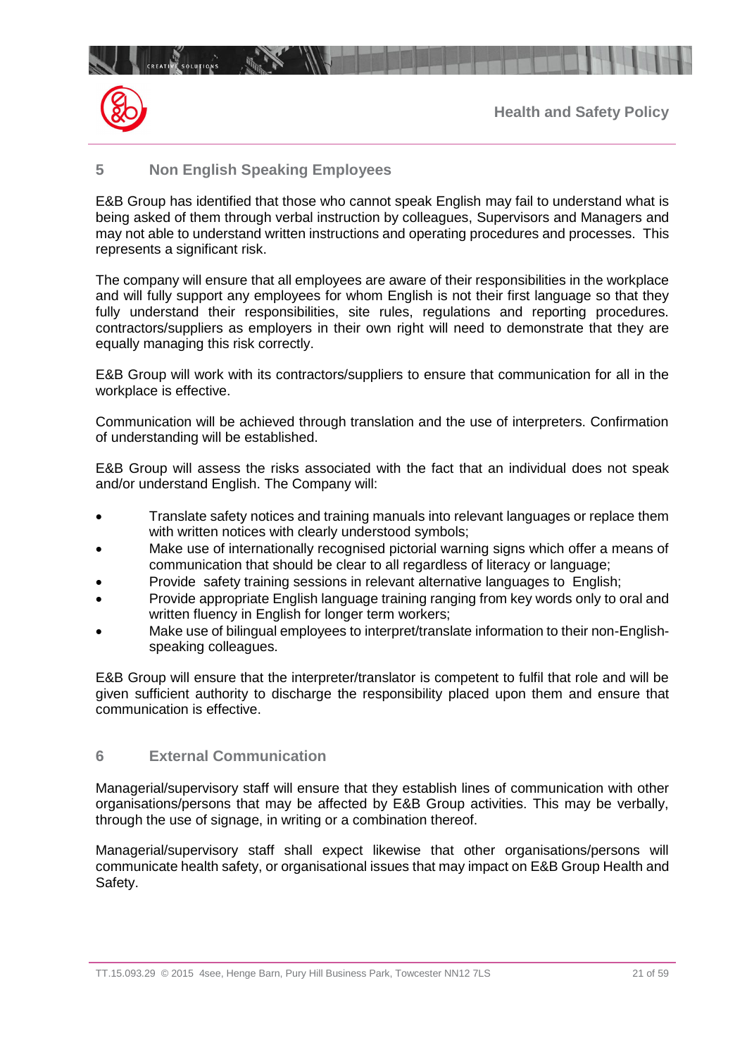## 5 Non English Speaking Employees

E&B Group has identified that those who cannot speak English may fail to understand what is being asked of them through verbal instruction by colleagues, Supervisors and Managers and may not able to understand written instructions and operating procedures and processes. This represents a significant risk.

The company will ensure that all employees are aware of their responsibilities in the workplace and will fully support any employees for whom English is not their first language so that they fully understand their responsibilities, site rules, regulations and reporting procedures. contractors/suppliers as employers in their own right will need to demonstrate that they are equally managing this risk correctly.

E&B Group will work with its contractors/suppliers to ensure that communication for all in the workplace is effective.

Communication will be achieved through translation and the use of interpreters. Confirmation of understanding will be established.

E&B Group will assess the risks associated with the fact that an individual does not speak and/or understand English. The Company will:

- Translate safety notices and training manuals into relevant languages or replace them with written notices with clearly understood symbols;
- Make use of internationally recognised pictorial warning signs which offer a means of communication that should be clear to all regardless of literacy or language;
- Provide safety training sessions in relevant alternative languages to English;
- Provide appropriate English language training ranging from key words only to oral and written fluency in English for longer term workers;
- Make use of bilingual employees to interpret/translate information to their non-English-speaking colleagues.

E&B Group will ensure that the interpreter/translator is competent to fulfil that role and will be given sufficient authority to discharge the responsibility placed upon them and ensure that communication is effective.

## 6 External Communication

Managerial/supervisory staff will ensure that they establish lines of communication with other organisations/persons that may be affected by E&B Group activities. This may be verbally, through the use of signage, in writing or a combination thereof.

Managerial/supervisory staff shall expect likewise that other organisations/persons will communicate health safety, or organisational issues that may impact on E&B Group Health and Safety.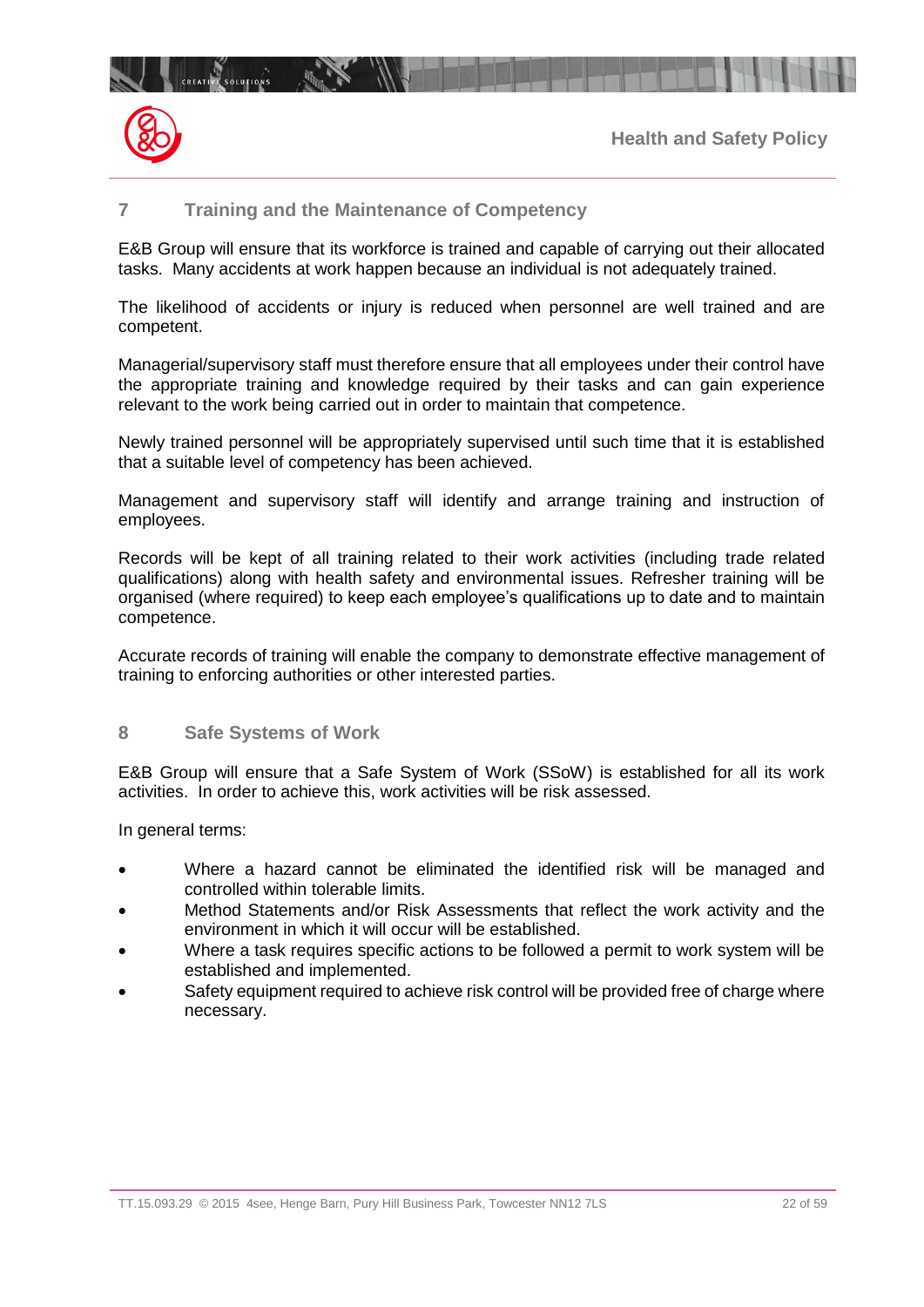## 7 Training and the Maintenance of Competency

E&B Group will ensure that its workforce is trained and capable of carrying out their allocated tasks. Many accidents at work happen because an individual is not adequately trained.

The likelihood of accidents or injury is reduced when personnel are well trained and are competent.

Managerial/supervisory staff must therefore ensure that all employees under their control have the appropriate training and knowledge required by their tasks and can gain experience relevant to the work being carried out in order to maintain that competence.

Newly trained personnel will be appropriately supervised until such time that it is established that a suitable level of competency has been achieved.

Management and supervisory staff will identify and arrange training and instruction of employees.

Records will be kept of all training related to their work activities (including trade related qualifications) along with health safety and environmental issues. Refresher training will be organised (where required) to keep each employee's qualifications up to date and to maintain competence.

Accurate records of training will enable the company to demonstrate effective management of training to enforcing authorities or other interested parties.

## 8 Safe Systems of Work

E&B Group will ensure that a Safe System of Work (SSoW) is established for all its work activities. In order to achieve this, work activities will be risk assessed.

In general terms:

- Where a hazard cannot be eliminated the identified risk will be managed and controlled within tolerable limits.
- Method Statements and/or Risk Assessments that reflect the work activity and the environment in which it will occur will be established.
- Where a task requires specific actions to be followed a permit to work system will be established and implemented.
- Safety equipment required to achieve risk control will be provided free of charge where necessary.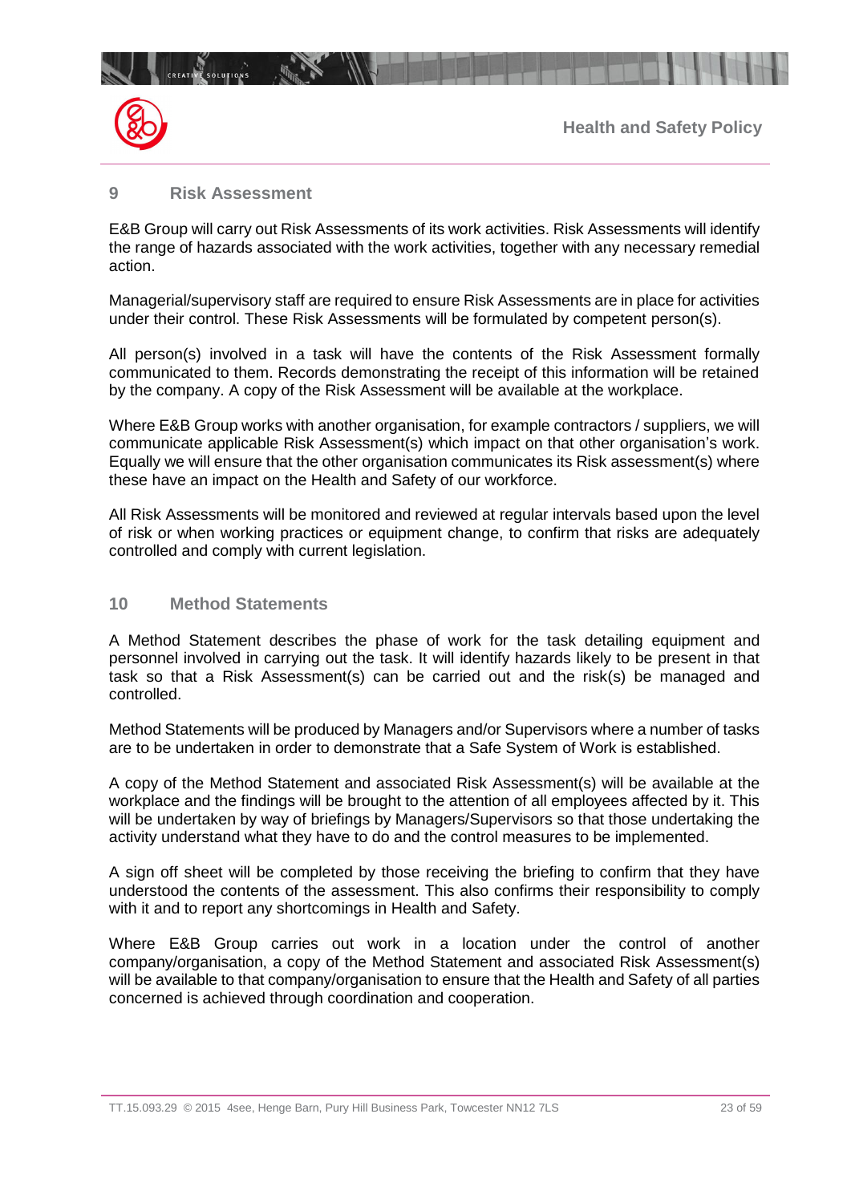## 9 Risk Assessment

E&B Group will carry out Risk Assessments of its work activities. Risk Assessments will identify the range of hazards associated with the work activities, together with any necessary remedial action.

Managerial/supervisory staff are required to ensure Risk Assessments are in place for activities under their control. These Risk Assessments will be formulated by competent person(s).

All person(s) involved in a task will have the contents of the Risk Assessment formally communicated to them. Records demonstrating the receipt of this information will be retained by the company. A copy of the Risk Assessment will be available at the workplace.

Where E&B Group works with another organisation, for example contractors / suppliers, we will communicate applicable Risk Assessment(s) which impact on that other organisation's work. Equally we will ensure that the other organisation communicates its Risk assessment(s) where these have an impact on the Health and Safety of our workforce.

All Risk Assessments will be monitored and reviewed at regular intervals based upon the level of risk or when working practices or equipment change, to confirm that risks are adequately controlled and comply with current legislation.

## 10 Method Statements

A Method Statement describes the phase of work for the task detailing equipment and personnel involved in carrying out the task. It will identify hazards likely to be present in that task so that a Risk Assessment(s) can be carried out and the risk(s) be managed and controlled.

Method Statements will be produced by Managers and/or Supervisors where a number of tasks are to be undertaken in order to demonstrate that a Safe System of Work is established.

A copy of the Method Statement and associated Risk Assessment(s) will be available at the workplace and the findings will be brought to the attention of all employees affected by it. This will be undertaken by way of briefings by Managers/Supervisors so that those undertaking the activity understand what they have to do and the control measures to be implemented.

A sign off sheet will be completed by those receiving the briefing to confirm that they have understood the contents of the assessment. This also confirms their responsibility to comply with it and to report any shortcomings in Health and Safety.

Where E&B Group carries out work in a location under the control of another company/organisation, a copy of the Method Statement and associated Risk Assessment(s) will be available to that company/organisation to ensure that the Health and Safety of all parties concerned is achieved through coordination and cooperation.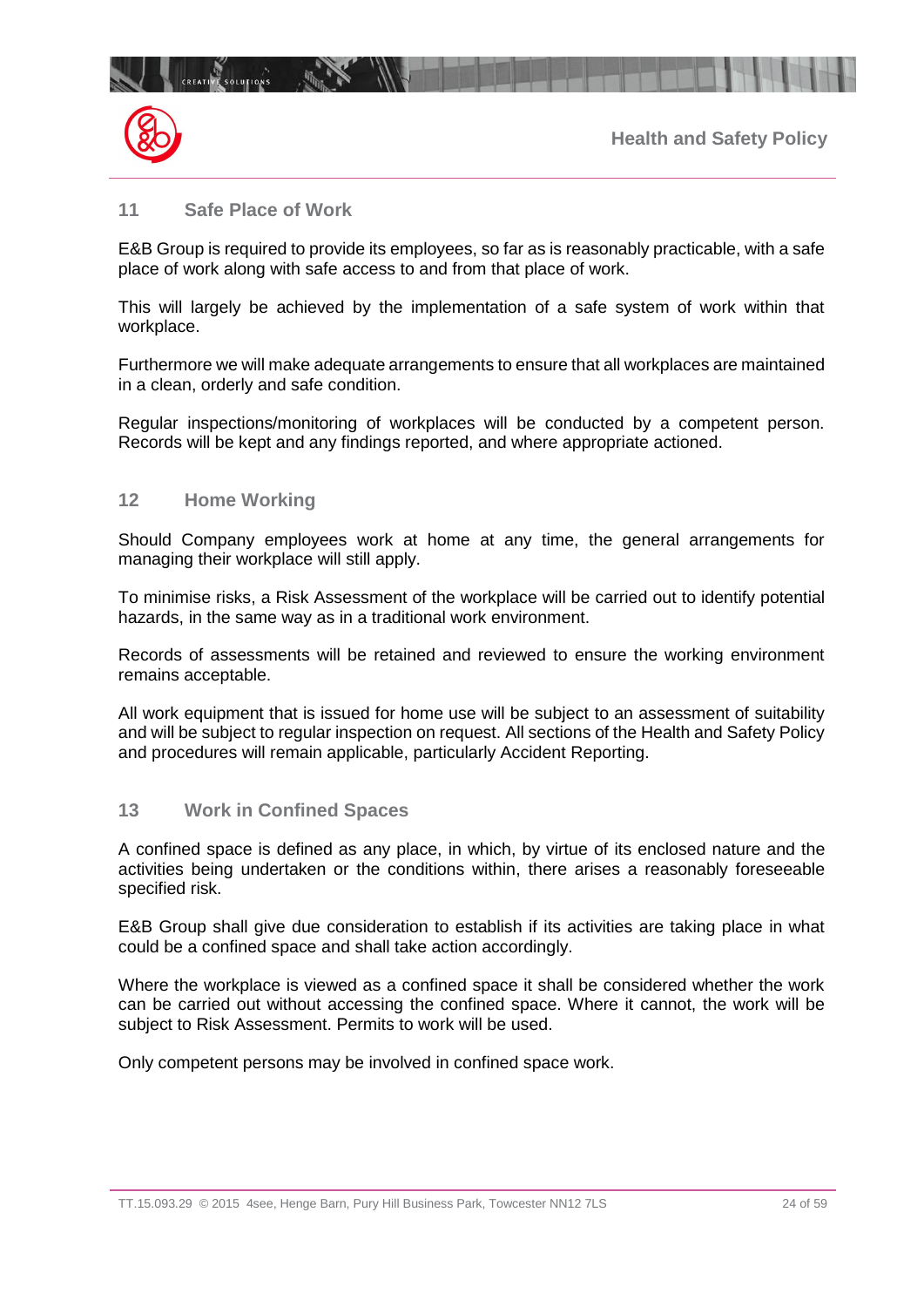## 11 Safe Place of Work

E&B Group is required to provide its employees, so far as is reasonably practicable, with a safe place of work along with safe access to and from that place of work.

This will largely be achieved by the implementation of a safe system of work within that workplace.

Furthermore we will make adequate arrangements to ensure that all workplaces are maintained in a clean, orderly and safe condition.

Regular inspections/monitoring of workplaces will be conducted by a competent person. Records will be kept and any findings reported, and where appropriate actioned.

## 12 Home Working

Should Company employees work at home at any time, the general arrangements for managing their workplace will still apply.

To minimise risks, a Risk Assessment of the workplace will be carried out to identify potential hazards, in the same way as in a traditional work environment.

Records of assessments will be retained and reviewed to ensure the working environment remains acceptable.

All work equipment that is issued for home use will be subject to an assessment of suitability and will be subject to regular inspection on request. All sections of the Health and Safety Policy and procedures will remain applicable, particularly Accident Reporting.

## 13 Work in Confined Spaces

A confined space is defined as any place, in which, by virtue of its enclosed nature and the activities being undertaken or the conditions within, there arises a reasonably foreseeable specified risk.

E&B Group shall give due consideration to establish if its activities are taking place in what could be a confined space and shall take action accordingly.

Where the workplace is viewed as a confined space it shall be considered whether the work can be carried out without accessing the confined space. Where it cannot, the work will be subject to Risk Assessment. Permits to work will be used.

Only competent persons may be involved in confined space work.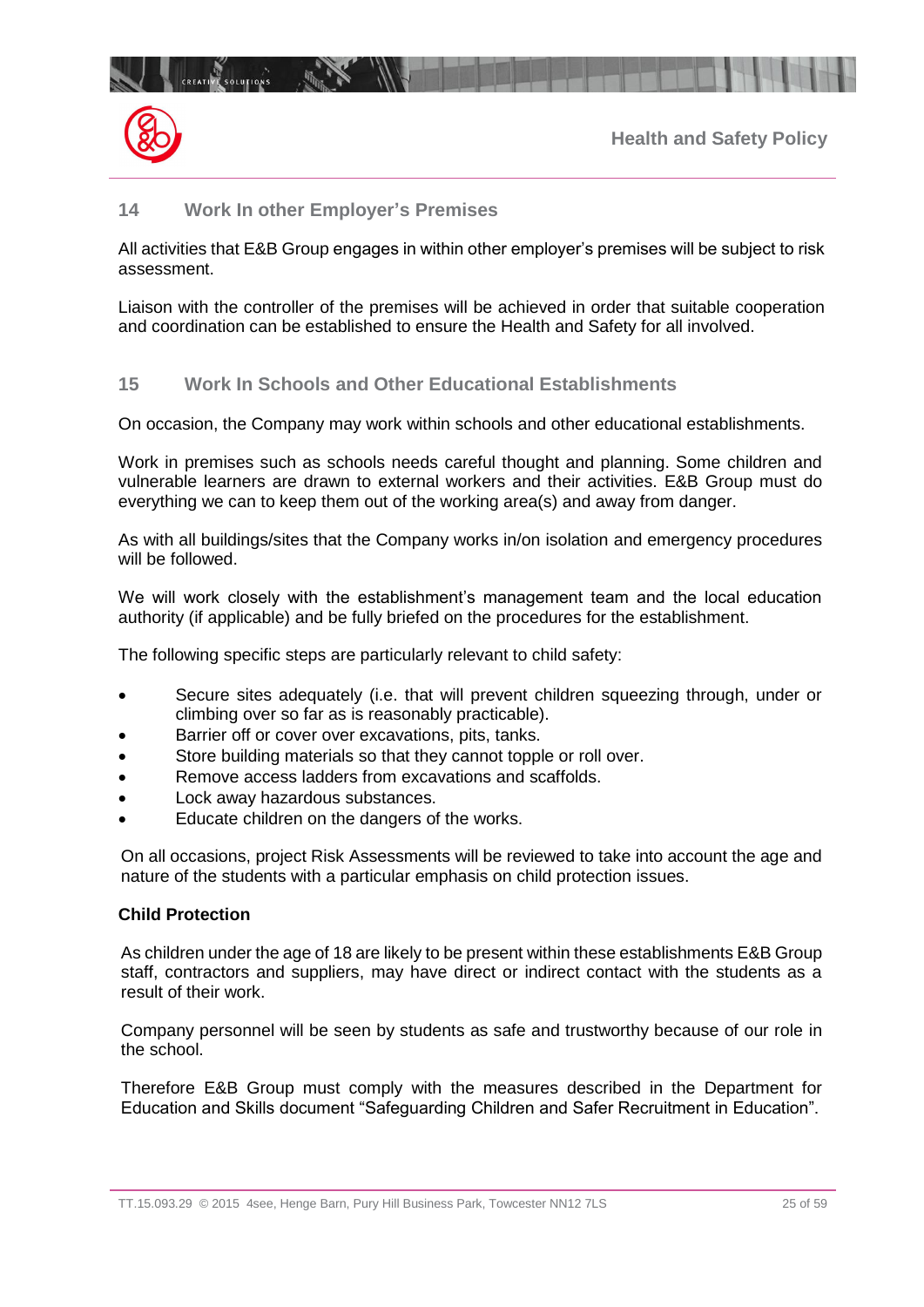## 14 Work In other Employer's Premises

All activities that E&B Group engages in within other employer's premises will be subject to risk assessment.

Liaison with the controller of the premises will be achieved in order that suitable cooperation and coordination can be established to ensure the Health and Safety for all involved.

## 15 Work In Schools and Other Educational Establishments

On occasion, the Company may work within schools and other educational establishments.

Work in premises such as schools needs careful thought and planning. Some children and vulnerable learners are drawn to external workers and their activities. E&B Group must do everything we can to keep them out of the working area(s) and away from danger.

As with all buildings/sites that the Company works in/on isolation and emergency procedures will be followed.

We will work closely with the establishment's management team and the local education authority (if applicable) and be fully briefed on the procedures for the establishment.

The following specific steps are particularly relevant to child safety:

- Secure sites adequately (i.e. that will prevent children squeezing through, under or climbing over so far as is reasonably practicable).
- Barrier off or cover over excavations, pits, tanks.
- Store building materials so that they cannot topple or roll over.
- Remove access ladders from excavations and scaffolds.
- Lock away hazardous substances.
- Educate children on the dangers of the works.

On all occasions, project Risk Assessments will be reviewed to take into account the age and nature of the students with a particular emphasis on child protection issues.

**Child Protection**

As children under the age of 18 are likely to be present within these establishments E&B Group staff, contractors and suppliers, may have direct or indirect contact with the students as a result of their work.

Company personnel will be seen by students as safe and trustworthy because of our role in the school.

Therefore E&B Group must comply with the measures described in the Department for Education and Skills document "Safeguarding Children and Safer Recruitment in Education".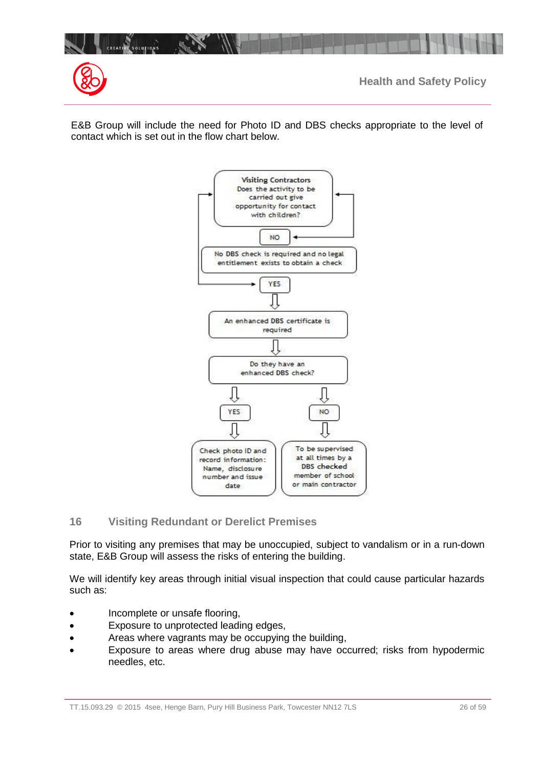E&B Group will include the need for Photo ID and DBS checks appropriate to the level of contact which is set out in the flow chart below.

**Visiting Contractors**
Does the activity to be carried out give opportunity for contact with children?

- **NO** → No DBS check is required and no legal entitlement exists to obtain a check
- **YES** → An enhanced DBS certificate is required → Do they have an enhanced DBS check?
  - **YES** → Check photo ID and record information: Name, disclosure number and issue date
  - **NO** → To be supervised at all times by a DBS checked member of school or main contractor

## 16 Visiting Redundant or Derelict Premises

Prior to visiting any premises that may be unoccupied, subject to vandalism or in a run-down state, E&B Group will assess the risks of entering the building.

We will identify key areas through initial visual inspection that could cause particular hazards such as:

- Incomplete or unsafe flooring,
- Exposure to unprotected leading edges,
- Areas where vagrants may be occupying the building,
- Exposure to areas where drug abuse may have occurred; risks from hypodermic needles, etc.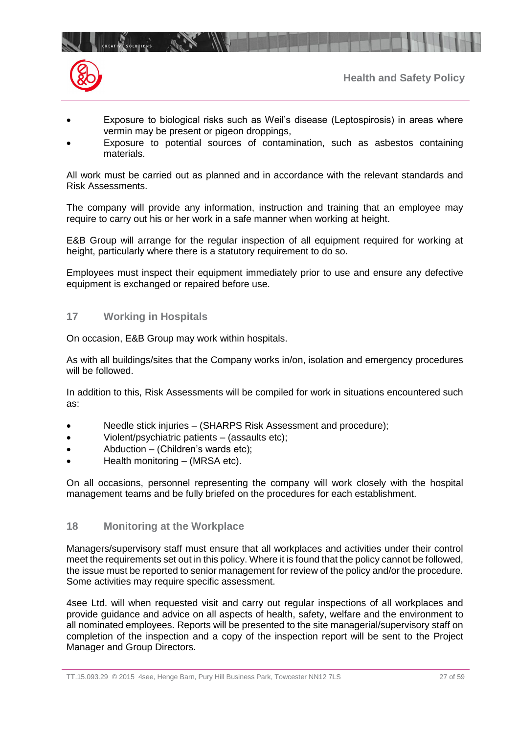- Exposure to biological risks such as Weil's disease (Leptospirosis) in areas where vermin may be present or pigeon droppings,
- Exposure to potential sources of contamination, such as asbestos containing materials.

All work must be carried out as planned and in accordance with the relevant standards and Risk Assessments.

The company will provide any information, instruction and training that an employee may require to carry out his or her work in a safe manner when working at height.

E&B Group will arrange for the regular inspection of all equipment required for working at height, particularly where there is a statutory requirement to do so.

Employees must inspect their equipment immediately prior to use and ensure any defective equipment is exchanged or repaired before use.

## 17 Working in Hospitals

On occasion, E&B Group may work within hospitals.

As with all buildings/sites that the Company works in/on, isolation and emergency procedures will be followed.

In addition to this, Risk Assessments will be compiled for work in situations encountered such as:

- Needle stick injuries – (SHARPS Risk Assessment and procedure);
- Violent/psychiatric patients – (assaults etc);
- Abduction – (Children's wards etc);
- Health monitoring – (MRSA etc).

On all occasions, personnel representing the company will work closely with the hospital management teams and be fully briefed on the procedures for each establishment.

## 18 Monitoring at the Workplace

Managers/supervisory staff must ensure that all workplaces and activities under their control meet the requirements set out in this policy. Where it is found that the policy cannot be followed, the issue must be reported to senior management for review of the policy and/or the procedure. Some activities may require specific assessment.

4see Ltd. will when requested visit and carry out regular inspections of all workplaces and provide guidance and advice on all aspects of health, safety, welfare and the environment to all nominated employees. Reports will be presented to the site managerial/supervisory staff on completion of the inspection and a copy of the inspection report will be sent to the Project Manager and Group Directors.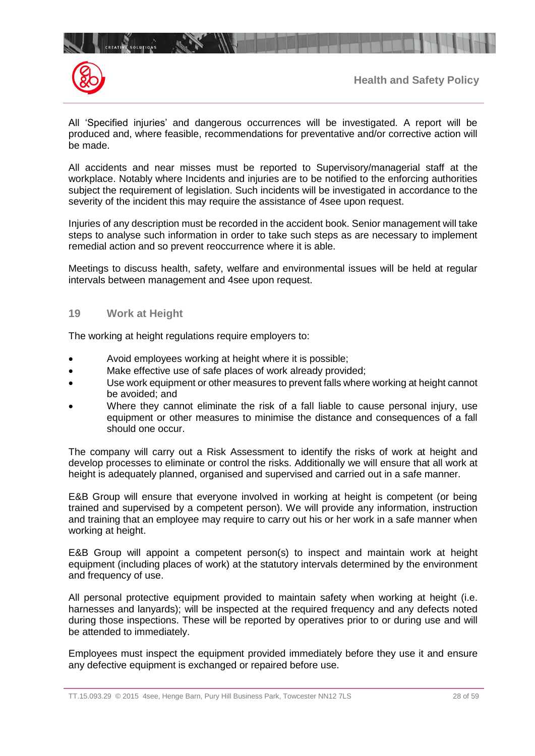All 'Specified injuries' and dangerous occurrences will be investigated. A report will be produced and, where feasible, recommendations for preventative and/or corrective action will be made.

All accidents and near misses must be reported to Supervisory/managerial staff at the workplace. Notably where Incidents and injuries are to be notified to the enforcing authorities subject the requirement of legislation. Such incidents will be investigated in accordance to the severity of the incident this may require the assistance of 4see upon request.

Injuries of any description must be recorded in the accident book. Senior management will take steps to analyse such information in order to take such steps as are necessary to implement remedial action and so prevent reoccurrence where it is able.

Meetings to discuss health, safety, welfare and environmental issues will be held at regular intervals between management and 4see upon request.

## 19 Work at Height

The working at height regulations require employers to:

- Avoid employees working at height where it is possible;
- Make effective use of safe places of work already provided;
- Use work equipment or other measures to prevent falls where working at height cannot be avoided; and
- Where they cannot eliminate the risk of a fall liable to cause personal injury, use equipment or other measures to minimise the distance and consequences of a fall should one occur.

The company will carry out a Risk Assessment to identify the risks of work at height and develop processes to eliminate or control the risks. Additionally we will ensure that all work at height is adequately planned, organised and supervised and carried out in a safe manner.

E&B Group will ensure that everyone involved in working at height is competent (or being trained and supervised by a competent person). We will provide any information, instruction and training that an employee may require to carry out his or her work in a safe manner when working at height.

E&B Group will appoint a competent person(s) to inspect and maintain work at height equipment (including places of work) at the statutory intervals determined by the environment and frequency of use.

All personal protective equipment provided to maintain safety when working at height (i.e. harnesses and lanyards); will be inspected at the required frequency and any defects noted during those inspections. These will be reported by operatives prior to or during use and will be attended to immediately.

Employees must inspect the equipment provided immediately before they use it and ensure any defective equipment is exchanged or repaired before use.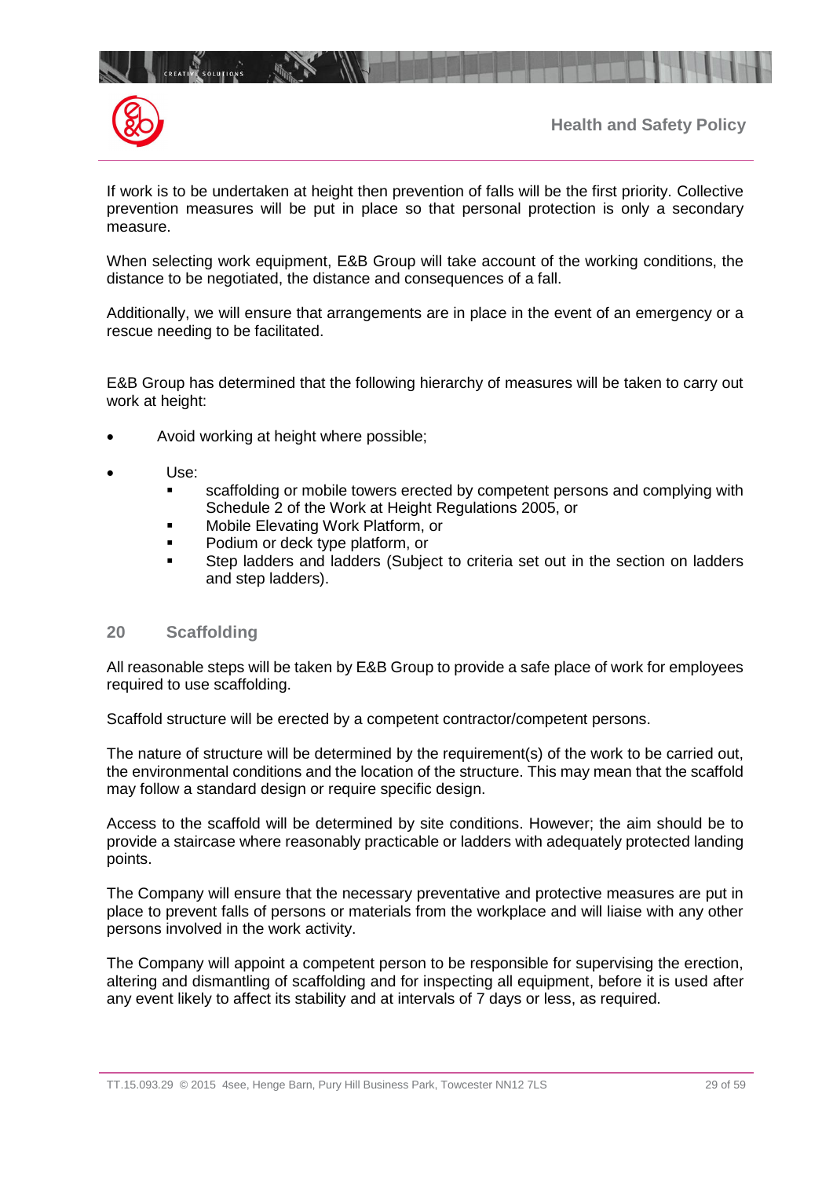If work is to be undertaken at height then prevention of falls will be the first priority. Collective prevention measures will be put in place so that personal protection is only a secondary measure.

When selecting work equipment, E&B Group will take account of the working conditions, the distance to be negotiated, the distance and consequences of a fall.

Additionally, we will ensure that arrangements are in place in the event of an emergency or a rescue needing to be facilitated.

E&B Group has determined that the following hierarchy of measures will be taken to carry out work at height:

- Avoid working at height where possible;
- Use:
  - scaffolding or mobile towers erected by competent persons and complying with Schedule 2 of the Work at Height Regulations 2005, or
  - Mobile Elevating Work Platform, or
  - Podium or deck type platform, or
  - Step ladders and ladders (Subject to criteria set out in the section on ladders and step ladders).

## 20 Scaffolding

All reasonable steps will be taken by E&B Group to provide a safe place of work for employees required to use scaffolding.

Scaffold structure will be erected by a competent contractor/competent persons.

The nature of structure will be determined by the requirement(s) of the work to be carried out, the environmental conditions and the location of the structure. This may mean that the scaffold may follow a standard design or require specific design.

Access to the scaffold will be determined by site conditions. However; the aim should be to provide a staircase where reasonably practicable or ladders with adequately protected landing points.

The Company will ensure that the necessary preventative and protective measures are put in place to prevent falls of persons or materials from the workplace and will liaise with any other persons involved in the work activity.

The Company will appoint a competent person to be responsible for supervising the erection, altering and dismantling of scaffolding and for inspecting all equipment, before it is used after any event likely to affect its stability and at intervals of 7 days or less, as required.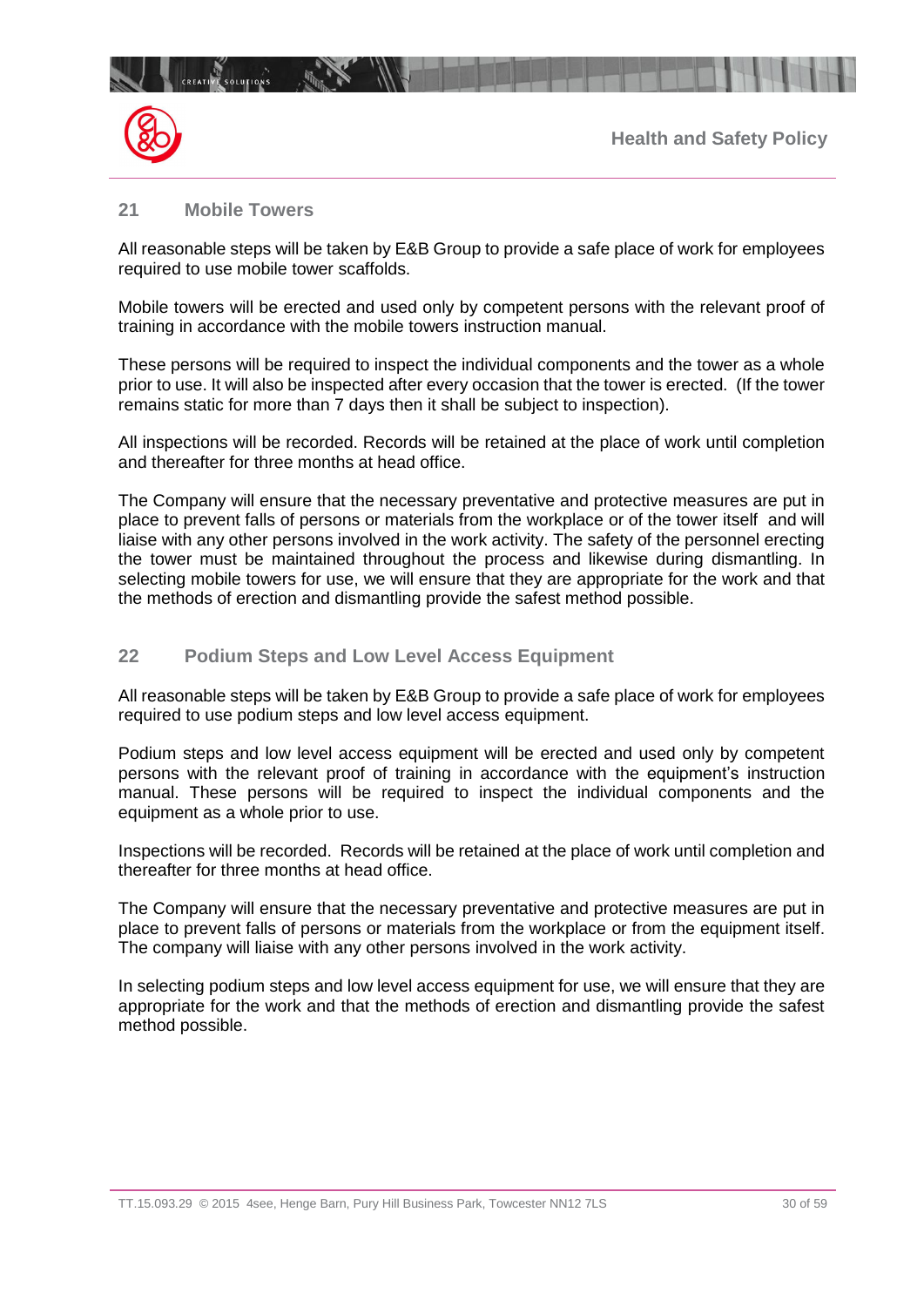## 21 Mobile Towers

All reasonable steps will be taken by E&B Group to provide a safe place of work for employees required to use mobile tower scaffolds.

Mobile towers will be erected and used only by competent persons with the relevant proof of training in accordance with the mobile towers instruction manual.

These persons will be required to inspect the individual components and the tower as a whole prior to use. It will also be inspected after every occasion that the tower is erected. (If the tower remains static for more than 7 days then it shall be subject to inspection).

All inspections will be recorded. Records will be retained at the place of work until completion and thereafter for three months at head office.

The Company will ensure that the necessary preventative and protective measures are put in place to prevent falls of persons or materials from the workplace or of the tower itself and will liaise with any other persons involved in the work activity. The safety of the personnel erecting the tower must be maintained throughout the process and likewise during dismantling. In selecting mobile towers for use, we will ensure that they are appropriate for the work and that the methods of erection and dismantling provide the safest method possible.

## 22 Podium Steps and Low Level Access Equipment

All reasonable steps will be taken by E&B Group to provide a safe place of work for employees required to use podium steps and low level access equipment.

Podium steps and low level access equipment will be erected and used only by competent persons with the relevant proof of training in accordance with the equipment's instruction manual. These persons will be required to inspect the individual components and the equipment as a whole prior to use.

Inspections will be recorded. Records will be retained at the place of work until completion and thereafter for three months at head office.

The Company will ensure that the necessary preventative and protective measures are put in place to prevent falls of persons or materials from the workplace or from the equipment itself. The company will liaise with any other persons involved in the work activity.

In selecting podium steps and low level access equipment for use, we will ensure that they are appropriate for the work and that the methods of erection and dismantling provide the safest method possible.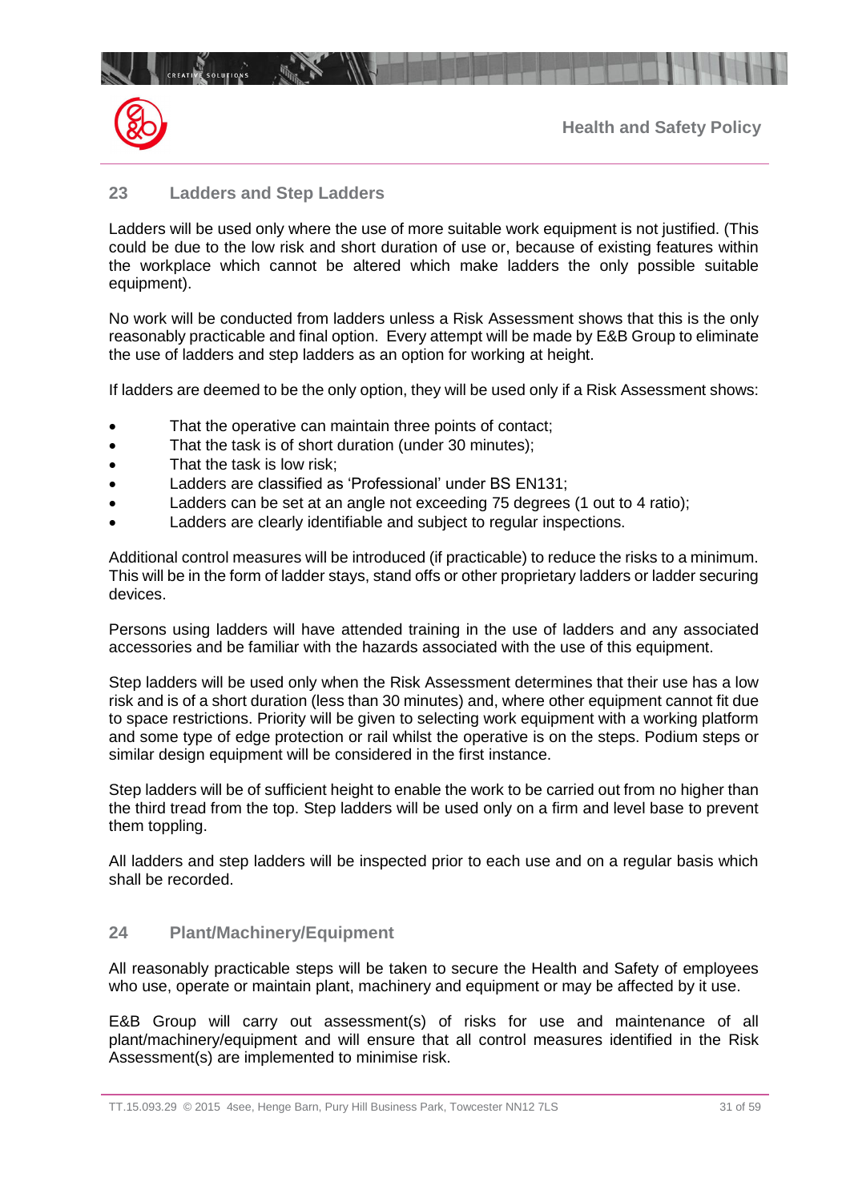## 23 Ladders and Step Ladders

Ladders will be used only where the use of more suitable work equipment is not justified. (This could be due to the low risk and short duration of use or, because of existing features within the workplace which cannot be altered which make ladders the only possible suitable equipment).

No work will be conducted from ladders unless a Risk Assessment shows that this is the only reasonably practicable and final option. Every attempt will be made by E&B Group to eliminate the use of ladders and step ladders as an option for working at height.

If ladders are deemed to be the only option, they will be used only if a Risk Assessment shows:

- That the operative can maintain three points of contact;
- That the task is of short duration (under 30 minutes);
- That the task is low risk;
- Ladders are classified as 'Professional' under BS EN131;
- Ladders can be set at an angle not exceeding 75 degrees (1 out to 4 ratio);
- Ladders are clearly identifiable and subject to regular inspections.

Additional control measures will be introduced (if practicable) to reduce the risks to a minimum. This will be in the form of ladder stays, stand offs or other proprietary ladders or ladder securing devices.

Persons using ladders will have attended training in the use of ladders and any associated accessories and be familiar with the hazards associated with the use of this equipment.

Step ladders will be used only when the Risk Assessment determines that their use has a low risk and is of a short duration (less than 30 minutes) and, where other equipment cannot fit due to space restrictions. Priority will be given to selecting work equipment with a working platform and some type of edge protection or rail whilst the operative is on the steps. Podium steps or similar design equipment will be considered in the first instance.

Step ladders will be of sufficient height to enable the work to be carried out from no higher than the third tread from the top. Step ladders will be used only on a firm and level base to prevent them toppling.

All ladders and step ladders will be inspected prior to each use and on a regular basis which shall be recorded.

## 24 Plant/Machinery/Equipment

All reasonably practicable steps will be taken to secure the Health and Safety of employees who use, operate or maintain plant, machinery and equipment or may be affected by it use.

E&B Group will carry out assessment(s) of risks for use and maintenance of all plant/machinery/equipment and will ensure that all control measures identified in the Risk Assessment(s) are implemented to minimise risk.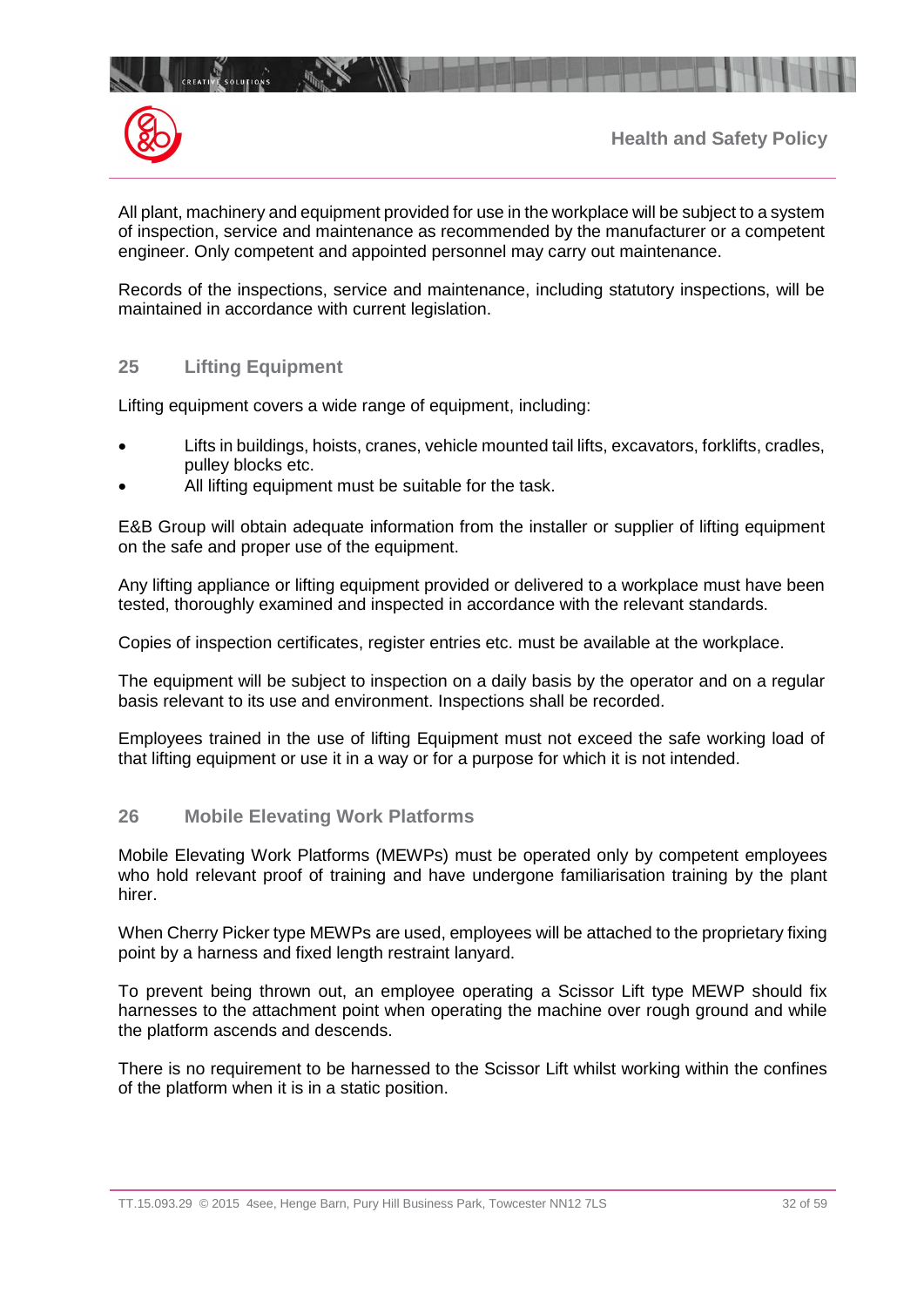All plant, machinery and equipment provided for use in the workplace will be subject to a system of inspection, service and maintenance as recommended by the manufacturer or a competent engineer. Only competent and appointed personnel may carry out maintenance.

Records of the inspections, service and maintenance, including statutory inspections, will be maintained in accordance with current legislation.

## 25 Lifting Equipment

Lifting equipment covers a wide range of equipment, including:

- Lifts in buildings, hoists, cranes, vehicle mounted tail lifts, excavators, forklifts, cradles, pulley blocks etc.
- All lifting equipment must be suitable for the task.

E&B Group will obtain adequate information from the installer or supplier of lifting equipment on the safe and proper use of the equipment.

Any lifting appliance or lifting equipment provided or delivered to a workplace must have been tested, thoroughly examined and inspected in accordance with the relevant standards.

Copies of inspection certificates, register entries etc. must be available at the workplace.

The equipment will be subject to inspection on a daily basis by the operator and on a regular basis relevant to its use and environment. Inspections shall be recorded.

Employees trained in the use of lifting Equipment must not exceed the safe working load of that lifting equipment or use it in a way or for a purpose for which it is not intended.

## 26 Mobile Elevating Work Platforms

Mobile Elevating Work Platforms (MEWPs) must be operated only by competent employees who hold relevant proof of training and have undergone familiarisation training by the plant hirer.

When Cherry Picker type MEWPs are used, employees will be attached to the proprietary fixing point by a harness and fixed length restraint lanyard.

To prevent being thrown out, an employee operating a Scissor Lift type MEWP should fix harnesses to the attachment point when operating the machine over rough ground and while the platform ascends and descends.

There is no requirement to be harnessed to the Scissor Lift whilst working within the confines of the platform when it is in a static position.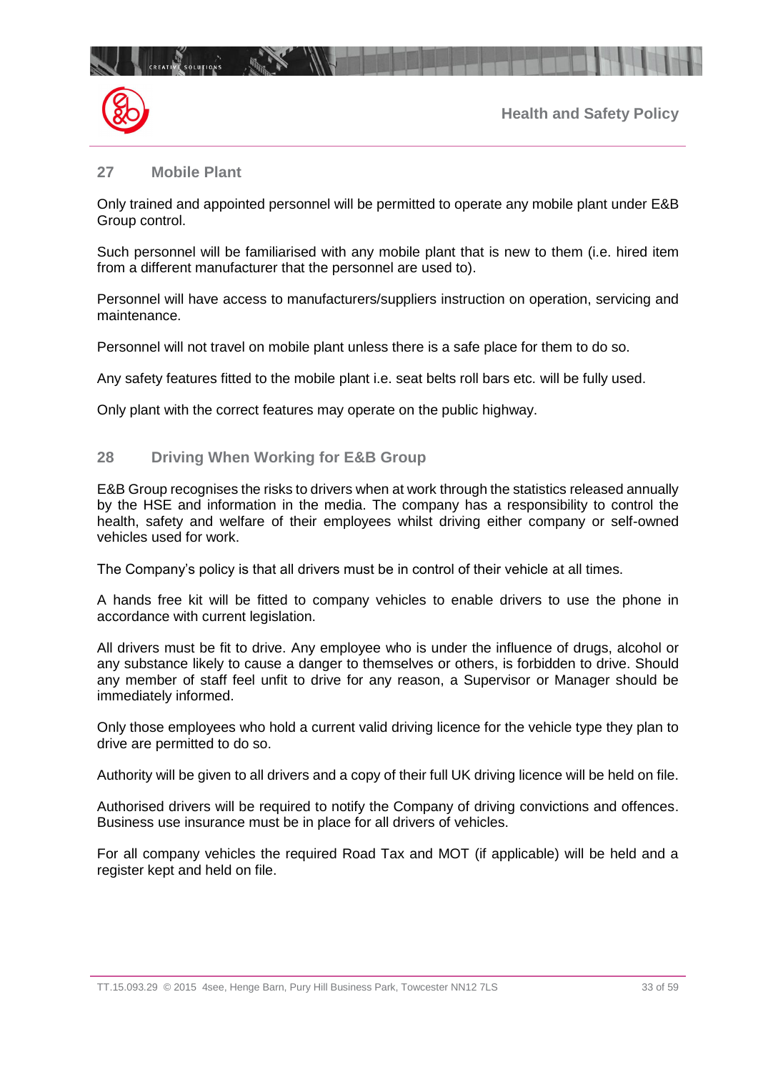## 27 Mobile Plant

Only trained and appointed personnel will be permitted to operate any mobile plant under E&B Group control.

Such personnel will be familiarised with any mobile plant that is new to them (i.e. hired item from a different manufacturer that the personnel are used to).

Personnel will have access to manufacturers/suppliers instruction on operation, servicing and maintenance.

Personnel will not travel on mobile plant unless there is a safe place for them to do so.

Any safety features fitted to the mobile plant i.e. seat belts roll bars etc. will be fully used.

Only plant with the correct features may operate on the public highway.

## 28 Driving When Working for E&B Group

E&B Group recognises the risks to drivers when at work through the statistics released annually by the HSE and information in the media. The company has a responsibility to control the health, safety and welfare of their employees whilst driving either company or self-owned vehicles used for work.

The Company's policy is that all drivers must be in control of their vehicle at all times.

A hands free kit will be fitted to company vehicles to enable drivers to use the phone in accordance with current legislation.

All drivers must be fit to drive. Any employee who is under the influence of drugs, alcohol or any substance likely to cause a danger to themselves or others, is forbidden to drive. Should any member of staff feel unfit to drive for any reason, a Supervisor or Manager should be immediately informed.

Only those employees who hold a current valid driving licence for the vehicle type they plan to drive are permitted to do so.

Authority will be given to all drivers and a copy of their full UK driving licence will be held on file.

Authorised drivers will be required to notify the Company of driving convictions and offences. Business use insurance must be in place for all drivers of vehicles.

For all company vehicles the required Road Tax and MOT (if applicable) will be held and a register kept and held on file.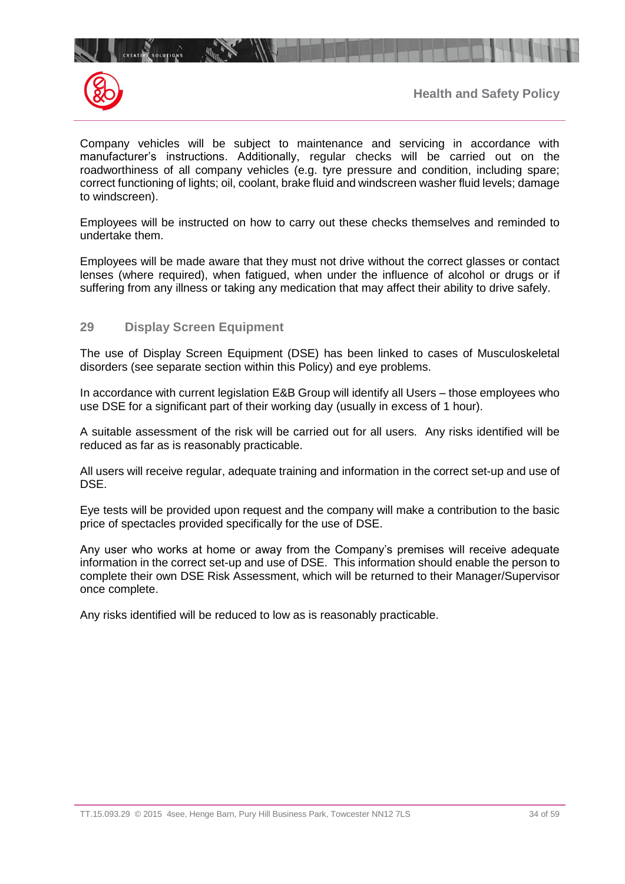Company vehicles will be subject to maintenance and servicing in accordance with manufacturer's instructions. Additionally, regular checks will be carried out on the roadworthiness of all company vehicles (e.g. tyre pressure and condition, including spare; correct functioning of lights; oil, coolant, brake fluid and windscreen washer fluid levels; damage to windscreen).

Employees will be instructed on how to carry out these checks themselves and reminded to undertake them.

Employees will be made aware that they must not drive without the correct glasses or contact lenses (where required), when fatigued, when under the influence of alcohol or drugs or if suffering from any illness or taking any medication that may affect their ability to drive safely.

## 29 Display Screen Equipment

The use of Display Screen Equipment (DSE) has been linked to cases of Musculoskeletal disorders (see separate section within this Policy) and eye problems.

In accordance with current legislation E&B Group will identify all Users – those employees who use DSE for a significant part of their working day (usually in excess of 1 hour).

A suitable assessment of the risk will be carried out for all users. Any risks identified will be reduced as far as is reasonably practicable.

All users will receive regular, adequate training and information in the correct set-up and use of DSE.

Eye tests will be provided upon request and the company will make a contribution to the basic price of spectacles provided specifically for the use of DSE.

Any user who works at home or away from the Company's premises will receive adequate information in the correct set-up and use of DSE. This information should enable the person to complete their own DSE Risk Assessment, which will be returned to their Manager/Supervisor once complete.

Any risks identified will be reduced to low as is reasonably practicable.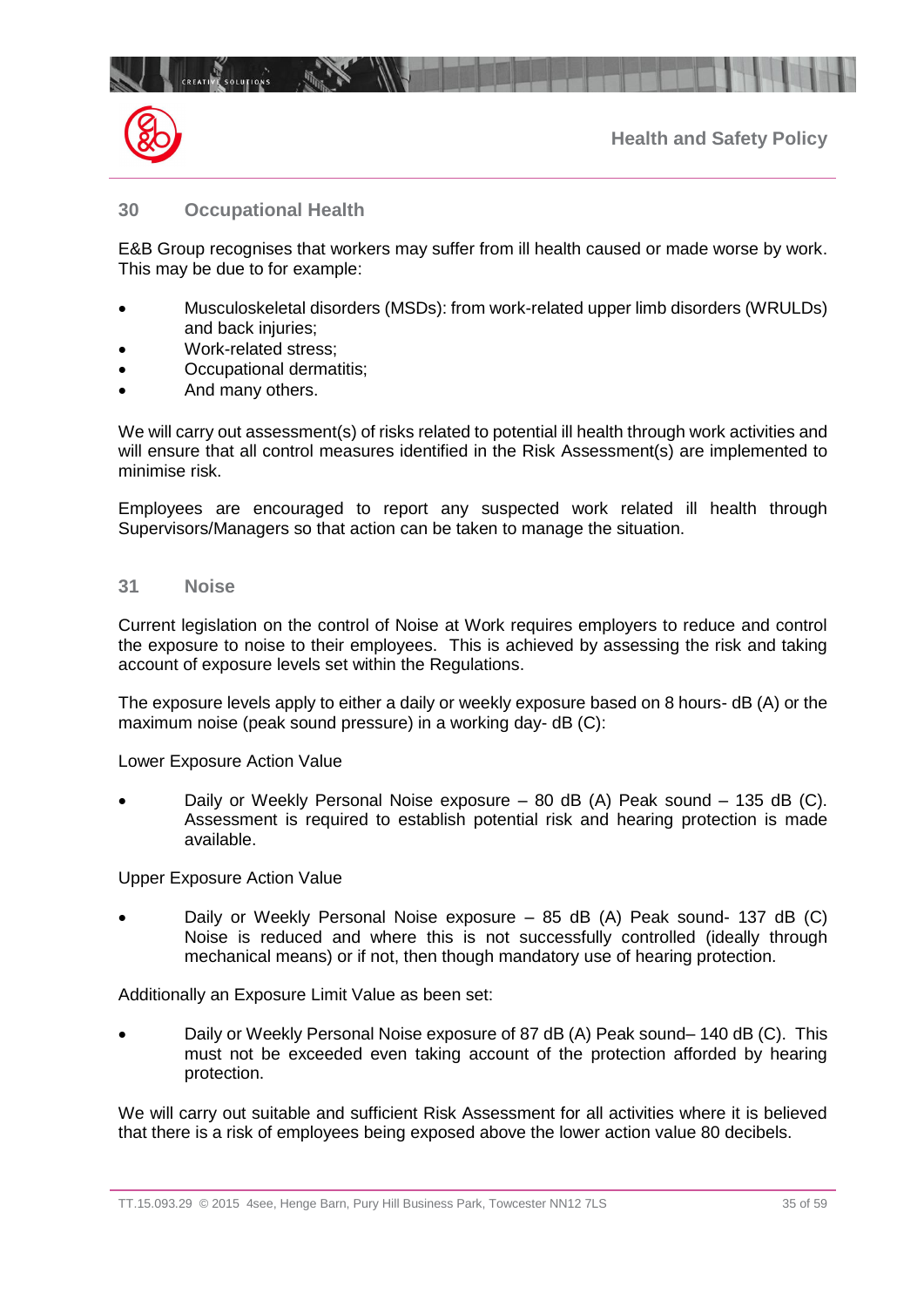## 30 Occupational Health

E&B Group recognises that workers may suffer from ill health caused or made worse by work. This may be due to for example:

- Musculoskeletal disorders (MSDs): from work-related upper limb disorders (WRULDs) and back injuries;
- Work-related stress;
- Occupational dermatitis;
- And many others.

We will carry out assessment(s) of risks related to potential ill health through work activities and will ensure that all control measures identified in the Risk Assessment(s) are implemented to minimise risk.

Employees are encouraged to report any suspected work related ill health through Supervisors/Managers so that action can be taken to manage the situation.

## 31 Noise

Current legislation on the control of Noise at Work requires employers to reduce and control the exposure to noise to their employees. This is achieved by assessing the risk and taking account of exposure levels set within the Regulations.

The exposure levels apply to either a daily or weekly exposure based on 8 hours- dB (A) or the maximum noise (peak sound pressure) in a working day- dB (C):

Lower Exposure Action Value

- Daily or Weekly Personal Noise exposure – 80 dB (A) Peak sound – 135 dB (C). Assessment is required to establish potential risk and hearing protection is made available.

Upper Exposure Action Value

- Daily or Weekly Personal Noise exposure – 85 dB (A) Peak sound- 137 dB (C) Noise is reduced and where this is not successfully controlled (ideally through mechanical means) or if not, then though mandatory use of hearing protection.

Additionally an Exposure Limit Value as been set:

- Daily or Weekly Personal Noise exposure of 87 dB (A) Peak sound– 140 dB (C). This must not be exceeded even taking account of the protection afforded by hearing protection.

We will carry out suitable and sufficient Risk Assessment for all activities where it is believed that there is a risk of employees being exposed above the lower action value 80 decibels.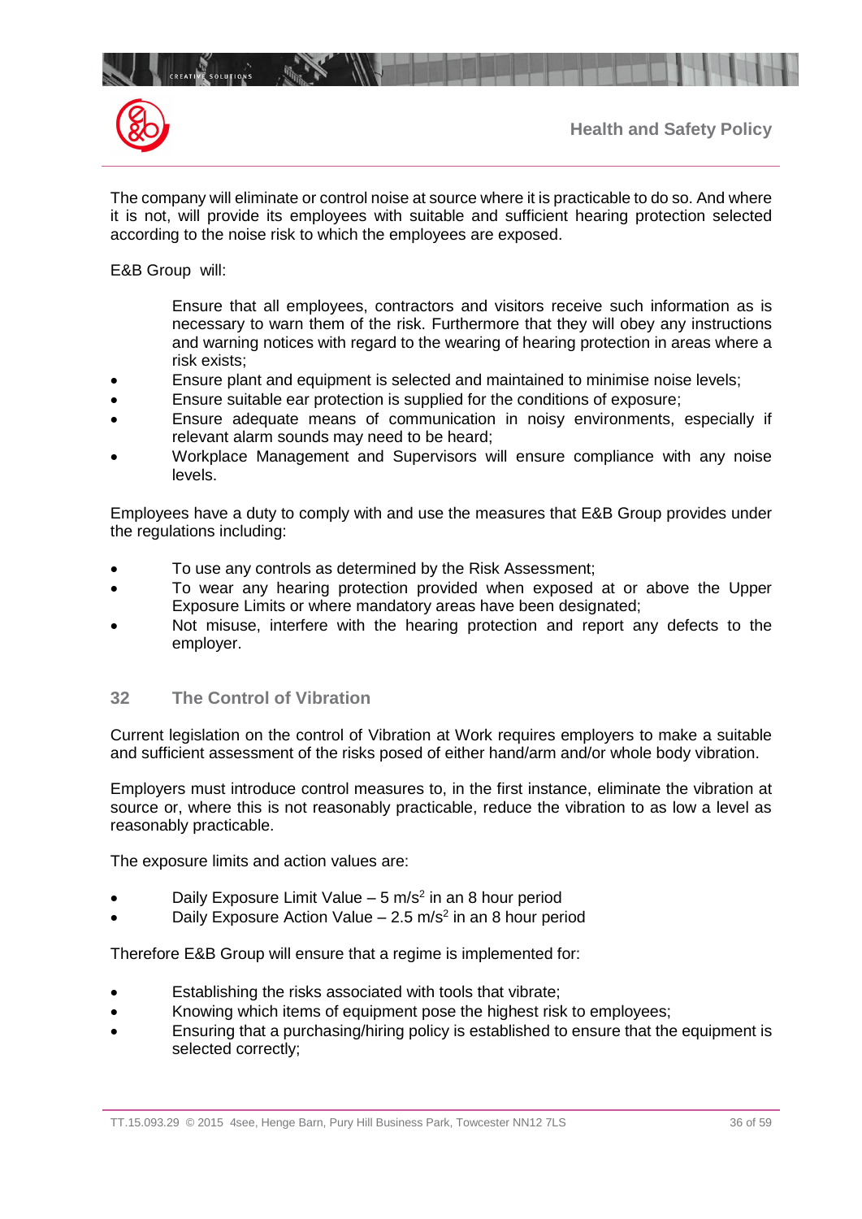The company will eliminate or control noise at source where it is practicable to do so. And where it is not, will provide its employees with suitable and sufficient hearing protection selected according to the noise risk to which the employees are exposed.

E&B Group will:

- Ensure that all employees, contractors and visitors receive such information as is necessary to warn them of the risk. Furthermore that they will obey any instructions and warning notices with regard to the wearing of hearing protection in areas where a risk exists;
- Ensure plant and equipment is selected and maintained to minimise noise levels;
- Ensure suitable ear protection is supplied for the conditions of exposure;
- Ensure adequate means of communication in noisy environments, especially if relevant alarm sounds may need to be heard;
- Workplace Management and Supervisors will ensure compliance with any noise levels.

Employees have a duty to comply with and use the measures that E&B Group provides under the regulations including:

- To use any controls as determined by the Risk Assessment;
- To wear any hearing protection provided when exposed at or above the Upper Exposure Limits or where mandatory areas have been designated;
- Not misuse, interfere with the hearing protection and report any defects to the employer.

## 32 The Control of Vibration

Current legislation on the control of Vibration at Work requires employers to make a suitable and sufficient assessment of the risks posed of either hand/arm and/or whole body vibration.

Employers must introduce control measures to, in the first instance, eliminate the vibration at source or, where this is not reasonably practicable, reduce the vibration to as low a level as reasonably practicable.

The exposure limits and action values are:

- Daily Exposure Limit Value – 5 $m/s^2$ in an 8 hour period
- Daily Exposure Action Value – 2.5 $m/s^2$ in an 8 hour period

Therefore E&B Group will ensure that a regime is implemented for:

- Establishing the risks associated with tools that vibrate;
- Knowing which items of equipment pose the highest risk to employees;
- Ensuring that a purchasing/hiring policy is established to ensure that the equipment is selected correctly;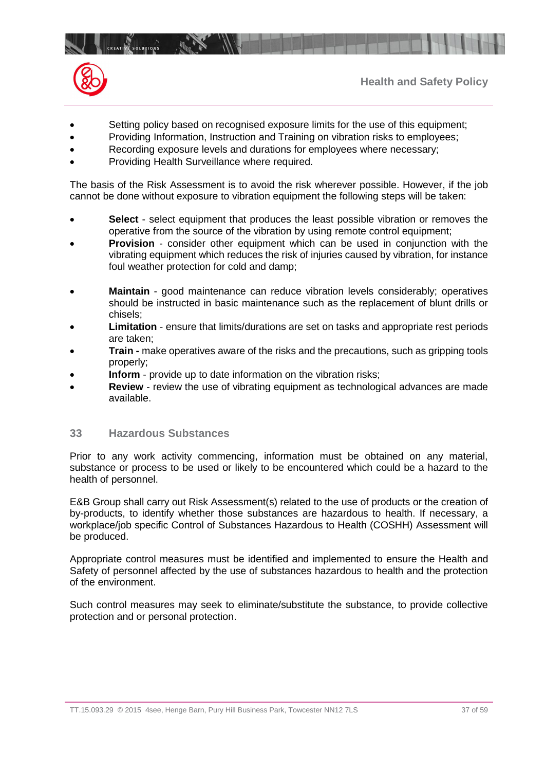- Setting policy based on recognised exposure limits for the use of this equipment;
- Providing Information, Instruction and Training on vibration risks to employees;
- Recording exposure levels and durations for employees where necessary;
- Providing Health Surveillance where required.

The basis of the Risk Assessment is to avoid the risk wherever possible. However, if the job cannot be done without exposure to vibration equipment the following steps will be taken:

- **Select** - select equipment that produces the least possible vibration or removes the operative from the source of the vibration by using remote control equipment;
- **Provision** - consider other equipment which can be used in conjunction with the vibrating equipment which reduces the risk of injuries caused by vibration, for instance foul weather protection for cold and damp;
- **Maintain** - good maintenance can reduce vibration levels considerably; operatives should be instructed in basic maintenance such as the replacement of blunt drills or chisels;
- **Limitation** - ensure that limits/durations are set on tasks and appropriate rest periods are taken;
- **Train -** make operatives aware of the risks and the precautions, such as gripping tools properly;
- **Inform** - provide up to date information on the vibration risks;
- **Review** - review the use of vibrating equipment as technological advances are made available.

## 33 Hazardous Substances

Prior to any work activity commencing, information must be obtained on any material, substance or process to be used or likely to be encountered which could be a hazard to the health of personnel.

E&B Group shall carry out Risk Assessment(s) related to the use of products or the creation of by-products, to identify whether those substances are hazardous to health. If necessary, a workplace/job specific Control of Substances Hazardous to Health (COSHH) Assessment will be produced.

Appropriate control measures must be identified and implemented to ensure the Health and Safety of personnel affected by the use of substances hazardous to health and the protection of the environment.

Such control measures may seek to eliminate/substitute the substance, to provide collective protection and or personal protection.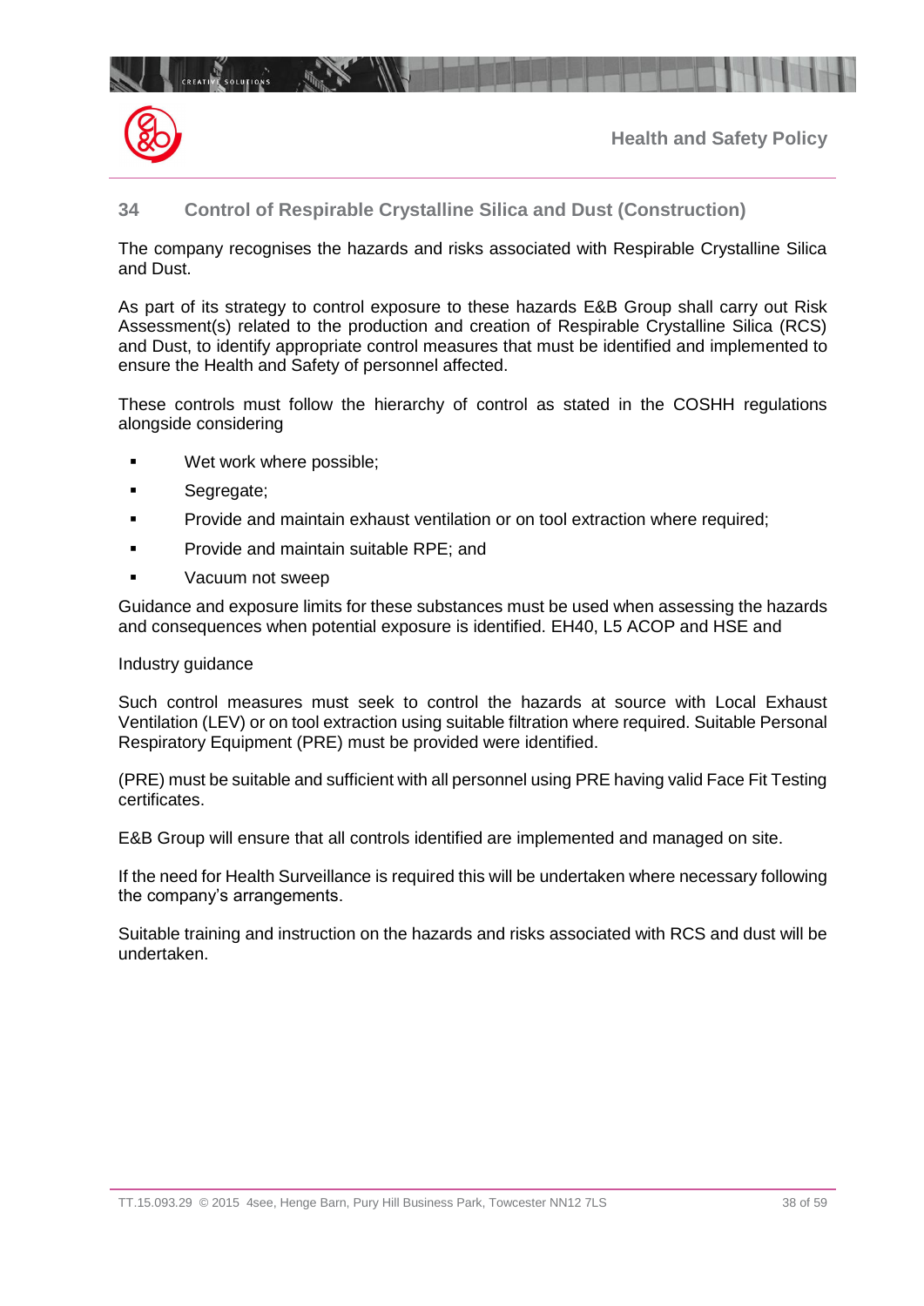## 34 Control of Respirable Crystalline Silica and Dust (Construction)

The company recognises the hazards and risks associated with Respirable Crystalline Silica and Dust.

As part of its strategy to control exposure to these hazards E&B Group shall carry out Risk Assessment(s) related to the production and creation of Respirable Crystalline Silica (RCS) and Dust, to identify appropriate control measures that must be identified and implemented to ensure the Health and Safety of personnel affected.

These controls must follow the hierarchy of control as stated in the COSHH regulations alongside considering

- Wet work where possible;
- Segregate;
- Provide and maintain exhaust ventilation or on tool extraction where required;
- Provide and maintain suitable RPE; and
- Vacuum not sweep

Guidance and exposure limits for these substances must be used when assessing the hazards and consequences when potential exposure is identified. EH40, L5 ACOP and HSE and

Industry guidance

Such control measures must seek to control the hazards at source with Local Exhaust Ventilation (LEV) or on tool extraction using suitable filtration where required. Suitable Personal Respiratory Equipment (PRE) must be provided were identified.

(PRE) must be suitable and sufficient with all personnel using PRE having valid Face Fit Testing certificates.

E&B Group will ensure that all controls identified are implemented and managed on site.

If the need for Health Surveillance is required this will be undertaken where necessary following the company's arrangements.

Suitable training and instruction on the hazards and risks associated with RCS and dust will be undertaken.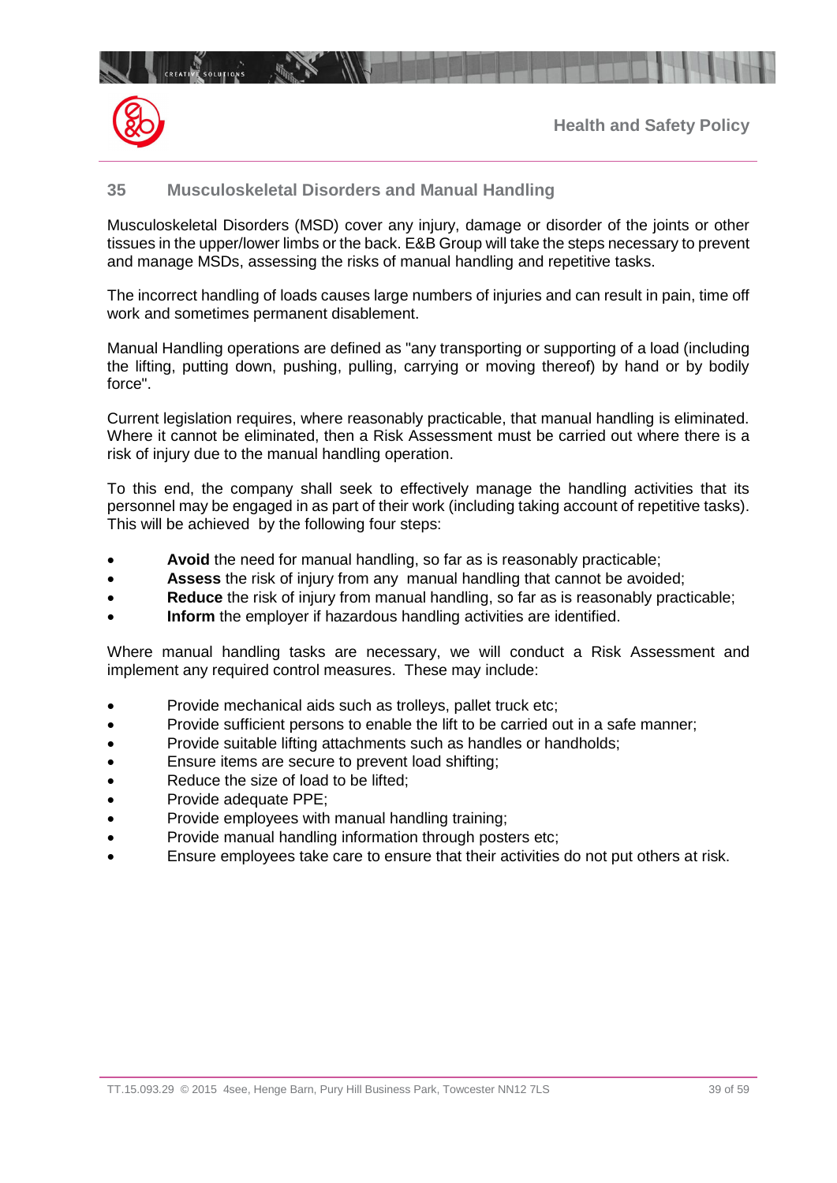## 35 Musculoskeletal Disorders and Manual Handling

Musculoskeletal Disorders (MSD) cover any injury, damage or disorder of the joints or other tissues in the upper/lower limbs or the back. E&B Group will take the steps necessary to prevent and manage MSDs, assessing the risks of manual handling and repetitive tasks.

The incorrect handling of loads causes large numbers of injuries and can result in pain, time off work and sometimes permanent disablement.

Manual Handling operations are defined as "any transporting or supporting of a load (including the lifting, putting down, pushing, pulling, carrying or moving thereof) by hand or by bodily force".

Current legislation requires, where reasonably practicable, that manual handling is eliminated. Where it cannot be eliminated, then a Risk Assessment must be carried out where there is a risk of injury due to the manual handling operation.

To this end, the company shall seek to effectively manage the handling activities that its personnel may be engaged in as part of their work (including taking account of repetitive tasks). This will be achieved by the following four steps:

- **Avoid** the need for manual handling, so far as is reasonably practicable;
- **Assess** the risk of injury from any manual handling that cannot be avoided;
- **Reduce** the risk of injury from manual handling, so far as is reasonably practicable;
- **Inform** the employer if hazardous handling activities are identified.

Where manual handling tasks are necessary, we will conduct a Risk Assessment and implement any required control measures. These may include:

- Provide mechanical aids such as trolleys, pallet truck etc;
- Provide sufficient persons to enable the lift to be carried out in a safe manner;
- Provide suitable lifting attachments such as handles or handholds;
- Ensure items are secure to prevent load shifting;
- Reduce the size of load to be lifted;
- Provide adequate PPE;
- Provide employees with manual handling training;
- Provide manual handling information through posters etc;
- Ensure employees take care to ensure that their activities do not put others at risk.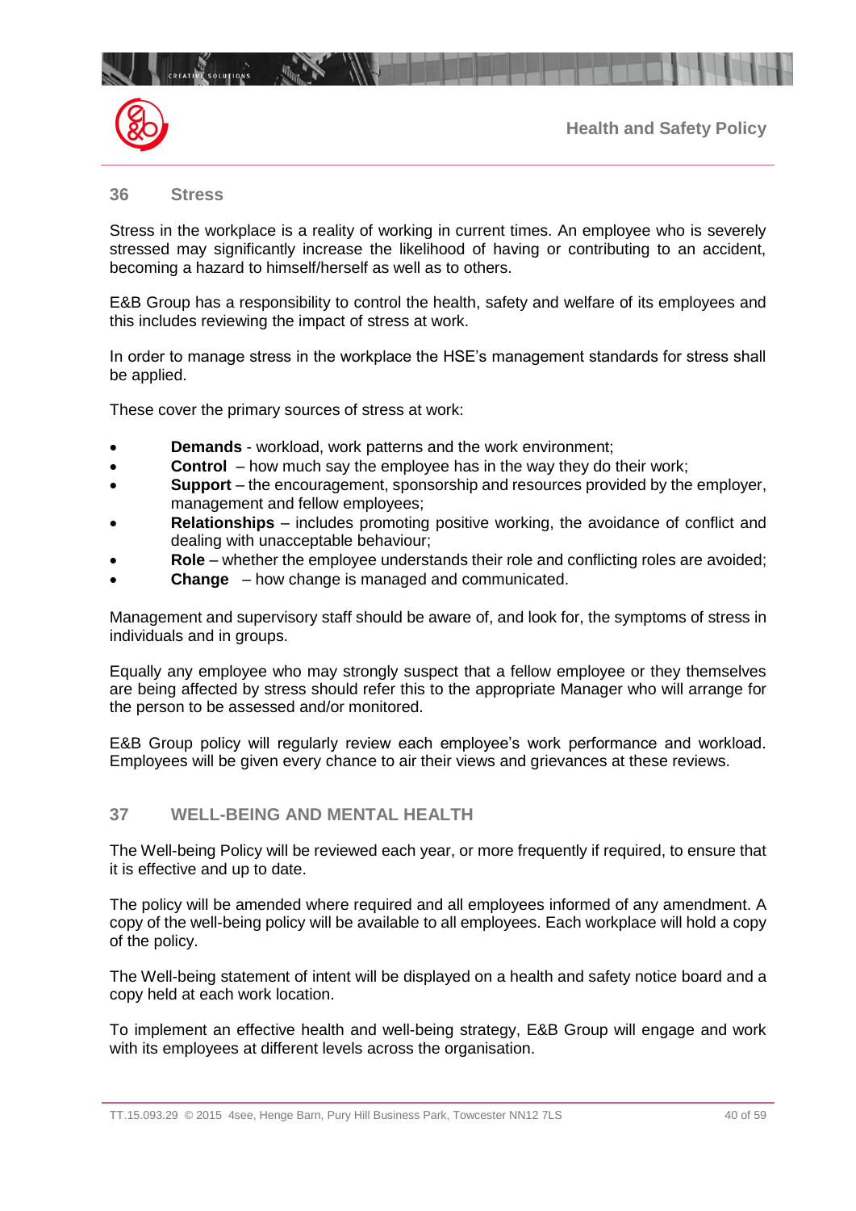## 36 Stress

Stress in the workplace is a reality of working in current times. An employee who is severely stressed may significantly increase the likelihood of having or contributing to an accident, becoming a hazard to himself/herself as well as to others.

E&B Group has a responsibility to control the health, safety and welfare of its employees and this includes reviewing the impact of stress at work.

In order to manage stress in the workplace the HSE's management standards for stress shall be applied.

These cover the primary sources of stress at work:

- **Demands** - workload, work patterns and the work environment;
- **Control** – how much say the employee has in the way they do their work;
- **Support** – the encouragement, sponsorship and resources provided by the employer, management and fellow employees;
- **Relationships** – includes promoting positive working, the avoidance of conflict and dealing with unacceptable behaviour;
- **Role** – whether the employee understands their role and conflicting roles are avoided;
- **Change** – how change is managed and communicated.

Management and supervisory staff should be aware of, and look for, the symptoms of stress in individuals and in groups.

Equally any employee who may strongly suspect that a fellow employee or they themselves are being affected by stress should refer this to the appropriate Manager who will arrange for the person to be assessed and/or monitored.

E&B Group policy will regularly review each employee's work performance and workload. Employees will be given every chance to air their views and grievances at these reviews.

## 37 WELL-BEING AND MENTAL HEALTH

The Well-being Policy will be reviewed each year, or more frequently if required, to ensure that it is effective and up to date.

The policy will be amended where required and all employees informed of any amendment. A copy of the well-being policy will be available to all employees. Each workplace will hold a copy of the policy.

The Well-being statement of intent will be displayed on a health and safety notice board and a copy held at each work location.

To implement an effective health and well-being strategy, E&B Group will engage and work with its employees at different levels across the organisation.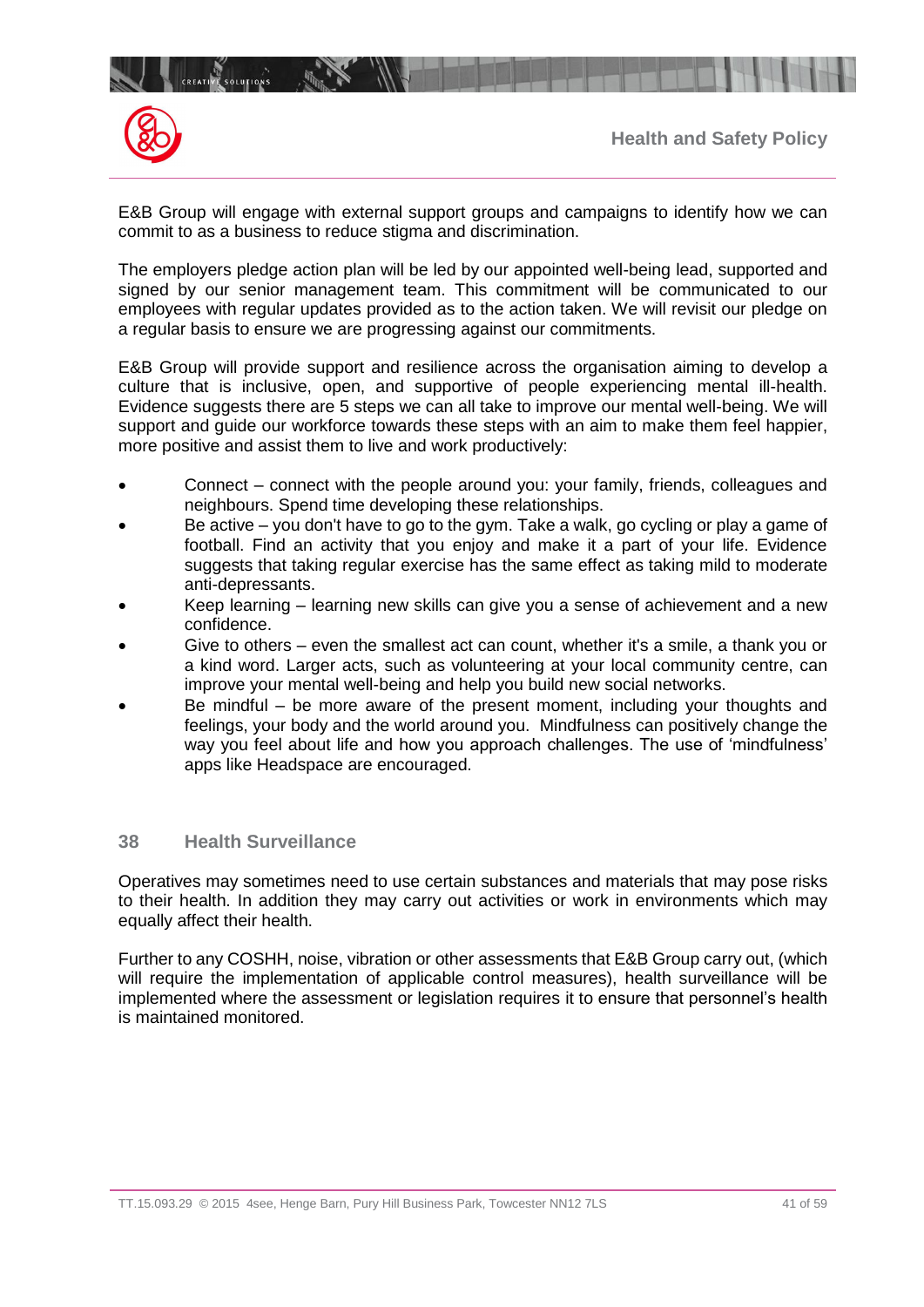E&B Group will engage with external support groups and campaigns to identify how we can commit to as a business to reduce stigma and discrimination.

The employers pledge action plan will be led by our appointed well-being lead, supported and signed by our senior management team. This commitment will be communicated to our employees with regular updates provided as to the action taken. We will revisit our pledge on a regular basis to ensure we are progressing against our commitments.

E&B Group will provide support and resilience across the organisation aiming to develop a culture that is inclusive, open, and supportive of people experiencing mental ill-health. Evidence suggests there are 5 steps we can all take to improve our mental well-being. We will support and guide our workforce towards these steps with an aim to make them feel happier, more positive and assist them to live and work productively:

- Connect – connect with the people around you: your family, friends, colleagues and neighbours. Spend time developing these relationships.
- Be active – you don't have to go to the gym. Take a walk, go cycling or play a game of football. Find an activity that you enjoy and make it a part of your life. Evidence suggests that taking regular exercise has the same effect as taking mild to moderate anti-depressants.
- Keep learning – learning new skills can give you a sense of achievement and a new confidence.
- Give to others – even the smallest act can count, whether it's a smile, a thank you or a kind word. Larger acts, such as volunteering at your local community centre, can improve your mental well-being and help you build new social networks.
- Be mindful – be more aware of the present moment, including your thoughts and feelings, your body and the world around you. Mindfulness can positively change the way you feel about life and how you approach challenges. The use of 'mindfulness' apps like Headspace are encouraged.

## 38 Health Surveillance

Operatives may sometimes need to use certain substances and materials that may pose risks to their health. In addition they may carry out activities or work in environments which may equally affect their health.

Further to any COSHH, noise, vibration or other assessments that E&B Group carry out, (which will require the implementation of applicable control measures), health surveillance will be implemented where the assessment or legislation requires it to ensure that personnel's health is maintained monitored.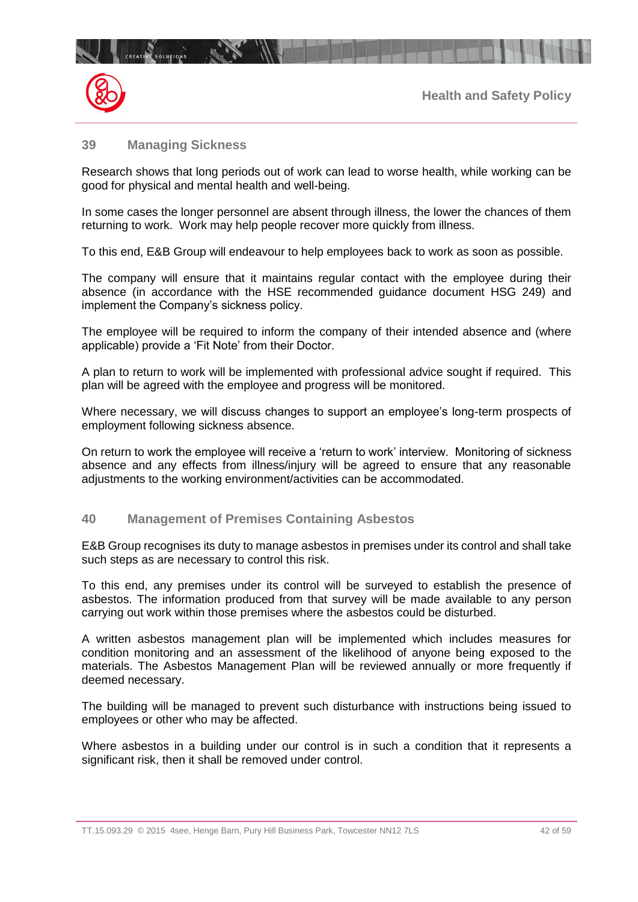## 39 Managing Sickness

Research shows that long periods out of work can lead to worse health, while working can be good for physical and mental health and well-being.

In some cases the longer personnel are absent through illness, the lower the chances of them returning to work. Work may help people recover more quickly from illness.

To this end, E&B Group will endeavour to help employees back to work as soon as possible.

The company will ensure that it maintains regular contact with the employee during their absence (in accordance with the HSE recommended guidance document HSG 249) and implement the Company's sickness policy.

The employee will be required to inform the company of their intended absence and (where applicable) provide a 'Fit Note' from their Doctor.

A plan to return to work will be implemented with professional advice sought if required. This plan will be agreed with the employee and progress will be monitored.

Where necessary, we will discuss changes to support an employee's long-term prospects of employment following sickness absence.

On return to work the employee will receive a 'return to work' interview. Monitoring of sickness absence and any effects from illness/injury will be agreed to ensure that any reasonable adjustments to the working environment/activities can be accommodated.

## 40 Management of Premises Containing Asbestos

E&B Group recognises its duty to manage asbestos in premises under its control and shall take such steps as are necessary to control this risk.

To this end, any premises under its control will be surveyed to establish the presence of asbestos. The information produced from that survey will be made available to any person carrying out work within those premises where the asbestos could be disturbed.

A written asbestos management plan will be implemented which includes measures for condition monitoring and an assessment of the likelihood of anyone being exposed to the materials. The Asbestos Management Plan will be reviewed annually or more frequently if deemed necessary.

The building will be managed to prevent such disturbance with instructions being issued to employees or other who may be affected.

Where asbestos in a building under our control is in such a condition that it represents a significant risk, then it shall be removed under control.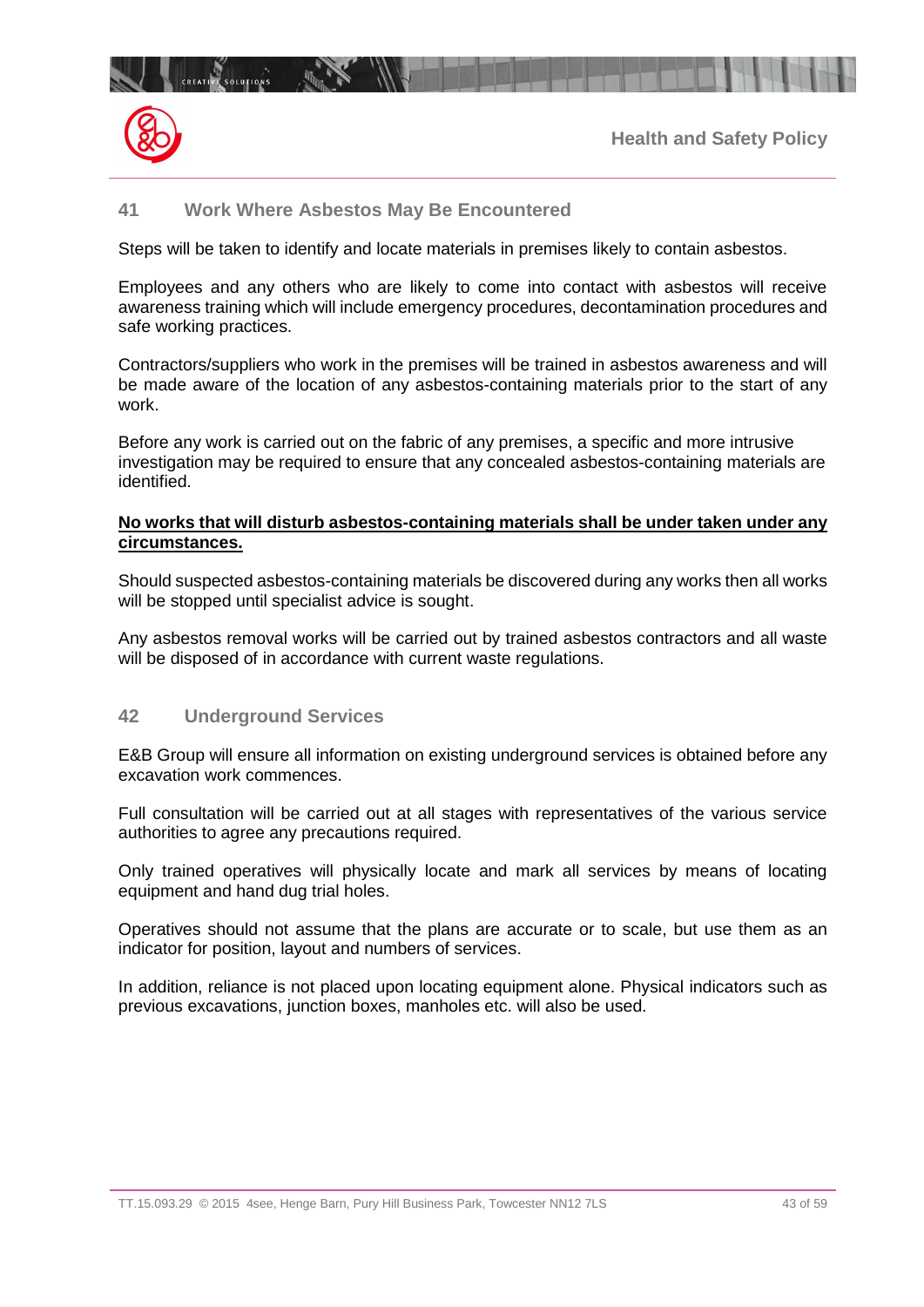## 41 Work Where Asbestos May Be Encountered

Steps will be taken to identify and locate materials in premises likely to contain asbestos.

Employees and any others who are likely to come into contact with asbestos will receive awareness training which will include emergency procedures, decontamination procedures and safe working practices.

Contractors/suppliers who work in the premises will be trained in asbestos awareness and will be made aware of the location of any asbestos-containing materials prior to the start of any work.

Before any work is carried out on the fabric of any premises, a specific and more intrusive investigation may be required to ensure that any concealed asbestos-containing materials are identified.

**<u>No works that will disturb asbestos-containing materials shall be under taken under any circumstances.</u>**

Should suspected asbestos-containing materials be discovered during any works then all works will be stopped until specialist advice is sought.

Any asbestos removal works will be carried out by trained asbestos contractors and all waste will be disposed of in accordance with current waste regulations.

## 42 Underground Services

E&B Group will ensure all information on existing underground services is obtained before any excavation work commences.

Full consultation will be carried out at all stages with representatives of the various service authorities to agree any precautions required.

Only trained operatives will physically locate and mark all services by means of locating equipment and hand dug trial holes.

Operatives should not assume that the plans are accurate or to scale, but use them as an indicator for position, layout and numbers of services.

In addition, reliance is not placed upon locating equipment alone. Physical indicators such as previous excavations, junction boxes, manholes etc. will also be used.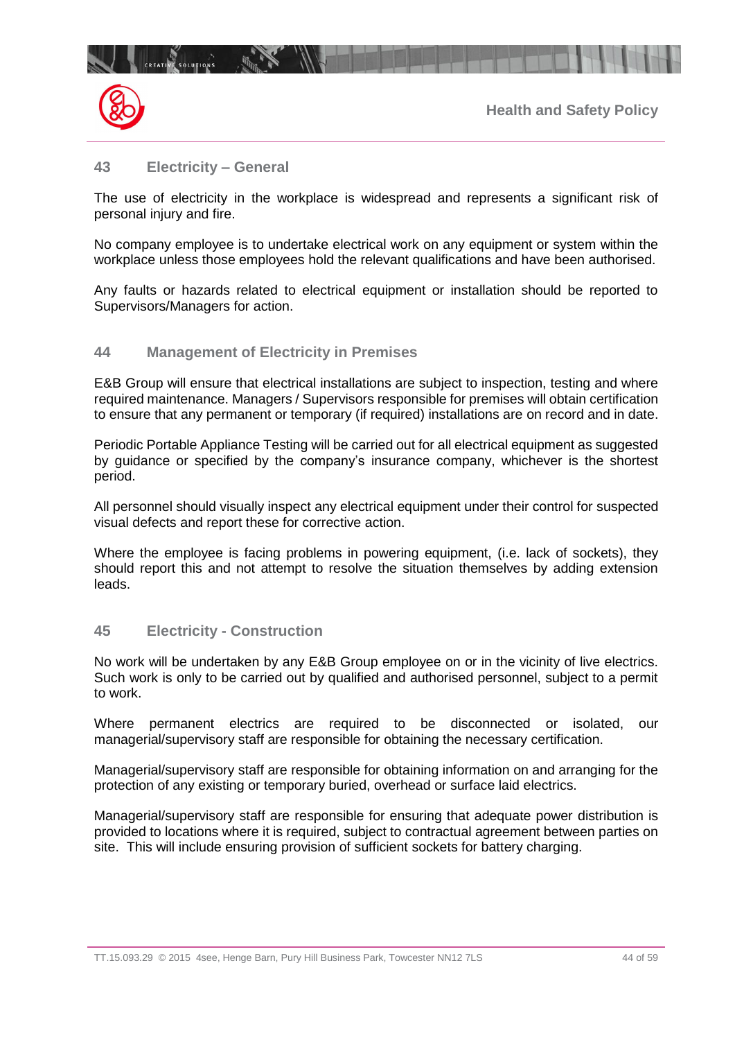## 43 Electricity – General

The use of electricity in the workplace is widespread and represents a significant risk of personal injury and fire.

No company employee is to undertake electrical work on any equipment or system within the workplace unless those employees hold the relevant qualifications and have been authorised.

Any faults or hazards related to electrical equipment or installation should be reported to Supervisors/Managers for action.

## 44 Management of Electricity in Premises

E&B Group will ensure that electrical installations are subject to inspection, testing and where required maintenance. Managers / Supervisors responsible for premises will obtain certification to ensure that any permanent or temporary (if required) installations are on record and in date.

Periodic Portable Appliance Testing will be carried out for all electrical equipment as suggested by guidance or specified by the company's insurance company, whichever is the shortest period.

All personnel should visually inspect any electrical equipment under their control for suspected visual defects and report these for corrective action.

Where the employee is facing problems in powering equipment, (i.e. lack of sockets), they should report this and not attempt to resolve the situation themselves by adding extension leads.

## 45 Electricity - Construction

No work will be undertaken by any E&B Group employee on or in the vicinity of live electrics. Such work is only to be carried out by qualified and authorised personnel, subject to a permit to work.

Where permanent electrics are required to be disconnected or isolated, our managerial/supervisory staff are responsible for obtaining the necessary certification.

Managerial/supervisory staff are responsible for obtaining information on and arranging for the protection of any existing or temporary buried, overhead or surface laid electrics.

Managerial/supervisory staff are responsible for ensuring that adequate power distribution is provided to locations where it is required, subject to contractual agreement between parties on site. This will include ensuring provision of sufficient sockets for battery charging.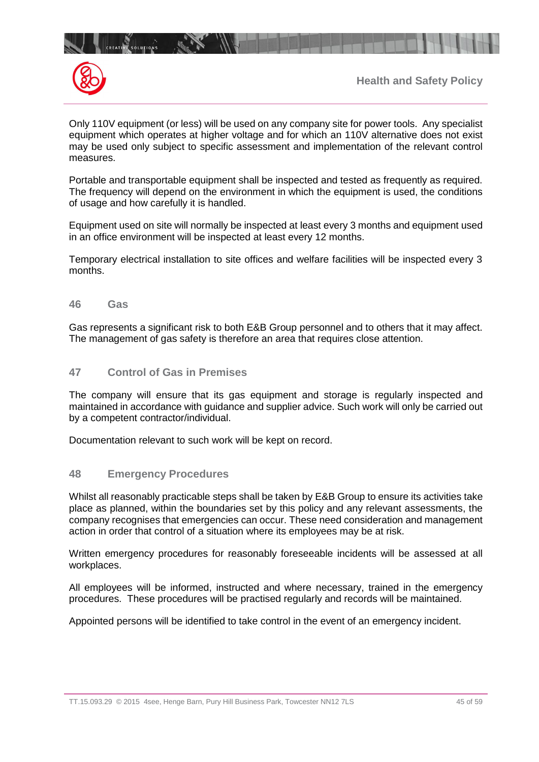Only 110V equipment (or less) will be used on any company site for power tools. Any specialist equipment which operates at higher voltage and for which an 110V alternative does not exist may be used only subject to specific assessment and implementation of the relevant control measures.

Portable and transportable equipment shall be inspected and tested as frequently as required. The frequency will depend on the environment in which the equipment is used, the conditions of usage and how carefully it is handled.

Equipment used on site will normally be inspected at least every 3 months and equipment used in an office environment will be inspected at least every 12 months.

Temporary electrical installation to site offices and welfare facilities will be inspected every 3 months.

## 46 Gas

Gas represents a significant risk to both E&B Group personnel and to others that it may affect. The management of gas safety is therefore an area that requires close attention.

## 47 Control of Gas in Premises

The company will ensure that its gas equipment and storage is regularly inspected and maintained in accordance with guidance and supplier advice. Such work will only be carried out by a competent contractor/individual.

Documentation relevant to such work will be kept on record.

## 48 Emergency Procedures

Whilst all reasonably practicable steps shall be taken by E&B Group to ensure its activities take place as planned, within the boundaries set by this policy and any relevant assessments, the company recognises that emergencies can occur. These need consideration and management action in order that control of a situation where its employees may be at risk.

Written emergency procedures for reasonably foreseeable incidents will be assessed at all workplaces.

All employees will be informed, instructed and where necessary, trained in the emergency procedures. These procedures will be practised regularly and records will be maintained.

Appointed persons will be identified to take control in the event of an emergency incident.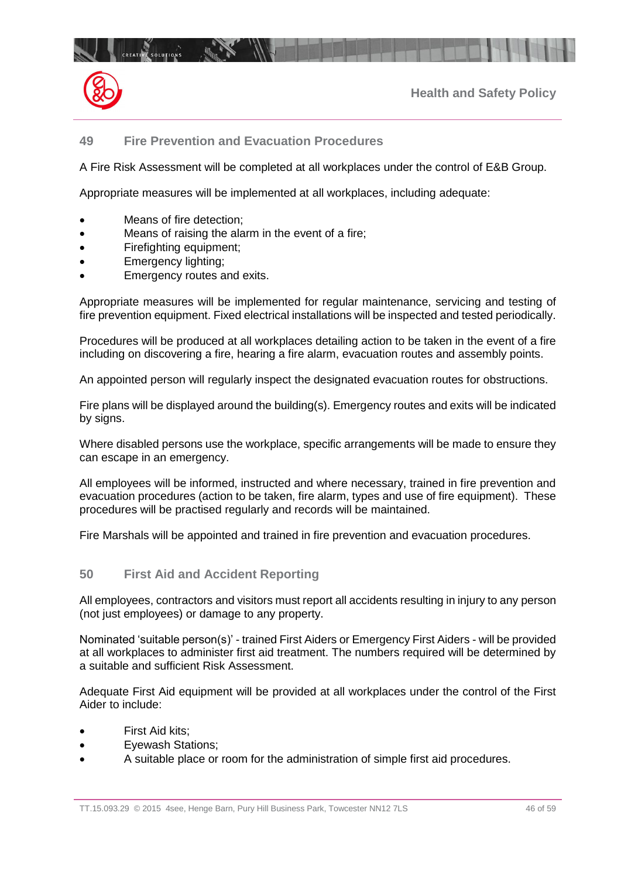## 49 Fire Prevention and Evacuation Procedures

A Fire Risk Assessment will be completed at all workplaces under the control of E&B Group.

Appropriate measures will be implemented at all workplaces, including adequate:

- Means of fire detection;
- Means of raising the alarm in the event of a fire;
- Firefighting equipment;
- Emergency lighting;
- Emergency routes and exits.

Appropriate measures will be implemented for regular maintenance, servicing and testing of fire prevention equipment. Fixed electrical installations will be inspected and tested periodically.

Procedures will be produced at all workplaces detailing action to be taken in the event of a fire including on discovering a fire, hearing a fire alarm, evacuation routes and assembly points.

An appointed person will regularly inspect the designated evacuation routes for obstructions.

Fire plans will be displayed around the building(s). Emergency routes and exits will be indicated by signs.

Where disabled persons use the workplace, specific arrangements will be made to ensure they can escape in an emergency.

All employees will be informed, instructed and where necessary, trained in fire prevention and evacuation procedures (action to be taken, fire alarm, types and use of fire equipment). These procedures will be practised regularly and records will be maintained.

Fire Marshals will be appointed and trained in fire prevention and evacuation procedures.

## 50 First Aid and Accident Reporting

All employees, contractors and visitors must report all accidents resulting in injury to any person (not just employees) or damage to any property.

Nominated 'suitable person(s)' - trained First Aiders or Emergency First Aiders - will be provided at all workplaces to administer first aid treatment. The numbers required will be determined by a suitable and sufficient Risk Assessment.

Adequate First Aid equipment will be provided at all workplaces under the control of the First Aider to include:

- First Aid kits;
- Eyewash Stations;
- A suitable place or room for the administration of simple first aid procedures.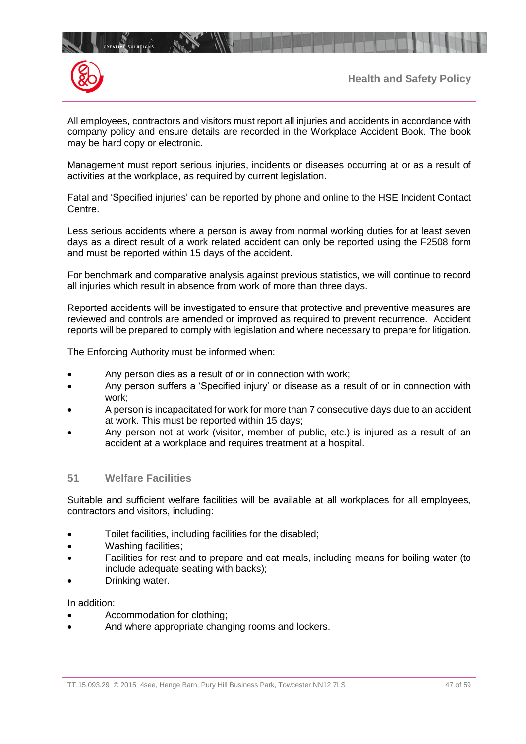All employees, contractors and visitors must report all injuries and accidents in accordance with company policy and ensure details are recorded in the Workplace Accident Book. The book may be hard copy or electronic.

Management must report serious injuries, incidents or diseases occurring at or as a result of activities at the workplace, as required by current legislation.

Fatal and 'Specified injuries' can be reported by phone and online to the HSE Incident Contact Centre.

Less serious accidents where a person is away from normal working duties for at least seven days as a direct result of a work related accident can only be reported using the F2508 form and must be reported within 15 days of the accident.

For benchmark and comparative analysis against previous statistics, we will continue to record all injuries which result in absence from work of more than three days.

Reported accidents will be investigated to ensure that protective and preventive measures are reviewed and controls are amended or improved as required to prevent recurrence. Accident reports will be prepared to comply with legislation and where necessary to prepare for litigation.

The Enforcing Authority must be informed when:

- Any person dies as a result of or in connection with work;
- Any person suffers a 'Specified injury' or disease as a result of or in connection with work;
- A person is incapacitated for work for more than 7 consecutive days due to an accident at work. This must be reported within 15 days;
- Any person not at work (visitor, member of public, etc.) is injured as a result of an accident at a workplace and requires treatment at a hospital.

## 51 Welfare Facilities

Suitable and sufficient welfare facilities will be available at all workplaces for all employees, contractors and visitors, including:

- Toilet facilities, including facilities for the disabled;
- Washing facilities;
- Facilities for rest and to prepare and eat meals, including means for boiling water (to include adequate seating with backs);
- Drinking water.

In addition:

- Accommodation for clothing;
- And where appropriate changing rooms and lockers.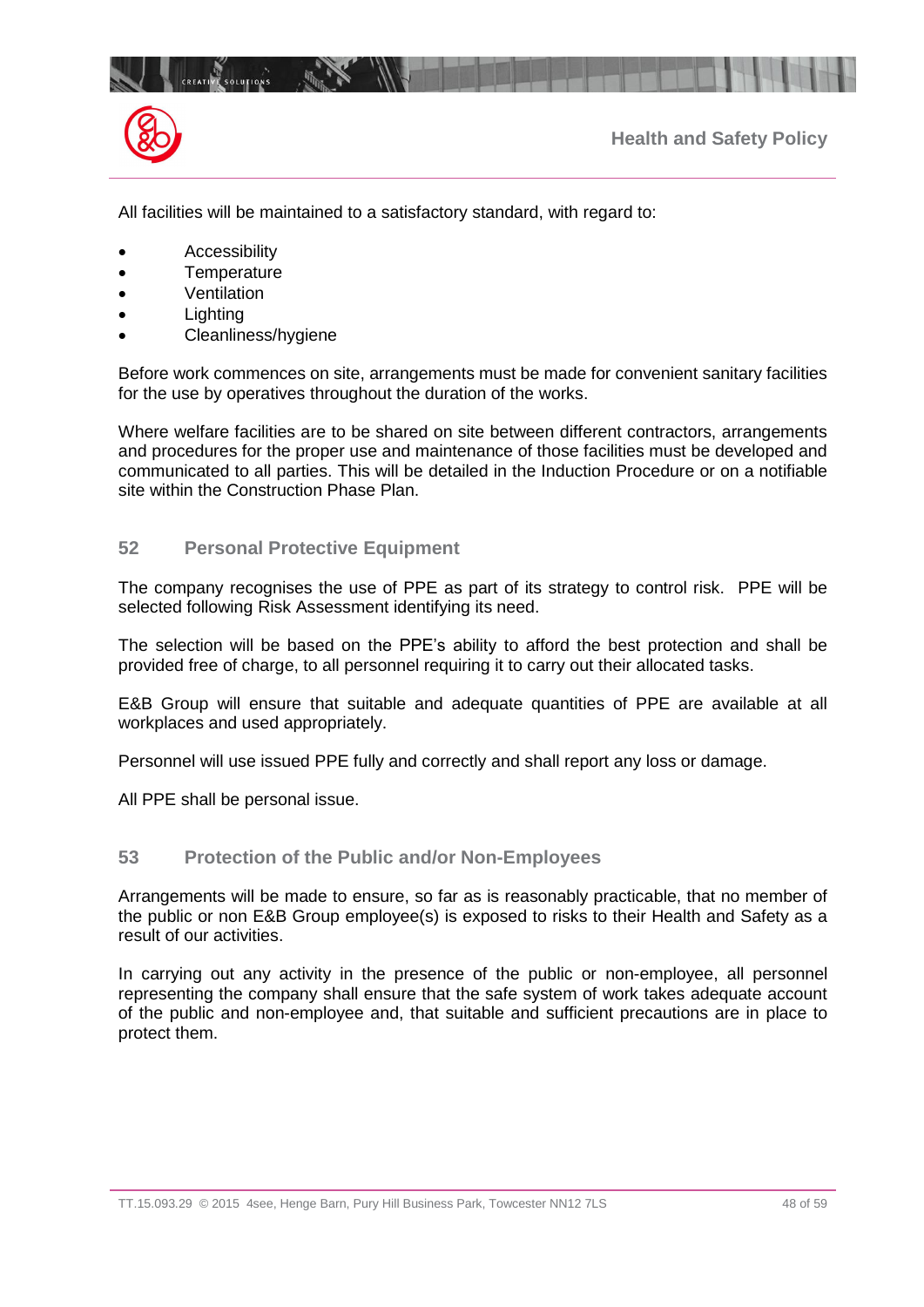All facilities will be maintained to a satisfactory standard, with regard to:

- Accessibility
- Temperature
- Ventilation
- Lighting
- Cleanliness/hygiene

Before work commences on site, arrangements must be made for convenient sanitary facilities for the use by operatives throughout the duration of the works.

Where welfare facilities are to be shared on site between different contractors, arrangements and procedures for the proper use and maintenance of those facilities must be developed and communicated to all parties. This will be detailed in the Induction Procedure or on a notifiable site within the Construction Phase Plan.

## 52 Personal Protective Equipment

The company recognises the use of PPE as part of its strategy to control risk. PPE will be selected following Risk Assessment identifying its need.

The selection will be based on the PPE's ability to afford the best protection and shall be provided free of charge, to all personnel requiring it to carry out their allocated tasks.

E&B Group will ensure that suitable and adequate quantities of PPE are available at all workplaces and used appropriately.

Personnel will use issued PPE fully and correctly and shall report any loss or damage.

All PPE shall be personal issue.

## 53 Protection of the Public and/or Non-Employees

Arrangements will be made to ensure, so far as is reasonably practicable, that no member of the public or non E&B Group employee(s) is exposed to risks to their Health and Safety as a result of our activities.

In carrying out any activity in the presence of the public or non-employee, all personnel representing the company shall ensure that the safe system of work takes adequate account of the public and non-employee and, that suitable and sufficient precautions are in place to protect them.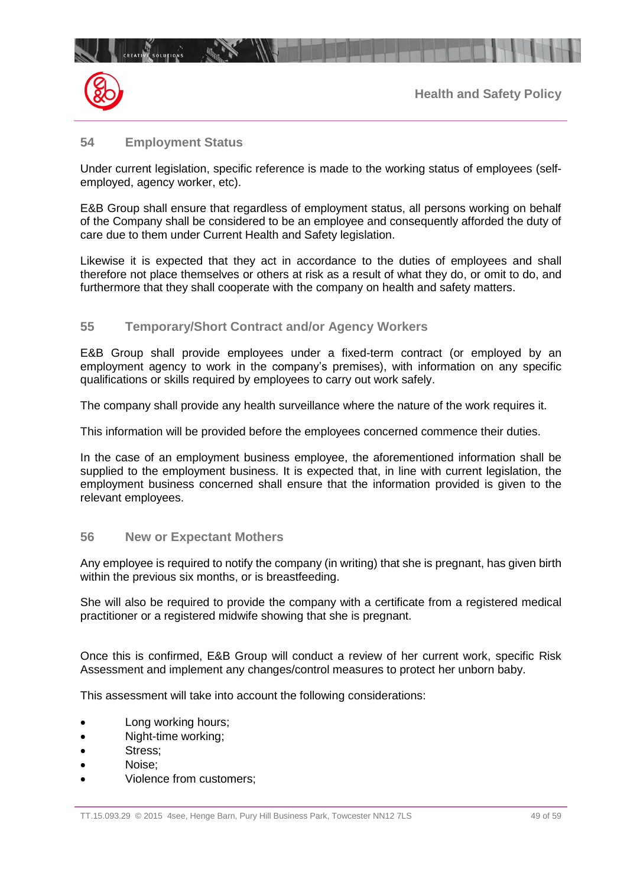## 54 Employment Status

Under current legislation, specific reference is made to the working status of employees (self-employed, agency worker, etc).

E&B Group shall ensure that regardless of employment status, all persons working on behalf of the Company shall be considered to be an employee and consequently afforded the duty of care due to them under Current Health and Safety legislation.

Likewise it is expected that they act in accordance to the duties of employees and shall therefore not place themselves or others at risk as a result of what they do, or omit to do, and furthermore that they shall cooperate with the company on health and safety matters.

## 55 Temporary/Short Contract and/or Agency Workers

E&B Group shall provide employees under a fixed-term contract (or employed by an employment agency to work in the company's premises), with information on any specific qualifications or skills required by employees to carry out work safely.

The company shall provide any health surveillance where the nature of the work requires it.

This information will be provided before the employees concerned commence their duties.

In the case of an employment business employee, the aforementioned information shall be supplied to the employment business. It is expected that, in line with current legislation, the employment business concerned shall ensure that the information provided is given to the relevant employees.

## 56 New or Expectant Mothers

Any employee is required to notify the company (in writing) that she is pregnant, has given birth within the previous six months, or is breastfeeding.

She will also be required to provide the company with a certificate from a registered medical practitioner or a registered midwife showing that she is pregnant.

Once this is confirmed, E&B Group will conduct a review of her current work, specific Risk Assessment and implement any changes/control measures to protect her unborn baby.

This assessment will take into account the following considerations:

- Long working hours;
- Night-time working;
- Stress;
- Noise;
- Violence from customers;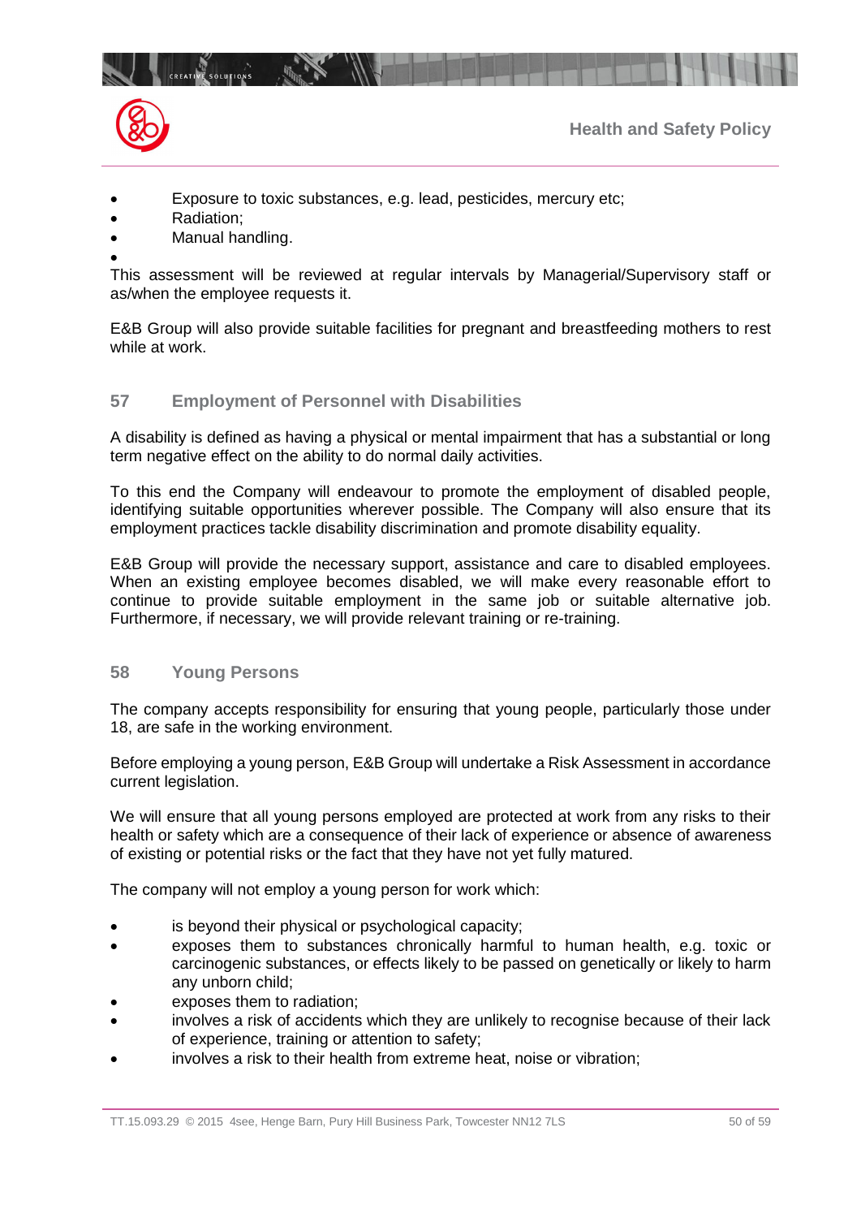- Exposure to toxic substances, e.g. lead, pesticides, mercury etc;
- Radiation;
- Manual handling.
- 

This assessment will be reviewed at regular intervals by Managerial/Supervisory staff or as/when the employee requests it.

E&B Group will also provide suitable facilities for pregnant and breastfeeding mothers to rest while at work.

## 57 Employment of Personnel with Disabilities

A disability is defined as having a physical or mental impairment that has a substantial or long term negative effect on the ability to do normal daily activities.

To this end the Company will endeavour to promote the employment of disabled people, identifying suitable opportunities wherever possible. The Company will also ensure that its employment practices tackle disability discrimination and promote disability equality.

E&B Group will provide the necessary support, assistance and care to disabled employees. When an existing employee becomes disabled, we will make every reasonable effort to continue to provide suitable employment in the same job or suitable alternative job. Furthermore, if necessary, we will provide relevant training or re-training.

## 58 Young Persons

The company accepts responsibility for ensuring that young people, particularly those under 18, are safe in the working environment.

Before employing a young person, E&B Group will undertake a Risk Assessment in accordance current legislation.

We will ensure that all young persons employed are protected at work from any risks to their health or safety which are a consequence of their lack of experience or absence of awareness of existing or potential risks or the fact that they have not yet fully matured.

The company will not employ a young person for work which:

- is beyond their physical or psychological capacity;
- exposes them to substances chronically harmful to human health, e.g. toxic or carcinogenic substances, or effects likely to be passed on genetically or likely to harm any unborn child;
- exposes them to radiation;
- involves a risk of accidents which they are unlikely to recognise because of their lack of experience, training or attention to safety;
- involves a risk to their health from extreme heat, noise or vibration;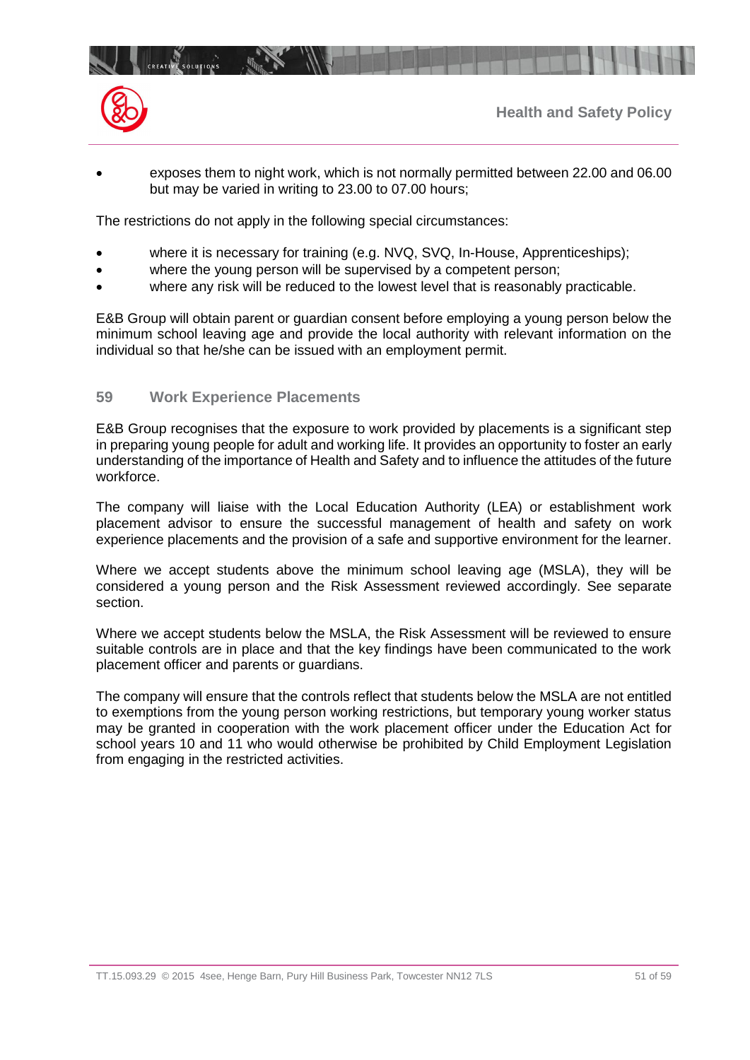- exposes them to night work, which is not normally permitted between 22.00 and 06.00 but may be varied in writing to 23.00 to 07.00 hours;

The restrictions do not apply in the following special circumstances:

- where it is necessary for training (e.g. NVQ, SVQ, In-House, Apprenticeships);
- where the young person will be supervised by a competent person;
- where any risk will be reduced to the lowest level that is reasonably practicable.

E&B Group will obtain parent or guardian consent before employing a young person below the minimum school leaving age and provide the local authority with relevant information on the individual so that he/she can be issued with an employment permit.

## 59 Work Experience Placements

E&B Group recognises that the exposure to work provided by placements is a significant step in preparing young people for adult and working life. It provides an opportunity to foster an early understanding of the importance of Health and Safety and to influence the attitudes of the future workforce.

The company will liaise with the Local Education Authority (LEA) or establishment work placement advisor to ensure the successful management of health and safety on work experience placements and the provision of a safe and supportive environment for the learner.

Where we accept students above the minimum school leaving age (MSLA), they will be considered a young person and the Risk Assessment reviewed accordingly. See separate section.

Where we accept students below the MSLA, the Risk Assessment will be reviewed to ensure suitable controls are in place and that the key findings have been communicated to the work placement officer and parents or guardians.

The company will ensure that the controls reflect that students below the MSLA are not entitled to exemptions from the young person working restrictions, but temporary young worker status may be granted in cooperation with the work placement officer under the Education Act for school years 10 and 11 who would otherwise be prohibited by Child Employment Legislation from engaging in the restricted activities.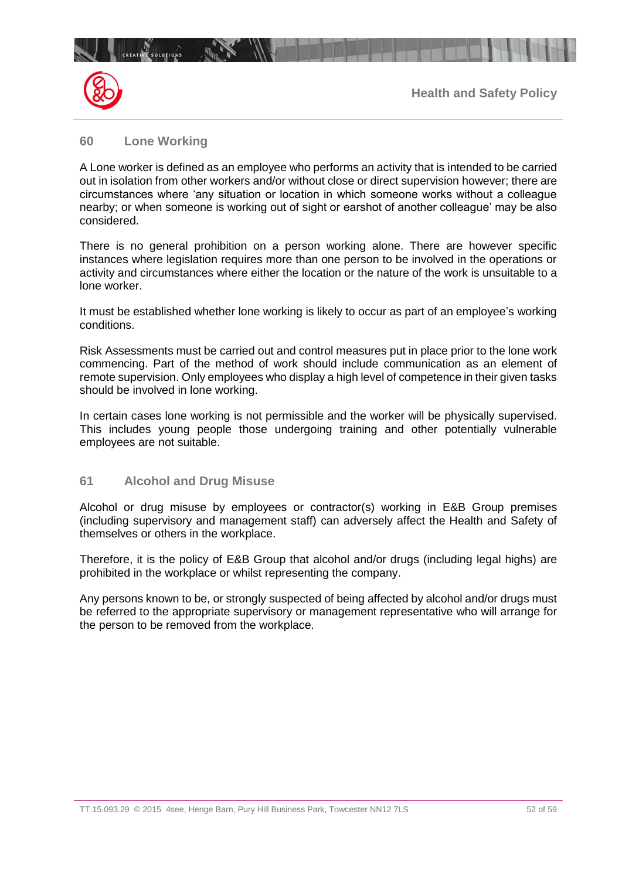## 60 Lone Working

A Lone worker is defined as an employee who performs an activity that is intended to be carried out in isolation from other workers and/or without close or direct supervision however; there are circumstances where 'any situation or location in which someone works without a colleague nearby; or when someone is working out of sight or earshot of another colleague' may be also considered.

There is no general prohibition on a person working alone. There are however specific instances where legislation requires more than one person to be involved in the operations or activity and circumstances where either the location or the nature of the work is unsuitable to a lone worker.

It must be established whether lone working is likely to occur as part of an employee's working conditions.

Risk Assessments must be carried out and control measures put in place prior to the lone work commencing. Part of the method of work should include communication as an element of remote supervision. Only employees who display a high level of competence in their given tasks should be involved in lone working.

In certain cases lone working is not permissible and the worker will be physically supervised. This includes young people those undergoing training and other potentially vulnerable employees are not suitable.

## 61 Alcohol and Drug Misuse

Alcohol or drug misuse by employees or contractor(s) working in E&B Group premises (including supervisory and management staff) can adversely affect the Health and Safety of themselves or others in the workplace.

Therefore, it is the policy of E&B Group that alcohol and/or drugs (including legal highs) are prohibited in the workplace or whilst representing the company.

Any persons known to be, or strongly suspected of being affected by alcohol and/or drugs must be referred to the appropriate supervisory or management representative who will arrange for the person to be removed from the workplace.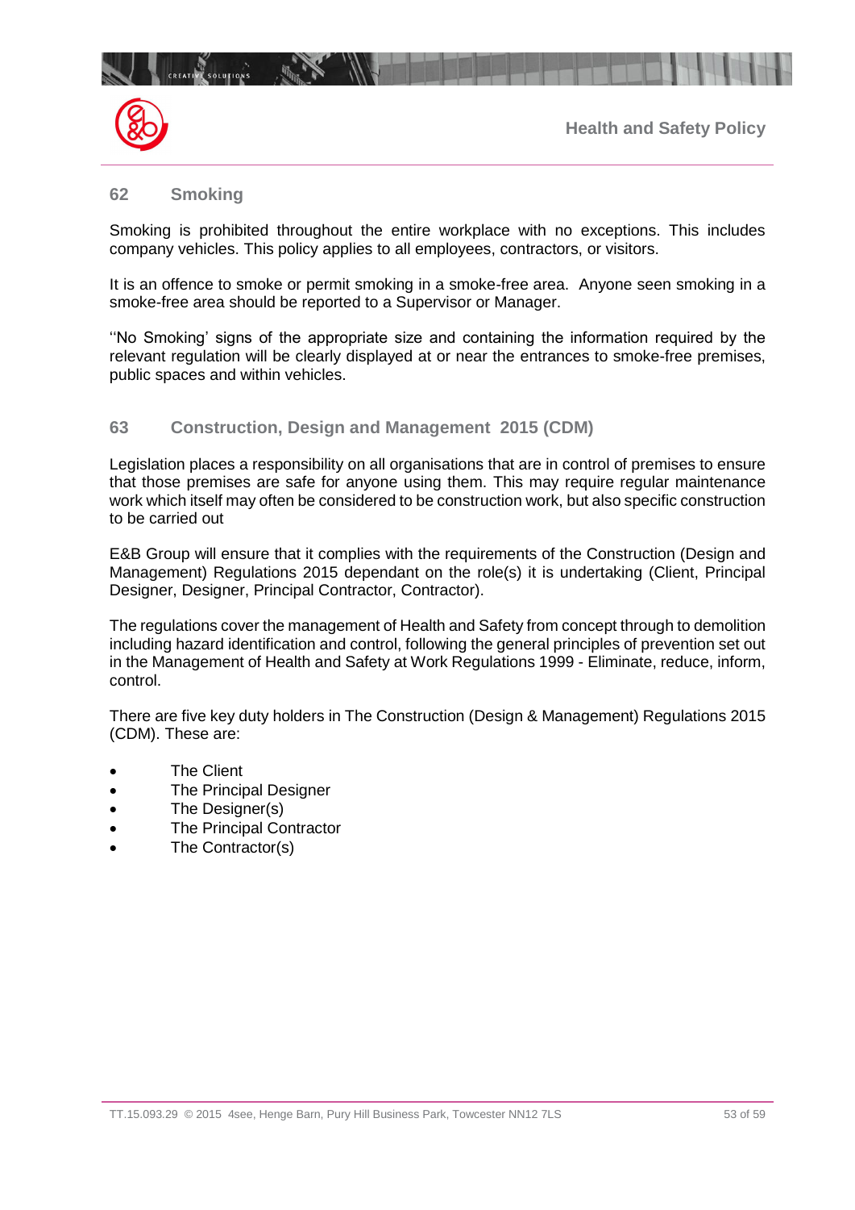## 62 Smoking

Smoking is prohibited throughout the entire workplace with no exceptions. This includes company vehicles. This policy applies to all employees, contractors, or visitors.

It is an offence to smoke or permit smoking in a smoke-free area. Anyone seen smoking in a smoke-free area should be reported to a Supervisor or Manager.

''No Smoking' signs of the appropriate size and containing the information required by the relevant regulation will be clearly displayed at or near the entrances to smoke-free premises, public spaces and within vehicles.

## 63 Construction, Design and Management 2015 (CDM)

Legislation places a responsibility on all organisations that are in control of premises to ensure that those premises are safe for anyone using them. This may require regular maintenance work which itself may often be considered to be construction work, but also specific construction to be carried out

E&B Group will ensure that it complies with the requirements of the Construction (Design and Management) Regulations 2015 dependant on the role(s) it is undertaking (Client, Principal Designer, Designer, Principal Contractor, Contractor).

The regulations cover the management of Health and Safety from concept through to demolition including hazard identification and control, following the general principles of prevention set out in the Management of Health and Safety at Work Regulations 1999 - Eliminate, reduce, inform, control.

There are five key duty holders in The Construction (Design & Management) Regulations 2015 (CDM). These are:

- The Client
- The Principal Designer
- The Designer(s)
- The Principal Contractor
- The Contractor(s)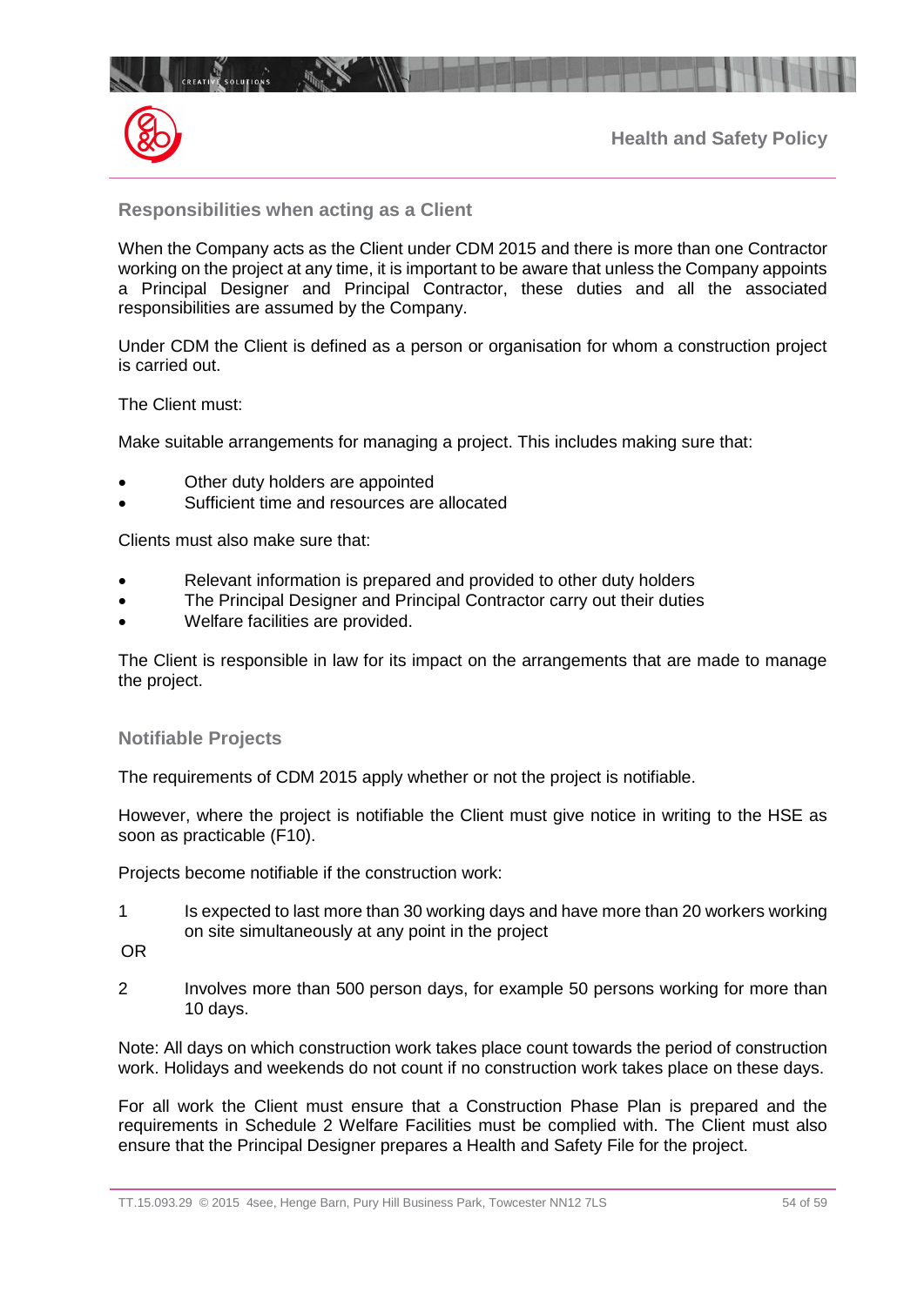## Responsibilities when acting as a Client

When the Company acts as the Client under CDM 2015 and there is more than one Contractor working on the project at any time, it is important to be aware that unless the Company appoints a Principal Designer and Principal Contractor, these duties and all the associated responsibilities are assumed by the Company.

Under CDM the Client is defined as a person or organisation for whom a construction project is carried out.

The Client must:

Make suitable arrangements for managing a project. This includes making sure that:

- Other duty holders are appointed
- Sufficient time and resources are allocated

Clients must also make sure that:

- Relevant information is prepared and provided to other duty holders
- The Principal Designer and Principal Contractor carry out their duties
- Welfare facilities are provided.

The Client is responsible in law for its impact on the arrangements that are made to manage the project.

## Notifiable Projects

The requirements of CDM 2015 apply whether or not the project is notifiable.

However, where the project is notifiable the Client must give notice in writing to the HSE as soon as practicable (F10).

Projects become notifiable if the construction work:

1. Is expected to last more than 30 working days and have more than 20 workers working on site simultaneously at any point in the project

OR

2. Involves more than 500 person days, for example 50 persons working for more than 10 days.

Note: All days on which construction work takes place count towards the period of construction work. Holidays and weekends do not count if no construction work takes place on these days.

For all work the Client must ensure that a Construction Phase Plan is prepared and the requirements in Schedule 2 Welfare Facilities must be complied with. The Client must also ensure that the Principal Designer prepares a Health and Safety File for the project.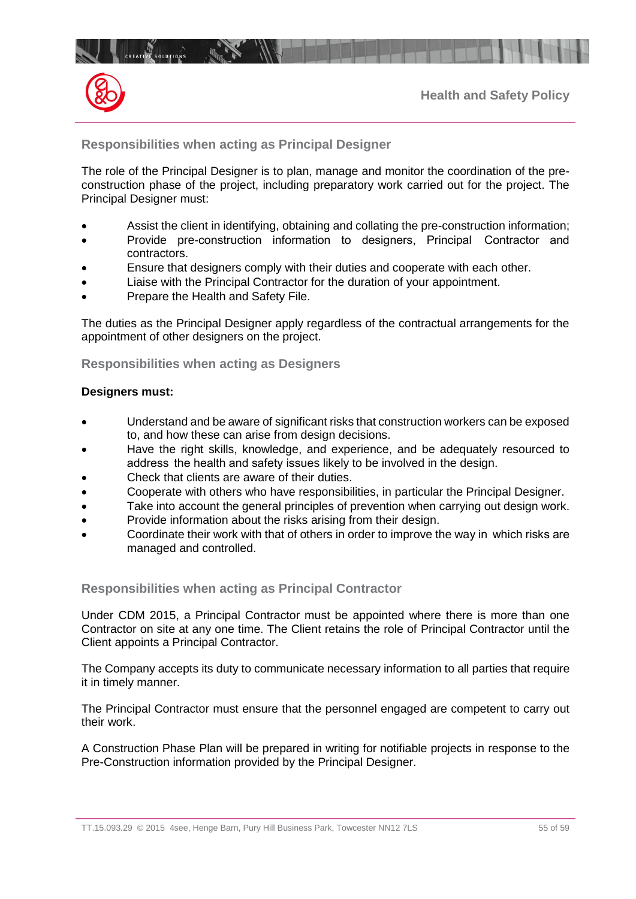## Responsibilities when acting as Principal Designer

The role of the Principal Designer is to plan, manage and monitor the coordination of the pre-construction phase of the project, including preparatory work carried out for the project. The Principal Designer must:

- Assist the client in identifying, obtaining and collating the pre-construction information;
- Provide pre-construction information to designers, Principal Contractor and contractors.
- Ensure that designers comply with their duties and cooperate with each other.
- Liaise with the Principal Contractor for the duration of your appointment.
- Prepare the Health and Safety File.

The duties as the Principal Designer apply regardless of the contractual arrangements for the appointment of other designers on the project.

## Responsibilities when acting as Designers

**Designers must:**

- Understand and be aware of significant risks that construction workers can be exposed to, and how these can arise from design decisions.
- Have the right skills, knowledge, and experience, and be adequately resourced to address the health and safety issues likely to be involved in the design.
- Check that clients are aware of their duties.
- Cooperate with others who have responsibilities, in particular the Principal Designer.
- Take into account the general principles of prevention when carrying out design work.
- Provide information about the risks arising from their design.
- Coordinate their work with that of others in order to improve the way in which risks are managed and controlled.

## Responsibilities when acting as Principal Contractor

Under CDM 2015, a Principal Contractor must be appointed where there is more than one Contractor on site at any one time. The Client retains the role of Principal Contractor until the Client appoints a Principal Contractor.

The Company accepts its duty to communicate necessary information to all parties that require it in timely manner.

The Principal Contractor must ensure that the personnel engaged are competent to carry out their work.

A Construction Phase Plan will be prepared in writing for notifiable projects in response to the Pre-Construction information provided by the Principal Designer.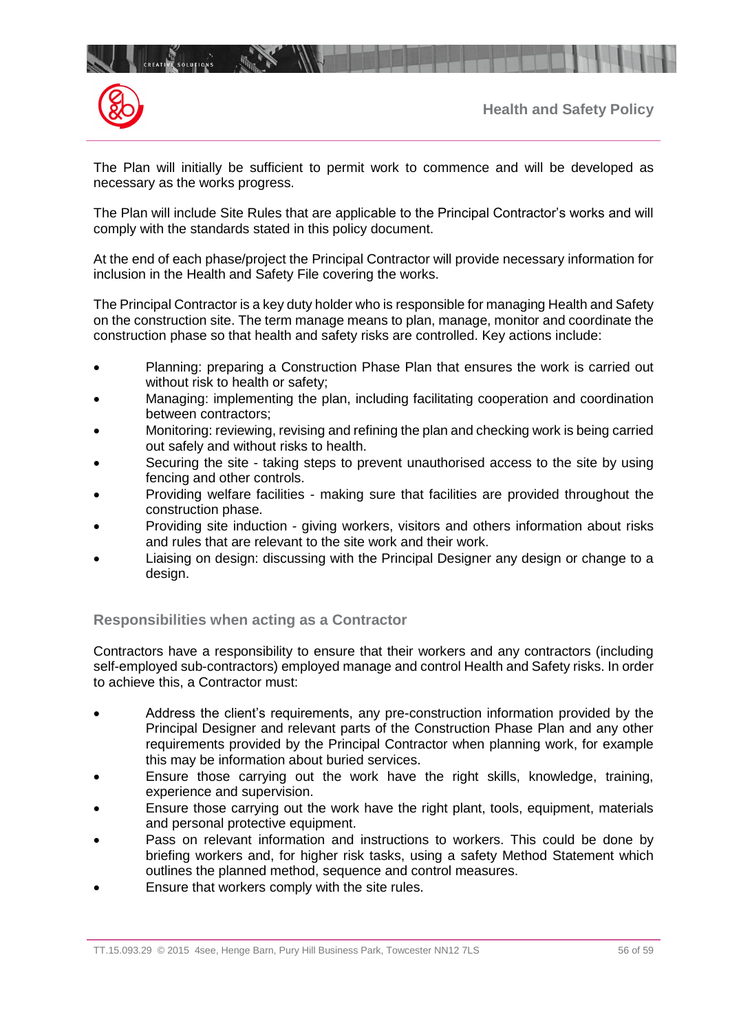The Plan will initially be sufficient to permit work to commence and will be developed as necessary as the works progress.

The Plan will include Site Rules that are applicable to the Principal Contractor's works and will comply with the standards stated in this policy document.

At the end of each phase/project the Principal Contractor will provide necessary information for inclusion in the Health and Safety File covering the works.

The Principal Contractor is a key duty holder who is responsible for managing Health and Safety on the construction site. The term manage means to plan, manage, monitor and coordinate the construction phase so that health and safety risks are controlled. Key actions include:

- Planning: preparing a Construction Phase Plan that ensures the work is carried out without risk to health or safety;
- Managing: implementing the plan, including facilitating cooperation and coordination between contractors;
- Monitoring: reviewing, revising and refining the plan and checking work is being carried out safely and without risks to health.
- Securing the site - taking steps to prevent unauthorised access to the site by using fencing and other controls.
- Providing welfare facilities - making sure that facilities are provided throughout the construction phase.
- Providing site induction - giving workers, visitors and others information about risks and rules that are relevant to the site work and their work.
- Liaising on design: discussing with the Principal Designer any design or change to a design.

### Responsibilities when acting as a Contractor

Contractors have a responsibility to ensure that their workers and any contractors (including self-employed sub-contractors) employed manage and control Health and Safety risks. In order to achieve this, a Contractor must:

- Address the client's requirements, any pre-construction information provided by the Principal Designer and relevant parts of the Construction Phase Plan and any other requirements provided by the Principal Contractor when planning work, for example this may be information about buried services.
- Ensure those carrying out the work have the right skills, knowledge, training, experience and supervision.
- Ensure those carrying out the work have the right plant, tools, equipment, materials and personal protective equipment.
- Pass on relevant information and instructions to workers. This could be done by briefing workers and, for higher risk tasks, using a safety Method Statement which outlines the planned method, sequence and control measures.
- Ensure that workers comply with the site rules.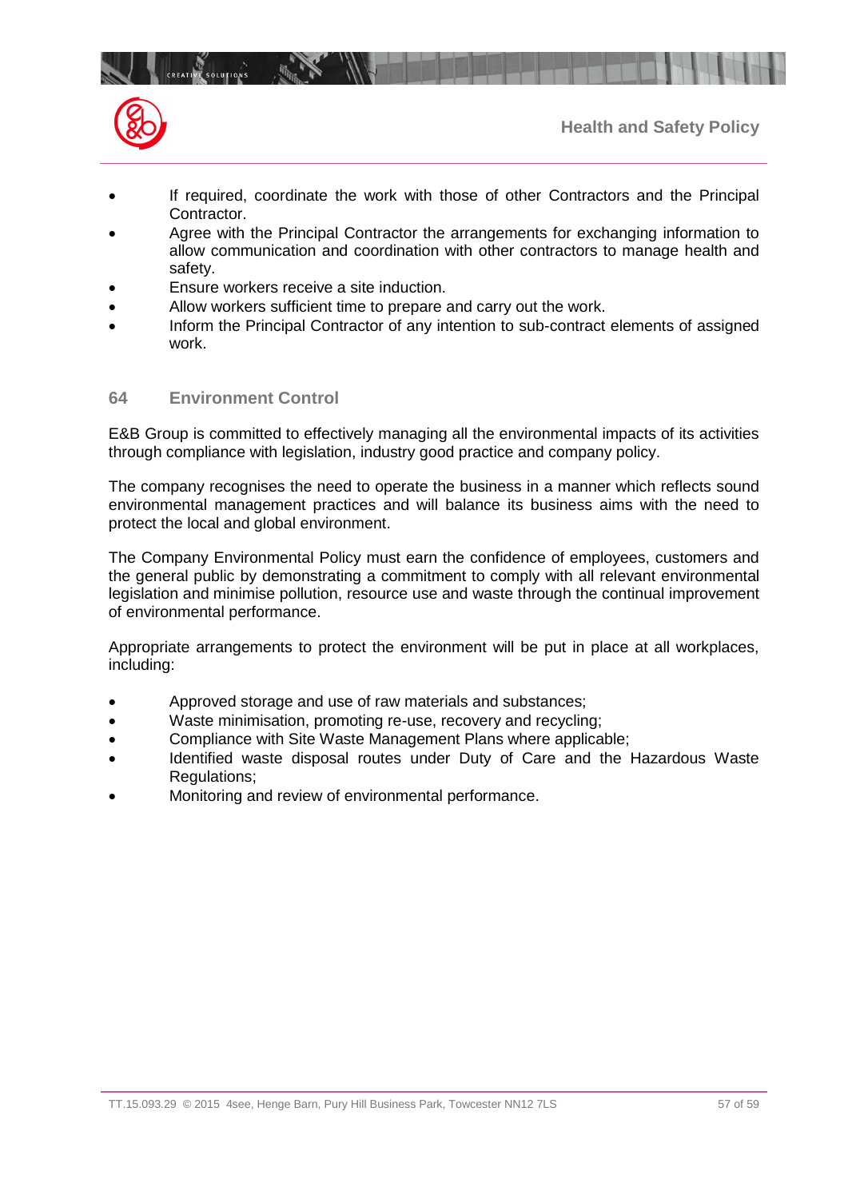- If required, coordinate the work with those of other Contractors and the Principal Contractor.
- Agree with the Principal Contractor the arrangements for exchanging information to allow communication and coordination with other contractors to manage health and safety.
- Ensure workers receive a site induction.
- Allow workers sufficient time to prepare and carry out the work.
- Inform the Principal Contractor of any intention to sub-contract elements of assigned work.

## 64 Environment Control

E&B Group is committed to effectively managing all the environmental impacts of its activities through compliance with legislation, industry good practice and company policy.

The company recognises the need to operate the business in a manner which reflects sound environmental management practices and will balance its business aims with the need to protect the local and global environment.

The Company Environmental Policy must earn the confidence of employees, customers and the general public by demonstrating a commitment to comply with all relevant environmental legislation and minimise pollution, resource use and waste through the continual improvement of environmental performance.

Appropriate arrangements to protect the environment will be put in place at all workplaces, including:

- Approved storage and use of raw materials and substances;
- Waste minimisation, promoting re-use, recovery and recycling;
- Compliance with Site Waste Management Plans where applicable;
- Identified waste disposal routes under Duty of Care and the Hazardous Waste Regulations;
- Monitoring and review of environmental performance.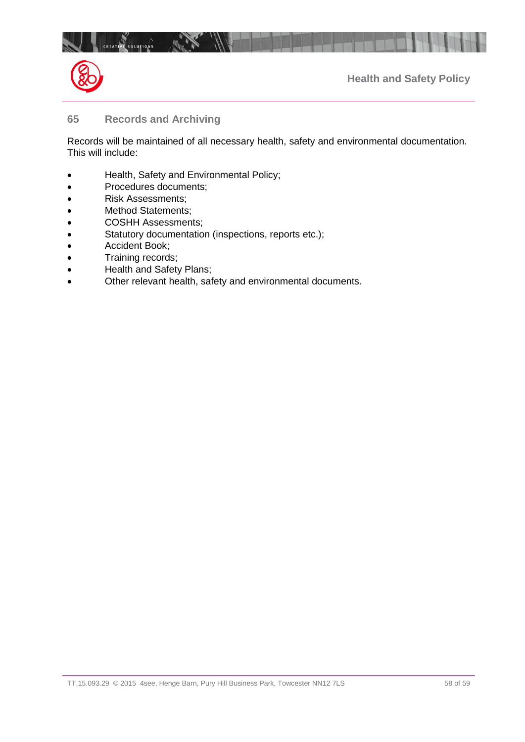## 65 Records and Archiving

Records will be maintained of all necessary health, safety and environmental documentation. This will include:

- Health, Safety and Environmental Policy;
- Procedures documents;
- Risk Assessments;
- Method Statements;
- COSHH Assessments;
- Statutory documentation (inspections, reports etc.);
- Accident Book;
- Training records;
- Health and Safety Plans;
- Other relevant health, safety and environmental documents.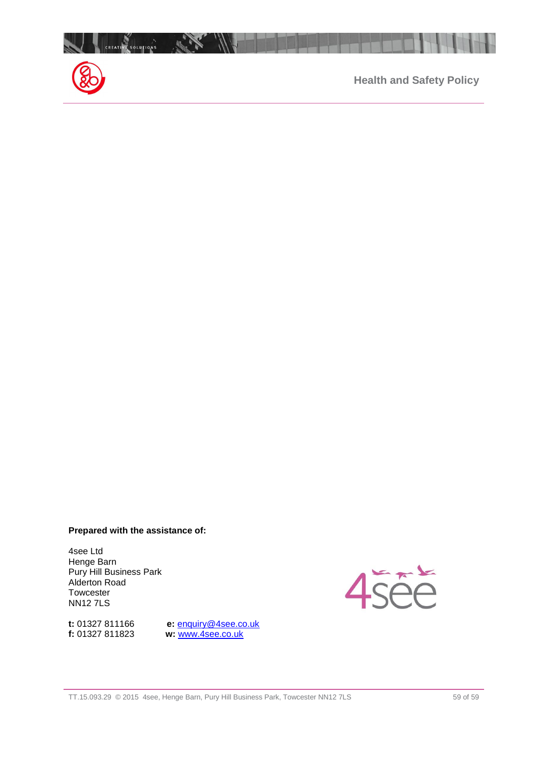**Prepared with the assistance of:**

4see Ltd
Henge Barn
Pury Hill Business Park
Alderton Road
Towcester
NN12 7LS

**t:** 01327 811166 **e:** enquiry@4see.co.uk
**f:** 01327 811823 **w:** www.4see.co.uk